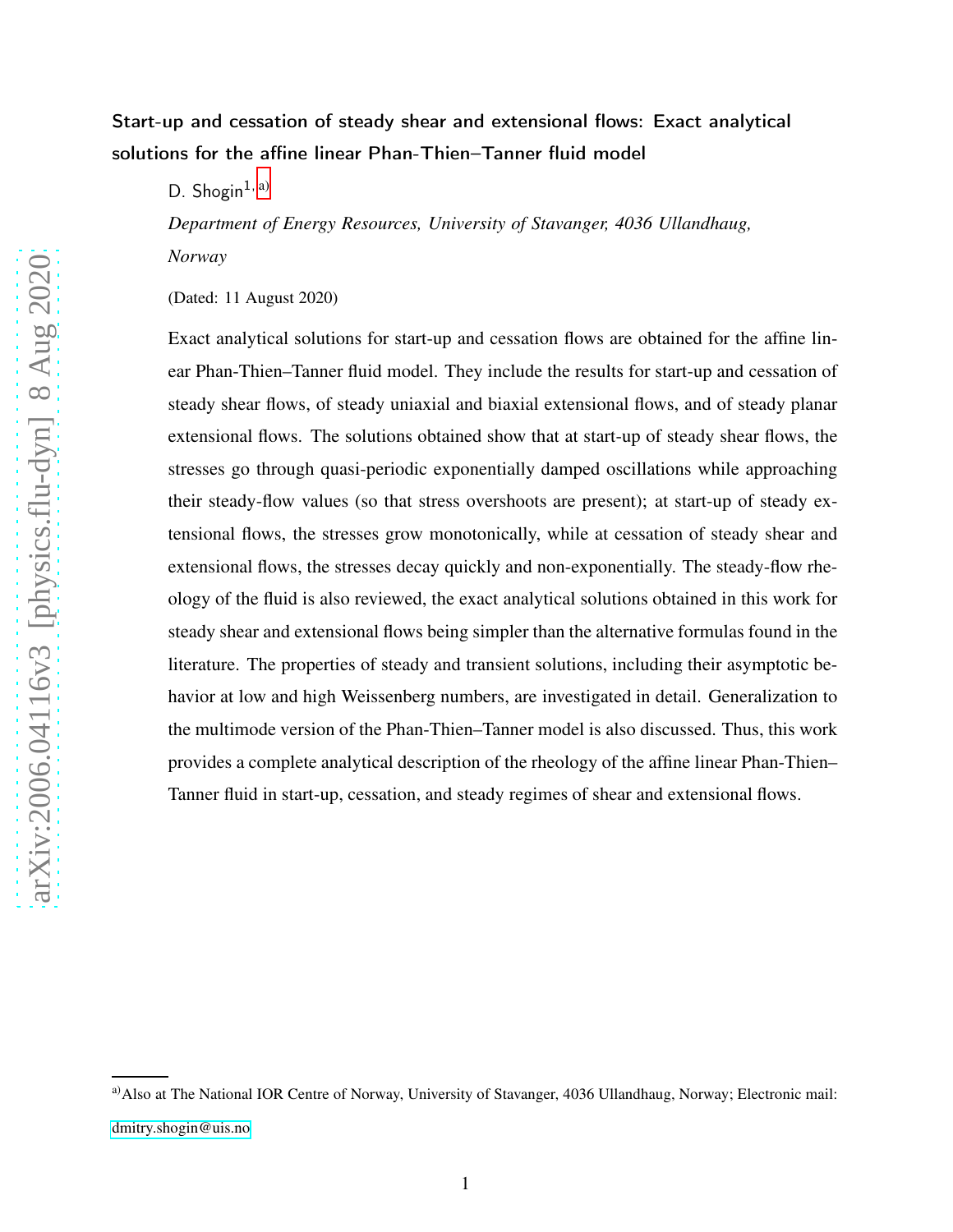# Start-up and cessation of steady shear and extensional flows: Exact analytical solutions for the affine linear Phan-Thien–Tanner fluid model

D. Shogin[1, a]

*Department of Energy Resources, University of Stavanger, 4036 Ullandhaug, Norway*

(Dated: 11 August 2020)

Exact analytical solutions for start-up and cessation flows are obtained for the affine linear Phan-Thien–Tanner fluid model. They include the results for start-up and cessation of steady shear flows, of steady uniaxial and biaxial extensional flows, and of steady planar extensional flows. The solutions obtained show that at start-up of steady shear flows, the stresses go through quasi-periodic exponentially damped oscillations while approaching their steady-flow values (so that stress overshoots are present); at start-up of steady extensional flows, the stresses grow monotonically, while at cessation of steady shear and extensional flows, the stresses decay quickly and non-exponentially. The steady-flow rheology of the fluid is also reviewed, the exact analytical solutions obtained in this work for steady shear and extensional flows being simpler than the alternative formulas found in the literature. The properties of steady and transient solutions, including their asymptotic behavior at low and high Weissenberg numbers, are investigated in detail. Generalization to the multimode version of the Phan-Thien–Tanner model is also discussed. Thus, this work provides a complete analytical description of the rheology of the affine linear Phan-Thien–Tanner fluid in start-up, cessation, and steady regimes of shear and extensional flows.

---

[a] Also at The National IOR Centre of Norway, University of Stavanger, 4036 Ullandhaug, Norway; Electronic mail: dmitry.shogin@uis.no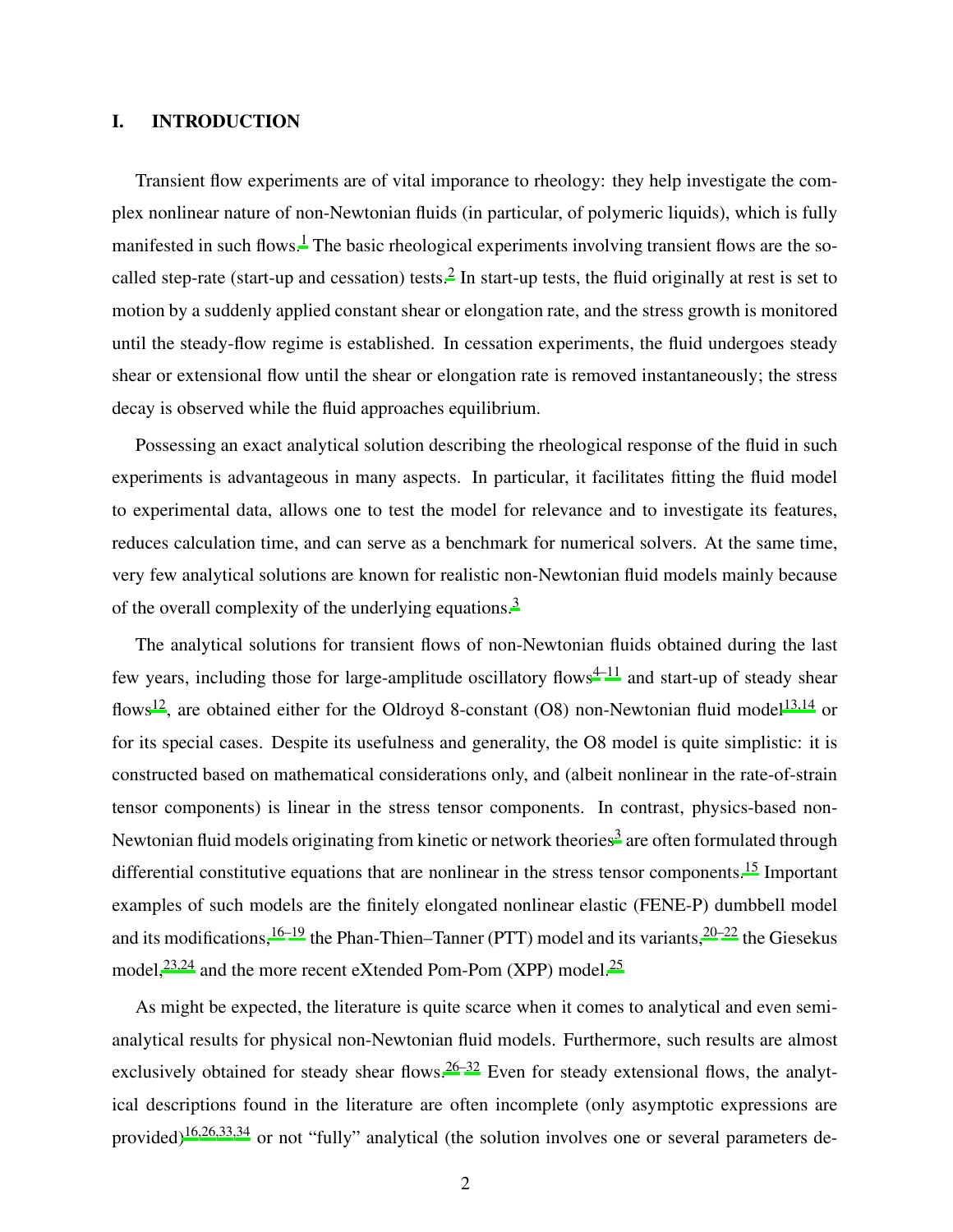## I. INTRODUCTION

Transient flow experiments are of vital imporance to rheology: they help investigate the complex nonlinear nature of non-Newtonian fluids (in particular, of polymeric liquids), which is fully manifested in such flows.[1] The basic rheological experiments involving transient flows are the so-called step-rate (start-up and cessation) tests.[2] In start-up tests, the fluid originally at rest is set to motion by a suddenly applied constant shear or elongation rate, and the stress growth is monitored until the steady-flow regime is established. In cessation experiments, the fluid undergoes steady shear or extensional flow until the shear or elongation rate is removed instantaneously; the stress decay is observed while the fluid approaches equilibrium.

Possessing an exact analytical solution describing the rheological response of the fluid in such experiments is advantageous in many aspects. In particular, it facilitates fitting the fluid model to experimental data, allows one to test the model for relevance and to investigate its features, reduces calculation time, and can serve as a benchmark for numerical solvers. At the same time, very few analytical solutions are known for realistic non-Newtonian fluid models mainly because of the overall complexity of the underlying equations.[3]

The analytical solutions for transient flows of non-Newtonian fluids obtained during the last few years, including those for large-amplitude oscillatory flows[4–11] and start-up of steady shear flows[12], are obtained either for the Oldroyd 8-constant (O8) non-Newtonian fluid model[13,14] or for its special cases. Despite its usefulness and generality, the O8 model is quite simplistic: it is constructed based on mathematical considerations only, and (albeit nonlinear in the rate-of-strain tensor components) is linear in the stress tensor components. In contrast, physics-based non-Newtonian fluid models originating from kinetic or network theories[3] are often formulated through differential constitutive equations that are nonlinear in the stress tensor components.[15] Important examples of such models are the finitely elongated nonlinear elastic (FENE-P) dumbbell model and its modifications,[16–19] the Phan-Thien–Tanner (PTT) model and its variants,[20–22] the Giesekus model,[23,24] and the more recent eXtended Pom-Pom (XPP) model.[25]

As might be expected, the literature is quite scarce when it comes to analytical and even semi-analytical results for physical non-Newtonian fluid models. Furthermore, such results are almost exclusively obtained for steady shear flows.[26–32] Even for steady extensional flows, the analytical descriptions found in the literature are often incomplete (only asymptotic expressions are provided)[16,26,33,34] or not "fully" analytical (the solution involves one or several parameters de-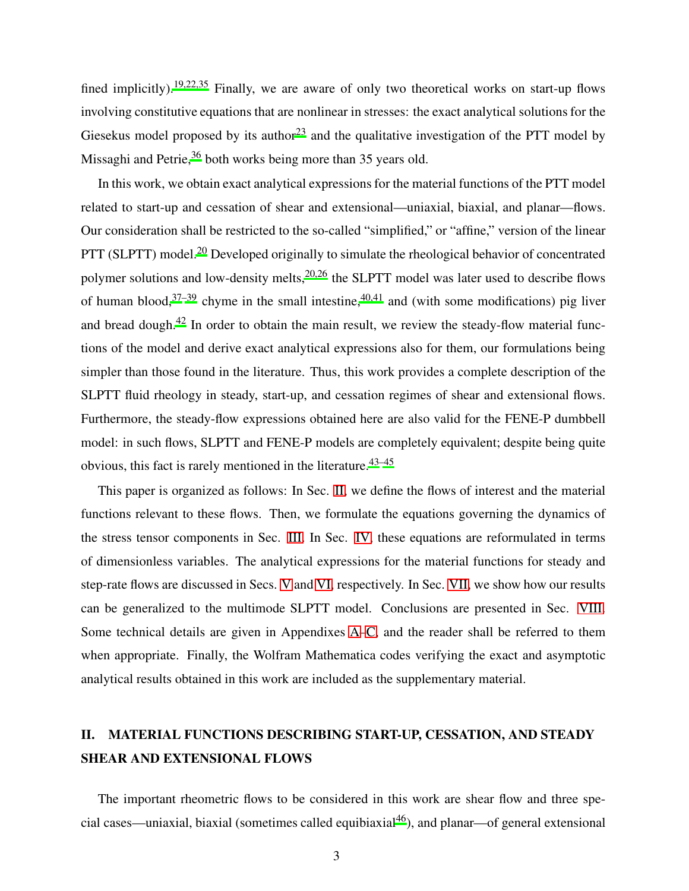fined implicitly).[19,22,35] Finally, we are aware of only two theoretical works on start-up flows involving constitutive equations that are nonlinear in stresses: the exact analytical solutions for the Giesekus model proposed by its author[23] and the qualitative investigation of the PTT model by Missaghi and Petrie,[36] both works being more than 35 years old.

In this work, we obtain exact analytical expressions for the material functions of the PTT model related to start-up and cessation of shear and extensional—uniaxial, biaxial, and planar—flows. Our consideration shall be restricted to the so-called "simplified," or "affine," version of the linear PTT (SLPTT) model.[20] Developed originally to simulate the rheological behavior of concentrated polymer solutions and low-density melts,[20,26] the SLPTT model was later used to describe flows of human blood,[37–39] chyme in the small intestine,[40,41] and (with some modifications) pig liver and bread dough.[42] In order to obtain the main result, we review the steady-flow material functions of the model and derive exact analytical expressions also for them, our formulations being simpler than those found in the literature. Thus, this work provides a complete description of the SLPTT fluid rheology in steady, start-up, and cessation regimes of shear and extensional flows. Furthermore, the steady-flow expressions obtained here are also valid for the FENE-P dumbbell model: in such flows, SLPTT and FENE-P models are completely equivalent; despite being quite obvious, this fact is rarely mentioned in the literature.[43–45]

This paper is organized as follows: In Sec. II, we define the flows of interest and the material functions relevant to these flows. Then, we formulate the equations governing the dynamics of the stress tensor components in Sec. III. In Sec. IV, these equations are reformulated in terms of dimensionless variables. The analytical expressions for the material functions for steady and step-rate flows are discussed in Secs. V and VI, respectively. In Sec. VII, we show how our results can be generalized to the multimode SLPTT model. Conclusions are presented in Sec. VIII. Some technical details are given in Appendixes A–C, and the reader shall be referred to them when appropriate. Finally, the Wolfram Mathematica codes verifying the exact and asymptotic analytical results obtained in this work are included as the supplementary material.

## II. MATERIAL FUNCTIONS DESCRIBING START-UP, CESSATION, AND STEADY SHEAR AND EXTENSIONAL FLOWS

The important rheometric flows to be considered in this work are shear flow and three special cases—uniaxial, biaxial (sometimes called equibiaxial[46]), and planar—of general extensional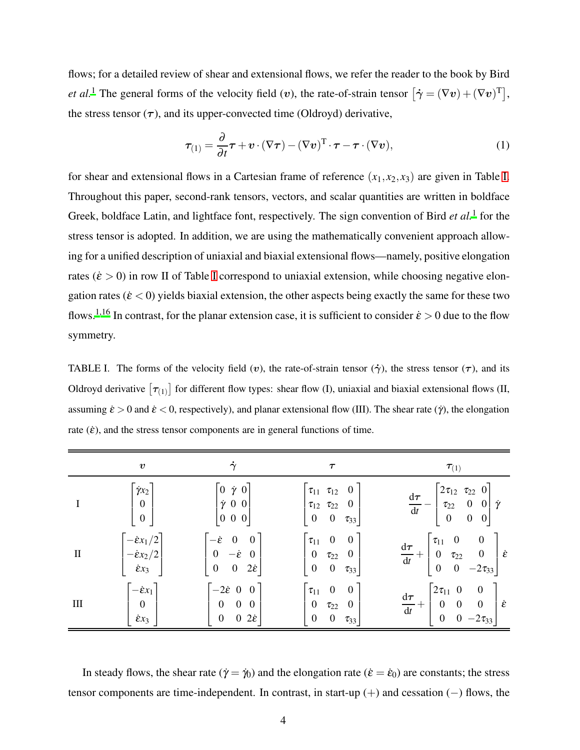flows; for a detailed review of shear and extensional flows, we refer the reader to the book by Bird *et al.*[1] The general forms of the velocity field ($\boldsymbol{v}$), the rate-of-strain tensor $\left[\dot{\boldsymbol{\gamma}} = (\nabla \boldsymbol{v}) + (\nabla \boldsymbol{v})^{\mathrm{T}}\right]$, the stress tensor ($\boldsymbol{\tau}$), and its upper-convected time (Oldroyd) derivative,

$$\boldsymbol{\tau}_{(1)} = \frac{\partial}{\partial t}\boldsymbol{\tau} + \boldsymbol{v}\cdot(\nabla\boldsymbol{\tau}) - (\nabla\boldsymbol{v})^{\mathrm{T}}\cdot\boldsymbol{\tau} - \boldsymbol{\tau}\cdot(\nabla\boldsymbol{v}), \tag{1}$$

for shear and extensional flows in a Cartesian frame of reference $(x_1, x_2, x_3)$ are given in Table I. Throughout this paper, second-rank tensors, vectors, and scalar quantities are written in boldface Greek, boldface Latin, and lightface font, respectively. The sign convention of Bird *et al.*[1] for the stress tensor is adopted. In addition, we are using the mathematically convenient approach allowing for a unified description of uniaxial and biaxial extensional flows—namely, positive elongation rates ($\dot{\varepsilon} > 0$) in row II of Table I correspond to uniaxial extension, while choosing negative elongation rates ($\dot{\varepsilon} < 0$) yields biaxial extension, the other aspects being exactly the same for these two flows.[1,16] In contrast, for the planar extension case, it is sufficient to consider $\dot{\varepsilon} > 0$ due to the flow symmetry.

TABLE I. The forms of the velocity field ($\boldsymbol{v}$), the rate-of-strain tensor ($\dot{\boldsymbol{\gamma}}$), the stress tensor ($\boldsymbol{\tau}$), and its Oldroyd derivative $\left[\boldsymbol{\tau}_{(1)}\right]$ for different flow types: shear flow (I), uniaxial and biaxial extensional flows (II, assuming $\dot{\varepsilon} > 0$ and $\dot{\varepsilon} < 0$, respectively), and planar extensional flow (III). The shear rate ($\dot{\gamma}$), the elongation rate ($\dot{\varepsilon}$), and the stress tensor components are in general functions of time.

| | $\boldsymbol{v}$ | $\dot{\boldsymbol{\gamma}}$ | $\boldsymbol{\tau}$ | $\boldsymbol{\tau}_{(1)}$ |
|---|---|---|---|---|
| I | $\begin{bmatrix}\dot{\gamma}x_2\\0\\0\end{bmatrix}$ | $\begin{bmatrix}0&\dot{\gamma}&0\\\dot{\gamma}&0&0\\0&0&0\end{bmatrix}$ | $\begin{bmatrix}\tau_{11}&\tau_{12}&0\\\tau_{12}&\tau_{22}&0\\0&0&\tau_{33}\end{bmatrix}$ | $\frac{\mathrm{d}\boldsymbol{\tau}}{\mathrm{d}t} - \begin{bmatrix}2\tau_{12}&\tau_{22}&0\\\tau_{22}&0&0\\0&0&0\end{bmatrix}\dot{\gamma}$ |
| II | $\begin{bmatrix}-\dot{\varepsilon}x_1/2\\-\dot{\varepsilon}x_2/2\\\dot{\varepsilon}x_3\end{bmatrix}$ | $\begin{bmatrix}-\dot{\varepsilon}&0&0\\0&-\dot{\varepsilon}&0\\0&0&2\dot{\varepsilon}\end{bmatrix}$ | $\begin{bmatrix}\tau_{11}&0&0\\0&\tau_{22}&0\\0&0&\tau_{33}\end{bmatrix}$ | $\frac{\mathrm{d}\boldsymbol{\tau}}{\mathrm{d}t} + \begin{bmatrix}\tau_{11}&0&0\\0&\tau_{22}&0\\0&0&-2\tau_{33}\end{bmatrix}\dot{\varepsilon}$ |
| III | $\begin{bmatrix}-\dot{\varepsilon}x_1\\0\\\dot{\varepsilon}x_3\end{bmatrix}$ | $\begin{bmatrix}-2\dot{\varepsilon}&0&0\\0&0&0\\0&0&2\dot{\varepsilon}\end{bmatrix}$ | $\begin{bmatrix}\tau_{11}&0&0\\0&\tau_{22}&0\\0&0&\tau_{33}\end{bmatrix}$ | $\frac{\mathrm{d}\boldsymbol{\tau}}{\mathrm{d}t} + \begin{bmatrix}2\tau_{11}&0&0\\0&0&0\\0&0&-2\tau_{33}\end{bmatrix}\dot{\varepsilon}$ |

In steady flows, the shear rate ($\dot{\gamma} = \dot{\gamma}_0$) and the elongation rate ($\dot{\varepsilon} = \dot{\varepsilon}_0$) are constants; the stress tensor components are time-independent. In contrast, in start-up (+) and cessation (−) flows, the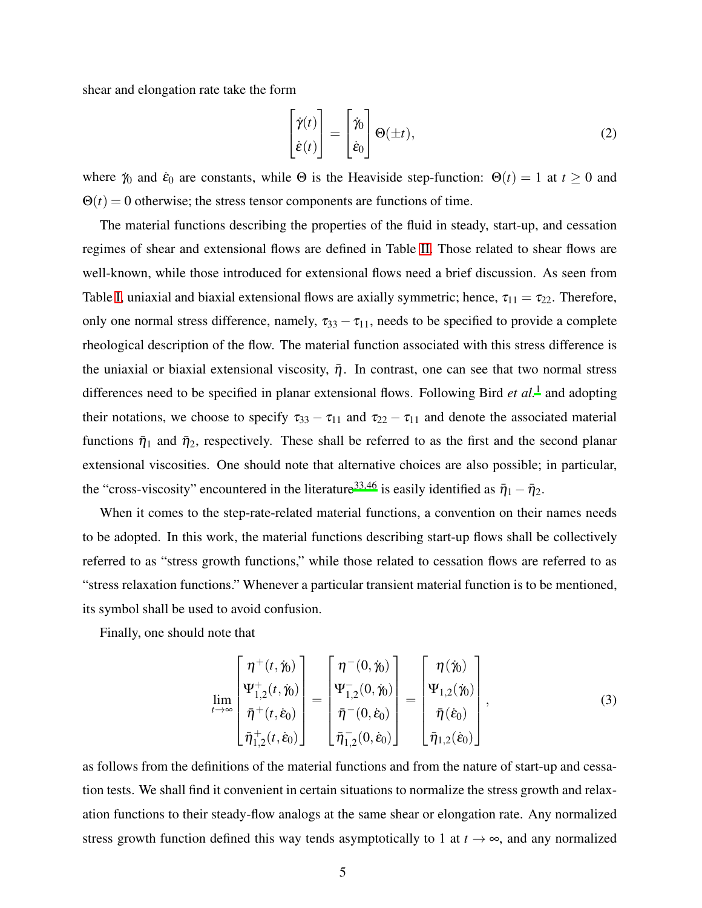shear and elongation rate take the form

$$
\begin{bmatrix} \dot{\gamma}(t) \\ \dot{\varepsilon}(t) \end{bmatrix} = \begin{bmatrix} \dot{\gamma}_0 \\ \dot{\varepsilon}_0 \end{bmatrix} \Theta(\pm t), \tag{2}
$$

where $\dot{\gamma}_0$ and $\dot{\varepsilon}_0$ are constants, while $\Theta$ is the Heaviside step-function: $\Theta(t) = 1$ at $t \geq 0$ and $\Theta(t) = 0$ otherwise; the stress tensor components are functions of time.

The material functions describing the properties of the fluid in steady, start-up, and cessation regimes of shear and extensional flows are defined in Table II. Those related to shear flows are well-known, while those introduced for extensional flows need a brief discussion. As seen from Table I, uniaxial and biaxial extensional flows are axially symmetric; hence, $\tau_{11} = \tau_{22}$. Therefore, only one normal stress difference, namely, $\tau_{33} - \tau_{11}$, needs to be specified to provide a complete rheological description of the flow. The material function associated with this stress difference is the uniaxial or biaxial extensional viscosity, $\bar{\eta}$. In contrast, one can see that two normal stress differences need to be specified in planar extensional flows. Following Bird *et al.*[1] and adopting their notations, we choose to specify $\tau_{33} - \tau_{11}$ and $\tau_{22} - \tau_{11}$ and denote the associated material functions $\bar{\eta}_1$ and $\bar{\eta}_2$, respectively. These shall be referred to as the first and the second planar extensional viscosities. One should note that alternative choices are also possible; in particular, the "cross-viscosity" encountered in the literature[33,46] is easily identified as $\bar{\eta}_1 - \bar{\eta}_2$.

When it comes to the step-rate-related material functions, a convention on their names needs to be adopted. In this work, the material functions describing start-up flows shall be collectively referred to as "stress growth functions," while those related to cessation flows are referred to as "stress relaxation functions." Whenever a particular transient material function is to be mentioned, its symbol shall be used to avoid confusion.

Finally, one should note that

$$
\lim_{t\to\infty} \begin{bmatrix} \eta^{+}(t,\dot{\gamma}_0) \\ \Psi^{+}_{1,2}(t,\dot{\gamma}_0) \\ \bar{\eta}^{+}(t,\dot{\varepsilon}_0) \\ \bar{\eta}^{+}_{1,2}(t,\dot{\varepsilon}_0) \end{bmatrix} = \begin{bmatrix} \eta^{-}(0,\dot{\gamma}_0) \\ \Psi^{-}_{1,2}(0,\dot{\gamma}_0) \\ \bar{\eta}^{-}(0,\dot{\varepsilon}_0) \\ \bar{\eta}^{-}_{1,2}(0,\dot{\varepsilon}_0) \end{bmatrix} = \begin{bmatrix} \eta(\dot{\gamma}_0) \\ \Psi_{1,2}(\dot{\gamma}_0) \\ \bar{\eta}(\dot{\varepsilon}_0) \\ \bar{\eta}_{1,2}(\dot{\varepsilon}_0) \end{bmatrix}, \tag{3}
$$

as follows from the definitions of the material functions and from the nature of start-up and cessation tests. We shall find it convenient in certain situations to normalize the stress growth and relaxation functions to their steady-flow analogs at the same shear or elongation rate. Any normalized stress growth function defined this way tends asymptotically to 1 at $t \to \infty$, and any normalized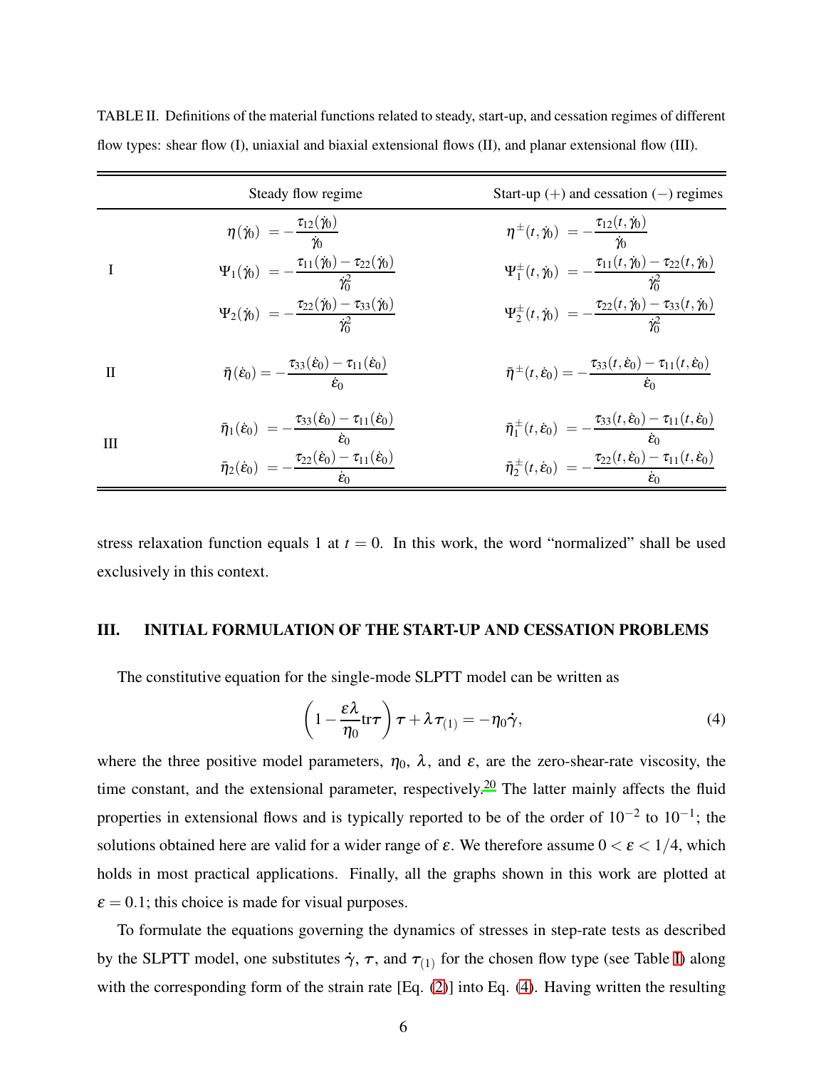TABLE II. Definitions of the material functions related to steady, start-up, and cessation regimes of different flow types: shear flow (I), uniaxial and biaxial extensional flows (II), and planar extensional flow (III).

| | Steady flow regime | Start-up $(+)$ and cessation $(-)$ regimes |
|---|---|---|
| I | $\eta(\dot{\gamma}_0) = -\dfrac{\tau_{12}(\dot{\gamma}_0)}{\dot{\gamma}_0}$ | $\eta^{\pm}(t,\dot{\gamma}_0) = -\dfrac{\tau_{12}(t,\dot{\gamma}_0)}{\dot{\gamma}_0}$ |
| | $\Psi_1(\dot{\gamma}_0) = -\dfrac{\tau_{11}(\dot{\gamma}_0) - \tau_{22}(\dot{\gamma}_0)}{\dot{\gamma}_0^2}$ | $\Psi_1^{\pm}(t,\dot{\gamma}_0) = -\dfrac{\tau_{11}(t,\dot{\gamma}_0) - \tau_{22}(t,\dot{\gamma}_0)}{\dot{\gamma}_0^2}$ |
| | $\Psi_2(\dot{\gamma}_0) = -\dfrac{\tau_{22}(\dot{\gamma}_0) - \tau_{33}(\dot{\gamma}_0)}{\dot{\gamma}_0^2}$ | $\Psi_2^{\pm}(t,\dot{\gamma}_0) = -\dfrac{\tau_{22}(t,\dot{\gamma}_0) - \tau_{33}(t,\dot{\gamma}_0)}{\dot{\gamma}_0^2}$ |
| II | $\bar{\eta}(\dot{\varepsilon}_0) = -\dfrac{\tau_{33}(\dot{\varepsilon}_0) - \tau_{11}(\dot{\varepsilon}_0)}{\dot{\varepsilon}_0}$ | $\bar{\eta}^{\pm}(t,\dot{\varepsilon}_0) = -\dfrac{\tau_{33}(t,\dot{\varepsilon}_0) - \tau_{11}(t,\dot{\varepsilon}_0)}{\dot{\varepsilon}_0}$ |
| III | $\bar{\eta}_1(\dot{\varepsilon}_0) = -\dfrac{\tau_{33}(\dot{\varepsilon}_0) - \tau_{11}(\dot{\varepsilon}_0)}{\dot{\varepsilon}_0}$ | $\bar{\eta}_1^{\pm}(t,\dot{\varepsilon}_0) = -\dfrac{\tau_{33}(t,\dot{\varepsilon}_0) - \tau_{11}(t,\dot{\varepsilon}_0)}{\dot{\varepsilon}_0}$ |
| | $\bar{\eta}_2(\dot{\varepsilon}_0) = -\dfrac{\tau_{22}(\dot{\varepsilon}_0) - \tau_{11}(\dot{\varepsilon}_0)}{\dot{\varepsilon}_0}$ | $\bar{\eta}_2^{\pm}(t,\dot{\varepsilon}_0) = -\dfrac{\tau_{22}(t,\dot{\varepsilon}_0) - \tau_{11}(t,\dot{\varepsilon}_0)}{\dot{\varepsilon}_0}$ |

stress relaxation function equals 1 at $t = 0$. In this work, the word "normalized" shall be used exclusively in this context.

## III. INITIAL FORMULATION OF THE START-UP AND CESSATION PROBLEMS

The constitutive equation for the single-mode SLPTT model can be written as

$$\left(1 - \frac{\varepsilon\lambda}{\eta_0}\mathrm{tr}\boldsymbol{\tau}\right)\boldsymbol{\tau} + \lambda\boldsymbol{\tau}_{(1)} = -\eta_0\dot{\boldsymbol{\gamma}}, \tag{4}$$

where the three positive model parameters, $\eta_0$, $\lambda$, and $\varepsilon$, are the zero-shear-rate viscosity, the time constant, and the extensional parameter, respectively.[20] The latter mainly affects the fluid properties in extensional flows and is typically reported to be of the order of $10^{-2}$ to $10^{-1}$; the solutions obtained here are valid for a wider range of $\varepsilon$. We therefore assume $0 < \varepsilon < 1/4$, which holds in most practical applications. Finally, all the graphs shown in this work are plotted at $\varepsilon = 0.1$; this choice is made for visual purposes.

To formulate the equations governing the dynamics of stresses in step-rate tests as described by the SLPTT model, one substitutes $\dot{\boldsymbol{\gamma}}$, $\boldsymbol{\tau}$, and $\boldsymbol{\tau}_{(1)}$ for the chosen flow type (see Table I) along with the corresponding form of the strain rate [Eq. (2)] into Eq. (4). Having written the resulting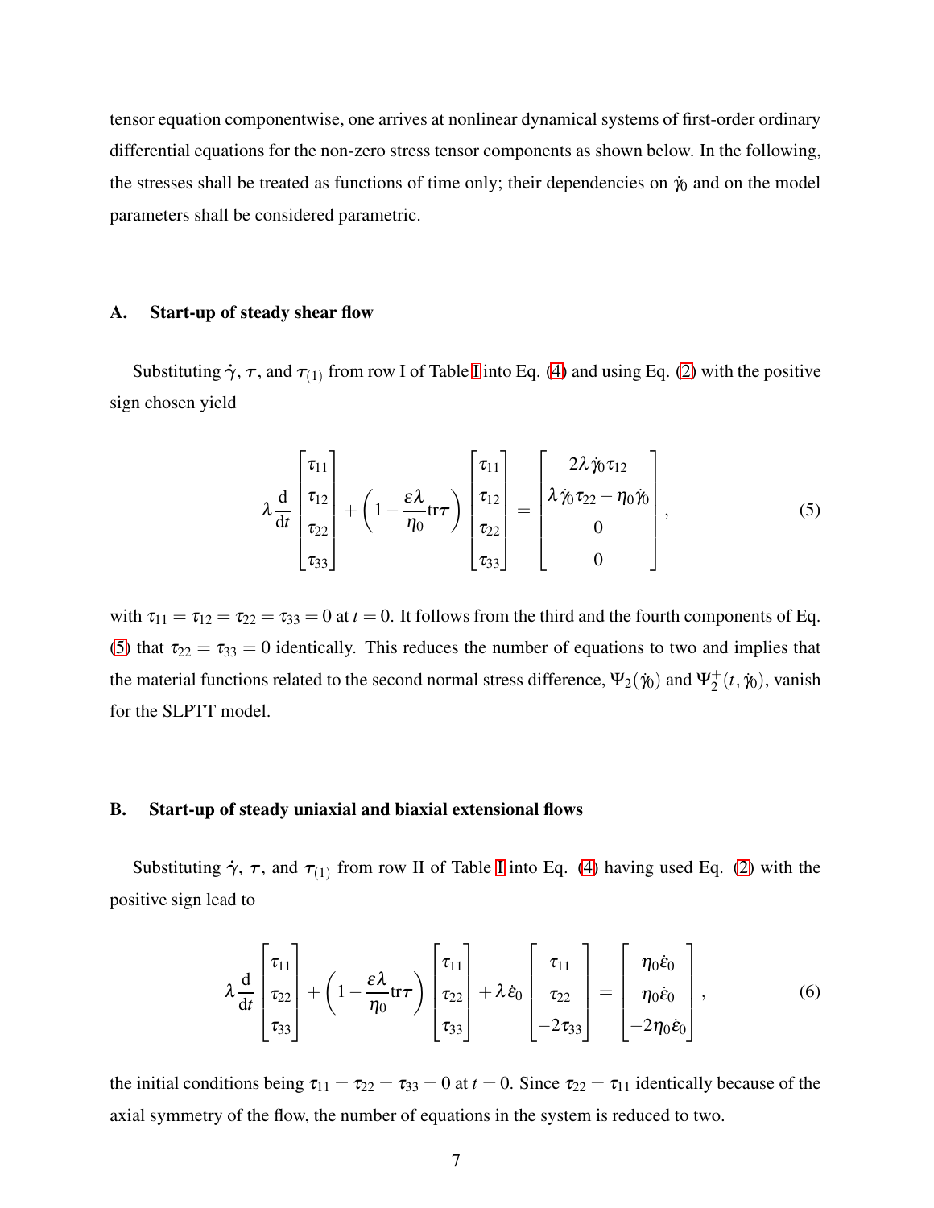tensor equation componentwise, one arrives at nonlinear dynamical systems of first-order ordinary differential equations for the non-zero stress tensor components as shown below. In the following, the stresses shall be treated as functions of time only; their dependencies on $\dot{\gamma}_0$ and on the model parameters shall be considered parametric.

### A. Start-up of steady shear flow

Substituting $\dot{\boldsymbol{\gamma}}$, $\boldsymbol{\tau}$, and $\boldsymbol{\tau}_{(1)}$ from row I of Table I into Eq. (4) and using Eq. (2) with the positive sign chosen yield

$$\lambda \frac{\mathrm{d}}{\mathrm{d}t}\begin{bmatrix}\tau_{11}\\ \tau_{12}\\ \tau_{22}\\ \tau_{33}\end{bmatrix} + \left(1-\frac{\varepsilon\lambda}{\eta_0}\mathrm{tr}\boldsymbol{\tau}\right)\begin{bmatrix}\tau_{11}\\ \tau_{12}\\ \tau_{22}\\ \tau_{33}\end{bmatrix} = \begin{bmatrix}2\lambda\dot{\gamma}_0\tau_{12}\\ \lambda\dot{\gamma}_0\tau_{22}-\eta_0\dot{\gamma}_0\\ 0\\ 0\end{bmatrix}, \tag{5}$$

with $\tau_{11}=\tau_{12}=\tau_{22}=\tau_{33}=0$ at $t=0$. It follows from the third and the fourth components of Eq. (5) that $\tau_{22}=\tau_{33}=0$ identically. This reduces the number of equations to two and implies that the material functions related to the second normal stress difference, $\Psi_2(\dot{\gamma}_0)$ and $\Psi_2^+(t,\dot{\gamma}_0)$, vanish for the SLPTT model.

### B. Start-up of steady uniaxial and biaxial extensional flows

Substituting $\dot{\boldsymbol{\gamma}}$, $\boldsymbol{\tau}$, and $\boldsymbol{\tau}_{(1)}$ from row II of Table I into Eq. (4) having used Eq. (2) with the positive sign lead to

$$\lambda \frac{\mathrm{d}}{\mathrm{d}t}\begin{bmatrix}\tau_{11}\\ \tau_{22}\\ \tau_{33}\end{bmatrix} + \left(1-\frac{\varepsilon\lambda}{\eta_0}\mathrm{tr}\boldsymbol{\tau}\right)\begin{bmatrix}\tau_{11}\\ \tau_{22}\\ \tau_{33}\end{bmatrix} + \lambda\dot{\varepsilon}_0\begin{bmatrix}\tau_{11}\\ \tau_{22}\\ -2\tau_{33}\end{bmatrix} = \begin{bmatrix}\eta_0\dot{\varepsilon}_0\\ \eta_0\dot{\varepsilon}_0\\ -2\eta_0\dot{\varepsilon}_0\end{bmatrix}, \tag{6}$$

the initial conditions being $\tau_{11}=\tau_{22}=\tau_{33}=0$ at $t=0$. Since $\tau_{22}=\tau_{11}$ identically because of the axial symmetry of the flow, the number of equations in the system is reduced to two.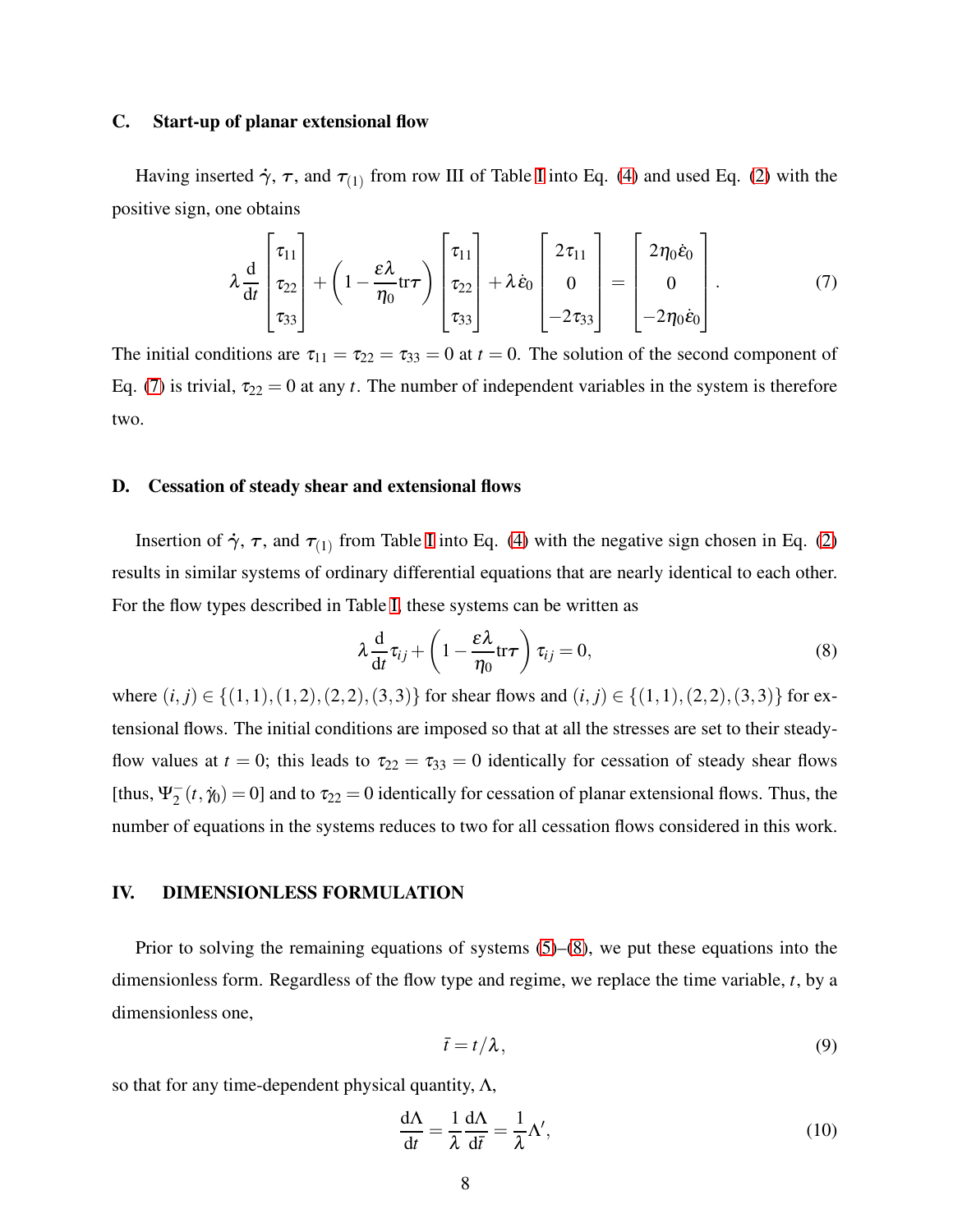### C. Start-up of planar extensional flow

Having inserted $\dot{\gamma}$, $\boldsymbol{\tau}$, and $\boldsymbol{\tau}_{(1)}$ from row III of Table I into Eq. (4) and used Eq. (2) with the positive sign, one obtains

$$\lambda \frac{\mathrm{d}}{\mathrm{d}t} \begin{bmatrix} \tau_{11} \\ \tau_{22} \\ \tau_{33} \end{bmatrix} + \left(1 - \frac{\varepsilon\lambda}{\eta_0}\mathrm{tr}\boldsymbol{\tau}\right) \begin{bmatrix} \tau_{11} \\ \tau_{22} \\ \tau_{33} \end{bmatrix} + \lambda\dot{\varepsilon}_0 \begin{bmatrix} 2\tau_{11} \\ 0 \\ -2\tau_{33} \end{bmatrix} = \begin{bmatrix} 2\eta_0\dot{\varepsilon}_0 \\ 0 \\ -2\eta_0\dot{\varepsilon}_0 \end{bmatrix}. \tag{7}$$

The initial conditions are $\tau_{11} = \tau_{22} = \tau_{33} = 0$ at $t = 0$. The solution of the second component of Eq. (7) is trivial, $\tau_{22} = 0$ at any $t$. The number of independent variables in the system is therefore two.

### D. Cessation of steady shear and extensional flows

Insertion of $\dot{\gamma}$, $\boldsymbol{\tau}$, and $\boldsymbol{\tau}_{(1)}$ from Table I into Eq. (4) with the negative sign chosen in Eq. (2) results in similar systems of ordinary differential equations that are nearly identical to each other. For the flow types described in Table I, these systems can be written as

$$\lambda \frac{\mathrm{d}}{\mathrm{d}t}\tau_{ij} + \left(1 - \frac{\varepsilon\lambda}{\eta_0}\mathrm{tr}\boldsymbol{\tau}\right)\tau_{ij} = 0, \tag{8}$$

where $(i, j) \in \{(1,1),(1,2),(2,2),(3,3)\}$ for shear flows and $(i, j) \in \{(1,1),(2,2),(3,3)\}$ for extensional flows. The initial conditions are imposed so that at all the stresses are set to their steady-flow values at $t = 0$; this leads to $\tau_{22} = \tau_{33} = 0$ identically for cessation of steady shear flows [thus, $\Psi_2^-(t, \dot{\gamma}_0) = 0$] and to $\tau_{22} = 0$ identically for cessation of planar extensional flows. Thus, the number of equations in the systems reduces to two for all cessation flows considered in this work.

## IV. DIMENSIONLESS FORMULATION

Prior to solving the remaining equations of systems (5)–(8), we put these equations into the dimensionless form. Regardless of the flow type and regime, we replace the time variable, $t$, by a dimensionless one,

$$\bar{t} = t/\lambda, \tag{9}$$

so that for any time-dependent physical quantity, $\Lambda$,

$$\frac{\mathrm{d}\Lambda}{\mathrm{d}t} = \frac{1}{\lambda}\frac{\mathrm{d}\Lambda}{\mathrm{d}\bar{t}} = \frac{1}{\lambda}\Lambda', \tag{10}$$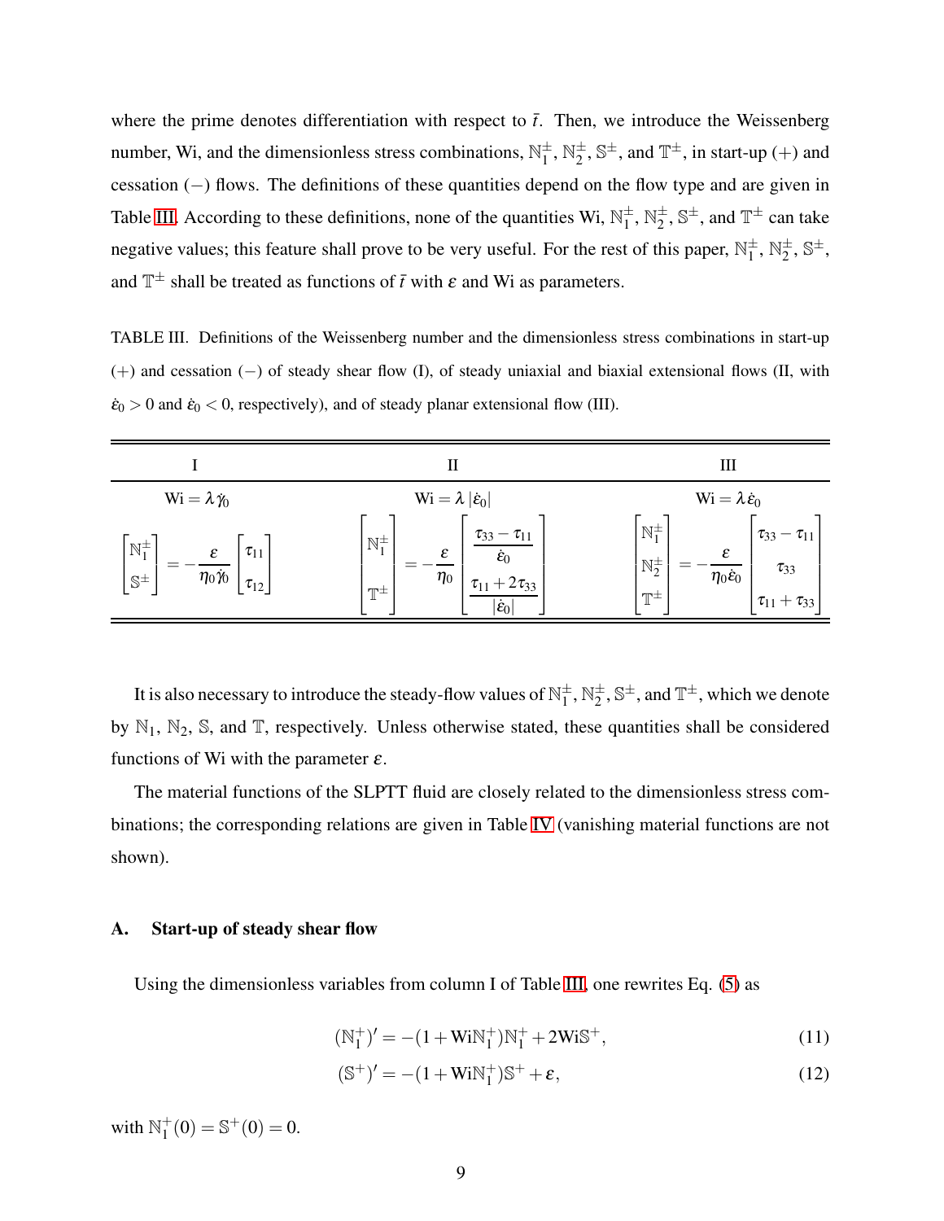where the prime denotes differentiation with respect to $\bar{t}$. Then, we introduce the Weissenberg number, Wi, and the dimensionless stress combinations, $\mathbb{N}_1^{\pm}$, $\mathbb{N}_2^{\pm}$, $\mathbb{S}^{\pm}$, and $\mathbb{T}^{\pm}$, in start-up $(+)$ and cessation $(-)$ flows. The definitions of these quantities depend on the flow type and are given in Table III. According to these definitions, none of the quantities Wi, $\mathbb{N}_1^{\pm}$, $\mathbb{N}_2^{\pm}$, $\mathbb{S}^{\pm}$, and $\mathbb{T}^{\pm}$ can take negative values; this feature shall prove to be very useful. For the rest of this paper, $\mathbb{N}_1^{\pm}$, $\mathbb{N}_2^{\pm}$, $\mathbb{S}^{\pm}$, and $\mathbb{T}^{\pm}$ shall be treated as functions of $\bar{t}$ with $\varepsilon$ and Wi as parameters.

TABLE III. Definitions of the Weissenberg number and the dimensionless stress combinations in start-up $(+)$ and cessation $(-)$ of steady shear flow (I), of steady uniaxial and biaxial extensional flows (II, with $\dot{\varepsilon}_0 > 0$ and $\dot{\varepsilon}_0 < 0$, respectively), and of steady planar extensional flow (III).

| I | II | III |
|---|---|---|
| $\mathrm{Wi} = \lambda\dot{\gamma}_0$ | $\mathrm{Wi} = \lambda\lvert\dot{\varepsilon}_0\rvert$ | $\mathrm{Wi} = \lambda\dot{\varepsilon}_0$ |
| $\begin{bmatrix}\mathbb{N}_1^{\pm}\\ \mathbb{S}^{\pm}\end{bmatrix} = -\dfrac{\varepsilon}{\eta_0\dot{\gamma}_0}\begin{bmatrix}\tau_{11}\\ \tau_{12}\end{bmatrix}$ | $\begin{bmatrix}\mathbb{N}_1^{\pm}\\ \mathbb{T}^{\pm}\end{bmatrix} = -\dfrac{\varepsilon}{\eta_0}\begin{bmatrix}\dfrac{\tau_{33}-\tau_{11}}{\dot{\varepsilon}_0}\\ \dfrac{\tau_{11}+2\tau_{33}}{\lvert\dot{\varepsilon}_0\rvert}\end{bmatrix}$ | $\begin{bmatrix}\mathbb{N}_1^{\pm}\\ \mathbb{N}_2^{\pm}\\ \mathbb{T}^{\pm}\end{bmatrix} = -\dfrac{\varepsilon}{\eta_0\dot{\varepsilon}_0}\begin{bmatrix}\tau_{33}-\tau_{11}\\ \tau_{33}\\ \tau_{11}+\tau_{33}\end{bmatrix}$ |

It is also necessary to introduce the steady-flow values of $\mathbb{N}_1^{\pm}$, $\mathbb{N}_2^{\pm}$, $\mathbb{S}^{\pm}$, and $\mathbb{T}^{\pm}$, which we denote by $\mathbb{N}_1$, $\mathbb{N}_2$, $\mathbb{S}$, and $\mathbb{T}$, respectively. Unless otherwise stated, these quantities shall be considered functions of Wi with the parameter $\varepsilon$.

The material functions of the SLPTT fluid are closely related to the dimensionless stress combinations; the corresponding relations are given in Table IV (vanishing material functions are not shown).

### A. Start-up of steady shear flow

Using the dimensionless variables from column I of Table III, one rewrites Eq. (5) as

$$(\mathbb{N}_1^{+})' = -(1+\mathrm{Wi}\mathbb{N}_1^{+})\mathbb{N}_1^{+} + 2\mathrm{Wi}\mathbb{S}^{+}, \tag{11}$$

$$(\mathbb{S}^{+})' = -(1+\mathrm{Wi}\mathbb{N}_1^{+})\mathbb{S}^{+} + \varepsilon, \tag{12}$$

with $\mathbb{N}_1^{+}(0) = \mathbb{S}^{+}(0) = 0$.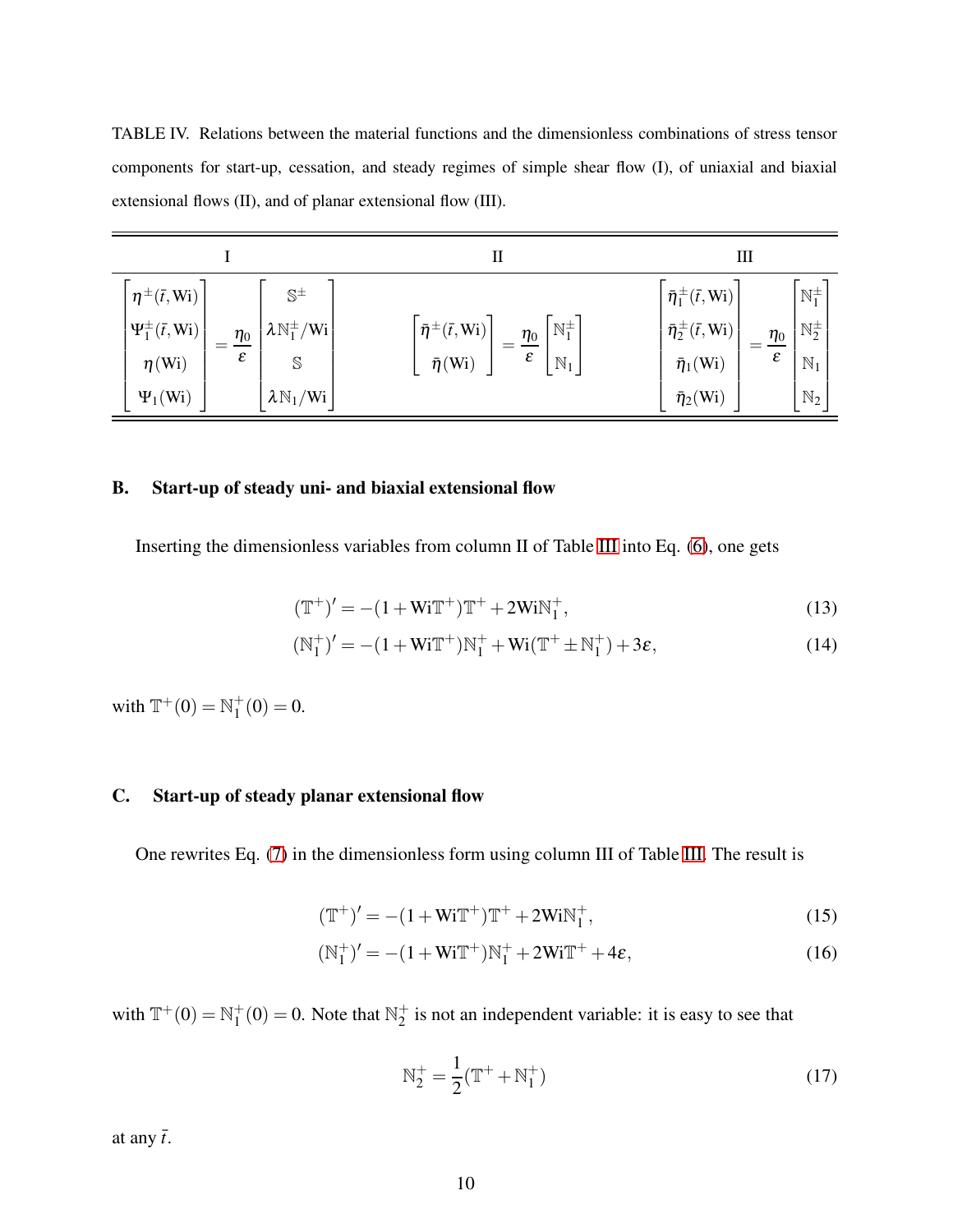TABLE IV. Relations between the material functions and the dimensionless combinations of stress tensor components for start-up, cessation, and steady regimes of simple shear flow (I), of uniaxial and biaxial extensional flows (II), and of planar extensional flow (III).

| I | II | III |
|---|---|---|
| $\begin{bmatrix} \eta^{\pm}(\bar{t},\mathrm{Wi}) \\ \Psi_1^{\pm}(\bar{t},\mathrm{Wi}) \\ \eta(\mathrm{Wi}) \\ \Psi_1(\mathrm{Wi}) \end{bmatrix} = \dfrac{\eta_0}{\varepsilon} \begin{bmatrix} \mathbb{S}^{\pm} \\ \lambda \mathbb{N}_1^{\pm}/\mathrm{Wi} \\ \mathbb{S} \\ \lambda \mathbb{N}_1/\mathrm{Wi} \end{bmatrix}$ | $\begin{bmatrix} \bar{\eta}^{\pm}(\bar{t},\mathrm{Wi}) \\ \bar{\eta}(\mathrm{Wi}) \end{bmatrix} = \dfrac{\eta_0}{\varepsilon} \begin{bmatrix} \mathbb{N}_1^{\pm} \\ \mathbb{N}_1 \end{bmatrix}$ | $\begin{bmatrix} \bar{\eta}_1^{\pm}(\bar{t},\mathrm{Wi}) \\ \bar{\eta}_2^{\pm}(\bar{t},\mathrm{Wi}) \\ \bar{\eta}_1(\mathrm{Wi}) \\ \bar{\eta}_2(\mathrm{Wi}) \end{bmatrix} = \dfrac{\eta_0}{\varepsilon} \begin{bmatrix} \mathbb{N}_1^{\pm} \\ \mathbb{N}_2^{\pm} \\ \mathbb{N}_1 \\ \mathbb{N}_2 \end{bmatrix}$ |

### B. Start-up of steady uni- and biaxial extensional flow

Inserting the dimensionless variables from column II of Table III into Eq. (6), one gets

$$(\mathbb{T}^+)' = -(1+\mathrm{Wi}\mathbb{T}^+)\mathbb{T}^+ + 2\mathrm{Wi}\mathbb{N}_1^+, \tag{13}$$

$$(\mathbb{N}_1^+)' = -(1+\mathrm{Wi}\mathbb{T}^+)\mathbb{N}_1^+ + \mathrm{Wi}(\mathbb{T}^+ \pm \mathbb{N}_1^+) + 3\varepsilon, \tag{14}$$

with $\mathbb{T}^+(0) = \mathbb{N}_1^+(0) = 0$.

### C. Start-up of steady planar extensional flow

One rewrites Eq. (7) in the dimensionless form using column III of Table III. The result is

$$(\mathbb{T}^+)' = -(1+\mathrm{Wi}\mathbb{T}^+)\mathbb{T}^+ + 2\mathrm{Wi}\mathbb{N}_1^+, \tag{15}$$

$$(\mathbb{N}_1^+)' = -(1+\mathrm{Wi}\mathbb{T}^+)\mathbb{N}_1^+ + 2\mathrm{Wi}\mathbb{T}^+ + 4\varepsilon, \tag{16}$$

with $\mathbb{T}^+(0) = \mathbb{N}_1^+(0) = 0$. Note that $\mathbb{N}_2^+$ is not an independent variable: it is easy to see that

$$\mathbb{N}_2^+ = \frac{1}{2}(\mathbb{T}^+ + \mathbb{N}_1^+) \tag{17}$$

at any $\bar{t}$.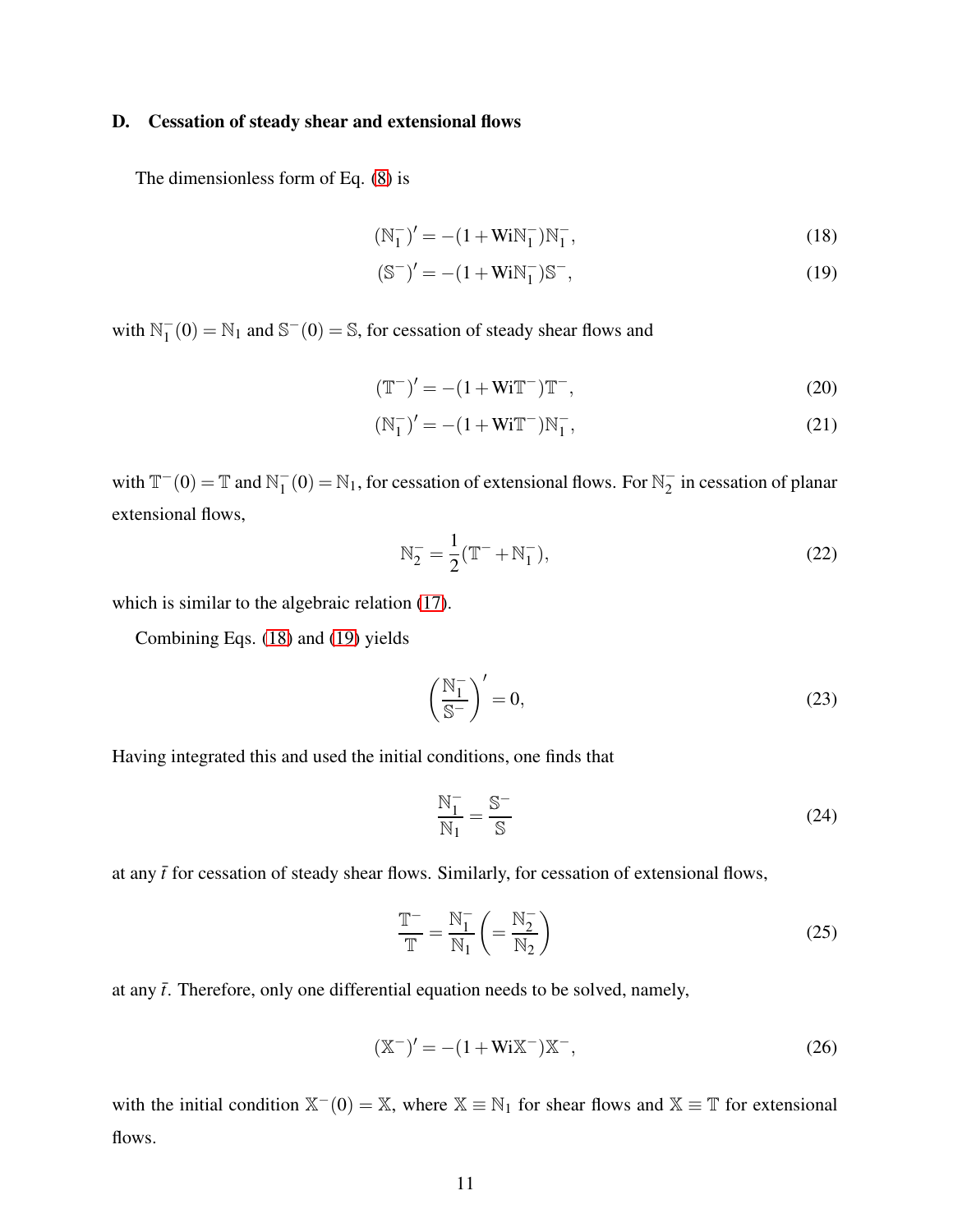### D. Cessation of steady shear and extensional flows

The dimensionless form of Eq. (8) is

$$(\mathbb{N}_1^-)' = -(1+\mathrm{Wi}\mathbb{N}_1^-)\mathbb{N}_1^-, \tag{18}$$

$$(\mathbb{S}^-)' = -(1+\mathrm{Wi}\mathbb{N}_1^-)\mathbb{S}^-, \tag{19}$$

with $\mathbb{N}_1^-(0) = \mathbb{N}_1$ and $\mathbb{S}^-(0) = \mathbb{S}$, for cessation of steady shear flows and

$$(\mathbb{T}^-)' = -(1+\mathrm{Wi}\mathbb{T}^-)\mathbb{T}^-, \tag{20}$$

$$(\mathbb{N}_1^-)' = -(1+\mathrm{Wi}\mathbb{T}^-)\mathbb{N}_1^-, \tag{21}$$

with $\mathbb{T}^-(0) = \mathbb{T}$ and $\mathbb{N}_1^-(0) = \mathbb{N}_1$, for cessation of extensional flows. For $\mathbb{N}_2^-$ in cessation of planar extensional flows,

$$\mathbb{N}_2^- = \frac{1}{2}(\mathbb{T}^- + \mathbb{N}_1^-), \tag{22}$$

which is similar to the algebraic relation (17).

Combining Eqs. (18) and (19) yields

$$\left(\frac{\mathbb{N}_1^-}{\mathbb{S}^-}\right)' = 0, \tag{23}$$

Having integrated this and used the initial conditions, one finds that

$$\frac{\mathbb{N}_1^-}{\mathbb{N}_1} = \frac{\mathbb{S}^-}{\mathbb{S}} \tag{24}$$

at any $\bar{t}$ for cessation of steady shear flows. Similarly, for cessation of extensional flows,

$$\frac{\mathbb{T}^-}{\mathbb{T}} = \frac{\mathbb{N}_1^-}{\mathbb{N}_1}\left(= \frac{\mathbb{N}_2^-}{\mathbb{N}_2}\right) \tag{25}$$

at any $\bar{t}$. Therefore, only one differential equation needs to be solved, namely,

$$(\mathbb{X}^-)' = -(1+\mathrm{Wi}\mathbb{X}^-)\mathbb{X}^-, \tag{26}$$

with the initial condition $\mathbb{X}^-(0) = \mathbb{X}$, where $\mathbb{X} \equiv \mathbb{N}_1$ for shear flows and $\mathbb{X} \equiv \mathbb{T}$ for extensional flows.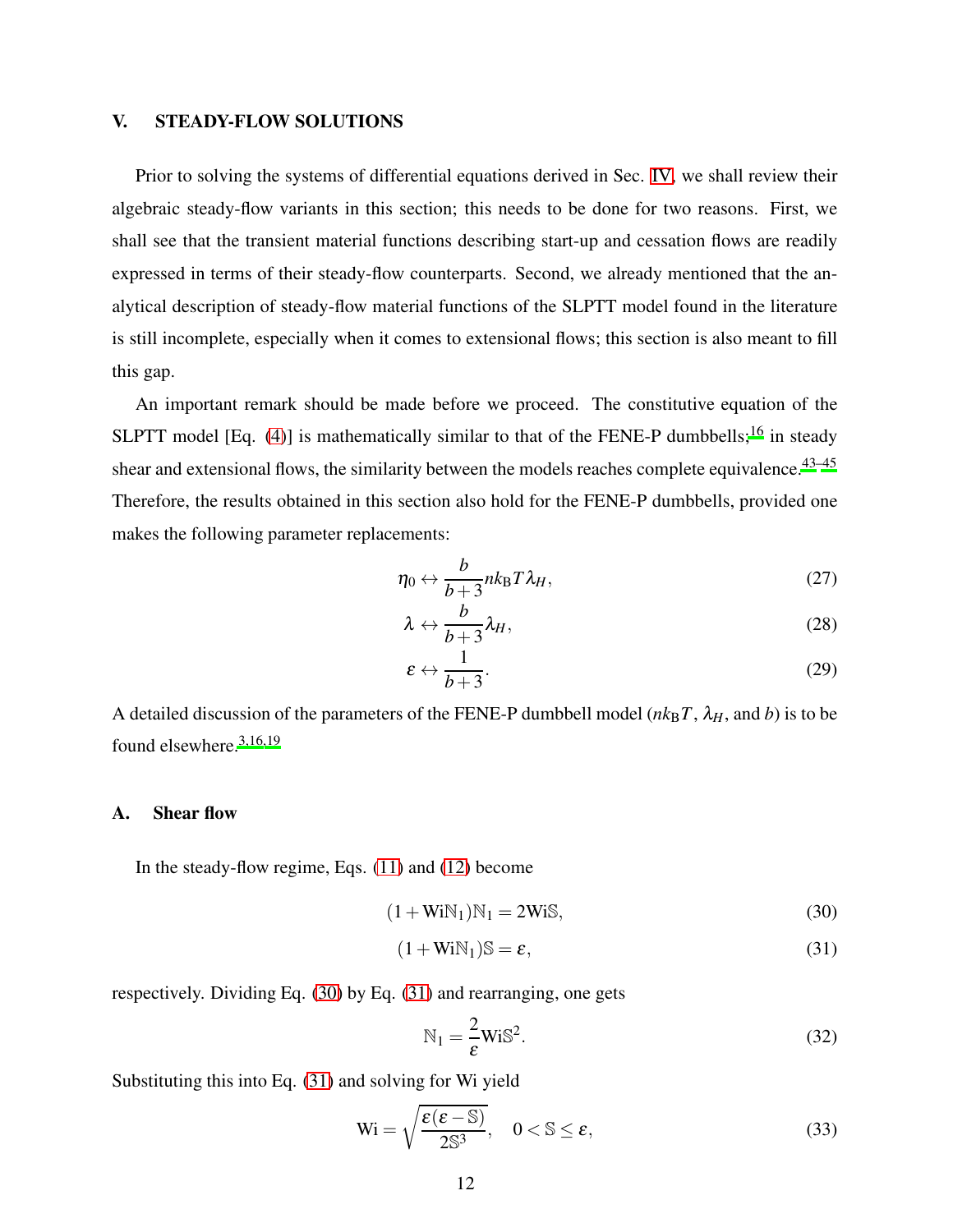## V. STEADY-FLOW SOLUTIONS

Prior to solving the systems of differential equations derived in Sec. IV, we shall review their algebraic steady-flow variants in this section; this needs to be done for two reasons. First, we shall see that the transient material functions describing start-up and cessation flows are readily expressed in terms of their steady-flow counterparts. Second, we already mentioned that the analytical description of steady-flow material functions of the SLPTT model found in the literature is still incomplete, especially when it comes to extensional flows; this section is also meant to fill this gap.

An important remark should be made before we proceed. The constitutive equation of the SLPTT model [Eq. (4)] is mathematically similar to that of the FENE-P dumbbells;[16] in steady shear and extensional flows, the similarity between the models reaches complete equivalence.[43–45] Therefore, the results obtained in this section also hold for the FENE-P dumbbells, provided one makes the following parameter replacements:

$$\eta_0 \leftrightarrow \frac{b}{b+3} n k_{\mathrm{B}} T \lambda_H, \tag{27}$$

$$\lambda \leftrightarrow \frac{b}{b+3} \lambda_H, \tag{28}$$

$$\varepsilon \leftrightarrow \frac{1}{b+3}. \tag{29}$$

A detailed discussion of the parameters of the FENE-P dumbbell model ($nk_{\mathrm{B}}T$, $\lambda_H$, and $b$) is to be found elsewhere.[3,16,19]

### A. Shear flow

In the steady-flow regime, Eqs. (11) and (12) become

$$(1 + \mathrm{Wi}\mathbb{N}_1)\mathbb{N}_1 = 2\mathrm{Wi}\mathbb{S}, \tag{30}$$

$$(1 + \mathrm{Wi}\mathbb{N}_1)\mathbb{S} = \varepsilon, \tag{31}$$

respectively. Dividing Eq. (30) by Eq. (31) and rearranging, one gets

$$\mathbb{N}_1 = \frac{2}{\varepsilon}\mathrm{Wi}\mathbb{S}^2. \tag{32}$$

Substituting this into Eq. (31) and solving for Wi yield

$$\mathrm{Wi} = \sqrt{\frac{\varepsilon(\varepsilon - \mathbb{S})}{2\mathbb{S}^3}}, \quad 0 < \mathbb{S} \leq \varepsilon, \tag{33}$$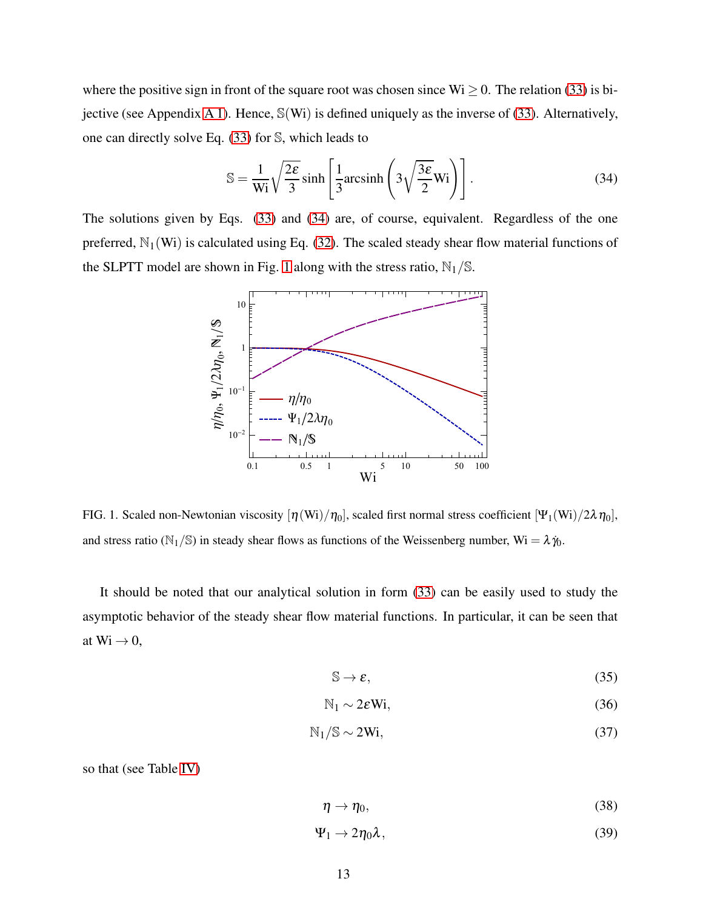where the positive sign in front of the square root was chosen since $\mathrm{Wi} \geq 0$. The relation (33) is bijective (see Appendix A 1). Hence, $\mathbb{S}(\mathrm{Wi})$ is defined uniquely as the inverse of (33). Alternatively, one can directly solve Eq. (33) for $\mathbb{S}$, which leads to

$$\mathbb{S} = \frac{1}{\mathrm{Wi}}\sqrt{\frac{2\varepsilon}{3}}\sinh\left[\frac{1}{3}\mathrm{arcsinh}\left(3\sqrt{\frac{3\varepsilon}{2}}\mathrm{Wi}\right)\right]. \tag{34}$$

The solutions given by Eqs. (33) and (34) are, of course, equivalent. Regardless of the one preferred, $\mathbb{N}_1(\mathrm{Wi})$ is calculated using Eq. (32). The scaled steady shear flow material functions of the SLPTT model are shown in Fig. 1 along with the stress ratio, $\mathbb{N}_1/\mathbb{S}$.

FIG. 1. Scaled non-Newtonian viscosity $[\eta(\mathrm{Wi})/\eta_0]$, scaled first normal stress coefficient $[\Psi_1(\mathrm{Wi})/2\lambda\eta_0]$, and stress ratio ($\mathbb{N}_1/\mathbb{S}$) in steady shear flows as functions of the Weissenberg number, $\mathrm{Wi} = \lambda\dot{\gamma}_0$.

It should be noted that our analytical solution in form (33) can be easily used to study the asymptotic behavior of the steady shear flow material functions. In particular, it can be seen that at $\mathrm{Wi} \to 0$,

$$\mathbb{S} \to \varepsilon, \tag{35}$$

$$\mathbb{N}_1 \sim 2\varepsilon\mathrm{Wi}, \tag{36}$$

$$\mathbb{N}_1/\mathbb{S} \sim 2\mathrm{Wi}, \tag{37}$$

so that (see Table IV)

$$\eta \to \eta_0, \tag{38}$$

$$\Psi_1 \to 2\eta_0\lambda, \tag{39}$$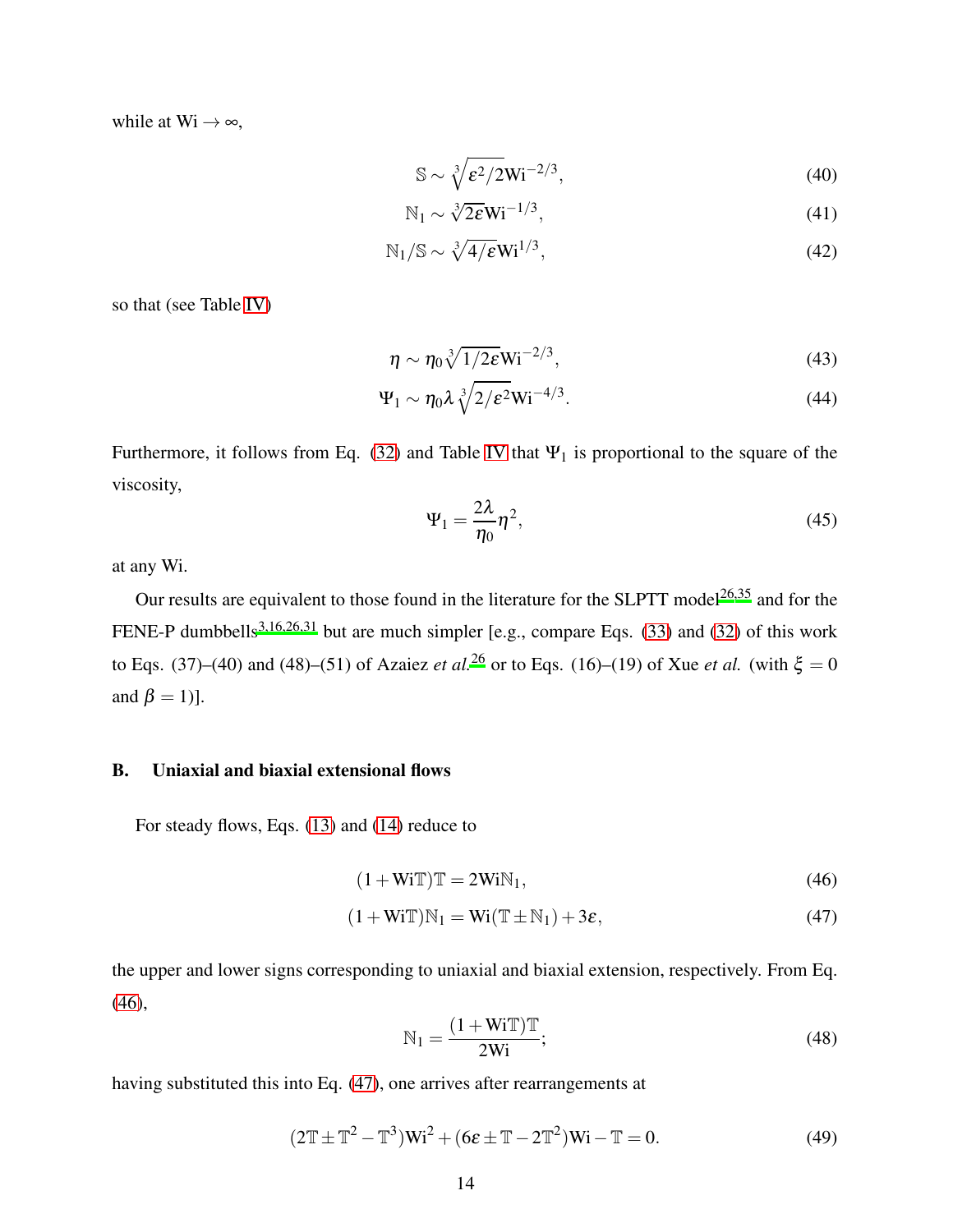while at $\mathrm{Wi} \to \infty$,

$$\mathbb{S} \sim \sqrt[3]{\varepsilon^2/2}\mathrm{Wi}^{-2/3}, \tag{40}$$

$$\mathbb{N}_1 \sim \sqrt[3]{2\varepsilon}\mathrm{Wi}^{-1/3}, \tag{41}$$

$$\mathbb{N}_1/\mathbb{S} \sim \sqrt[3]{4/\varepsilon}\mathrm{Wi}^{1/3}, \tag{42}$$

so that (see Table IV)

$$\eta \sim \eta_0 \sqrt[3]{1/2\varepsilon}\mathrm{Wi}^{-2/3}, \tag{43}$$

$$\Psi_1 \sim \eta_0 \lambda \sqrt[3]{2/\varepsilon^2}\mathrm{Wi}^{-4/3}. \tag{44}$$

Furthermore, it follows from Eq. (32) and Table IV that $\Psi_1$ is proportional to the square of the viscosity,

$$\Psi_1 = \frac{2\lambda}{\eta_0}\eta^2, \tag{45}$$

at any Wi.

Our results are equivalent to those found in the literature for the SLPTT model[26,35] and for the FENE-P dumbbells[3,16,26,31] but are much simpler [e.g., compare Eqs. (33) and (32) of this work to Eqs. (37)–(40) and (48)–(51) of Azaiez *et al.*[26] or to Eqs. (16)–(19) of Xue *et al.* (with $\xi = 0$ and $\beta = 1$)].

### B. Uniaxial and biaxial extensional flows

For steady flows, Eqs. (13) and (14) reduce to

$$(1 + \mathrm{Wi}\mathbb{T})\mathbb{T} = 2\mathrm{Wi}\mathbb{N}_1, \tag{46}$$

$$(1 + \mathrm{Wi}\mathbb{T})\mathbb{N}_1 = \mathrm{Wi}(\mathbb{T} \pm \mathbb{N}_1) + 3\varepsilon, \tag{47}$$

the upper and lower signs corresponding to uniaxial and biaxial extension, respectively. From Eq. (46),

$$\mathbb{N}_1 = \frac{(1 + \mathrm{Wi}\mathbb{T})\mathbb{T}}{2\mathrm{Wi}}; \tag{48}$$

having substituted this into Eq. (47), one arrives after rearrangements at

$$(2\mathbb{T} \pm \mathbb{T}^2 - \mathbb{T}^3)\mathrm{Wi}^2 + (6\varepsilon \pm \mathbb{T} - 2\mathbb{T}^2)\mathrm{Wi} - \mathbb{T} = 0. \tag{49}$$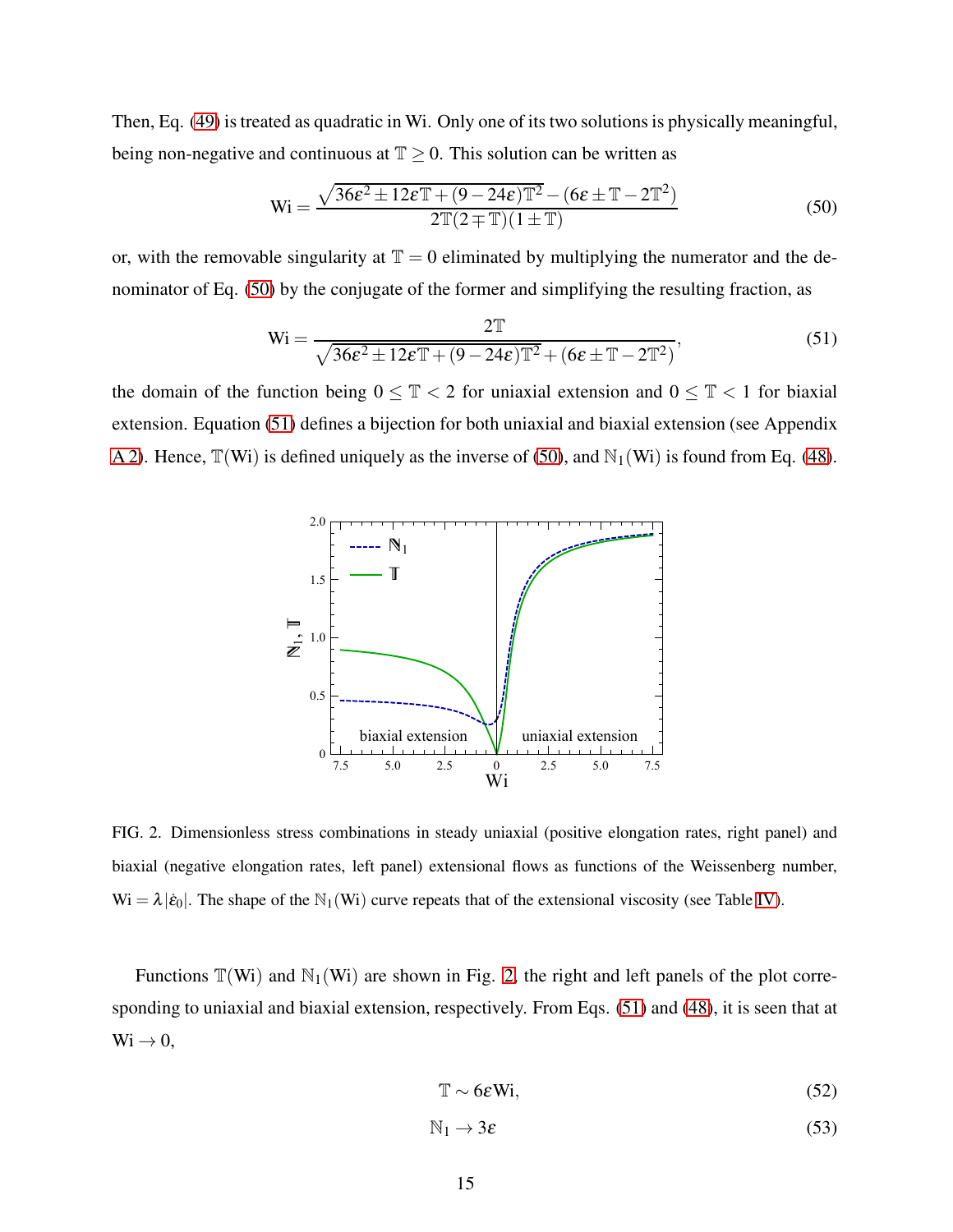Then, Eq. (49) is treated as quadratic in Wi. Only one of its two solutions is physically meaningful, being non-negative and continuous at $\mathbb{T} \geq 0$. This solution can be written as

$$\mathrm{Wi} = \frac{\sqrt{36\varepsilon^2 \pm 12\varepsilon\mathbb{T} + (9-24\varepsilon)\mathbb{T}^2} - (6\varepsilon \pm \mathbb{T} - 2\mathbb{T}^2)}{2\mathbb{T}(2 \mp \mathbb{T})(1 \pm \mathbb{T})} \tag{50}$$

or, with the removable singularity at $\mathbb{T} = 0$ eliminated by multiplying the numerator and the denominator of Eq. (50) by the conjugate of the former and simplifying the resulting fraction, as

$$\mathrm{Wi} = \frac{2\mathbb{T}}{\sqrt{36\varepsilon^2 \pm 12\varepsilon\mathbb{T} + (9-24\varepsilon)\mathbb{T}^2} + (6\varepsilon \pm \mathbb{T} - 2\mathbb{T}^2)}, \tag{51}$$

the domain of the function being $0 \leq \mathbb{T} < 2$ for uniaxial extension and $0 \leq \mathbb{T} < 1$ for biaxial extension. Equation (51) defines a bijection for both uniaxial and biaxial extension (see Appendix A 2). Hence, $\mathbb{T}(\mathrm{Wi})$ is defined uniquely as the inverse of (50), and $\mathbb{N}_1(\mathrm{Wi})$ is found from Eq. (48).

FIG. 2. Dimensionless stress combinations in steady uniaxial (positive elongation rates, right panel) and biaxial (negative elongation rates, left panel) extensional flows as functions of the Weissenberg number, $\mathrm{Wi} = \lambda|\dot{\varepsilon}_0|$. The shape of the $\mathbb{N}_1(\mathrm{Wi})$ curve repeats that of the extensional viscosity (see Table IV).

Functions $\mathbb{T}(\mathrm{Wi})$ and $\mathbb{N}_1(\mathrm{Wi})$ are shown in Fig. 2, the right and left panels of the plot corresponding to uniaxial and biaxial extension, respectively. From Eqs. (51) and (48), it is seen that at $\mathrm{Wi} \to 0$,

$$\mathbb{T} \sim 6\varepsilon\mathrm{Wi}, \tag{52}$$

$$\mathbb{N}_1 \to 3\varepsilon \tag{53}$$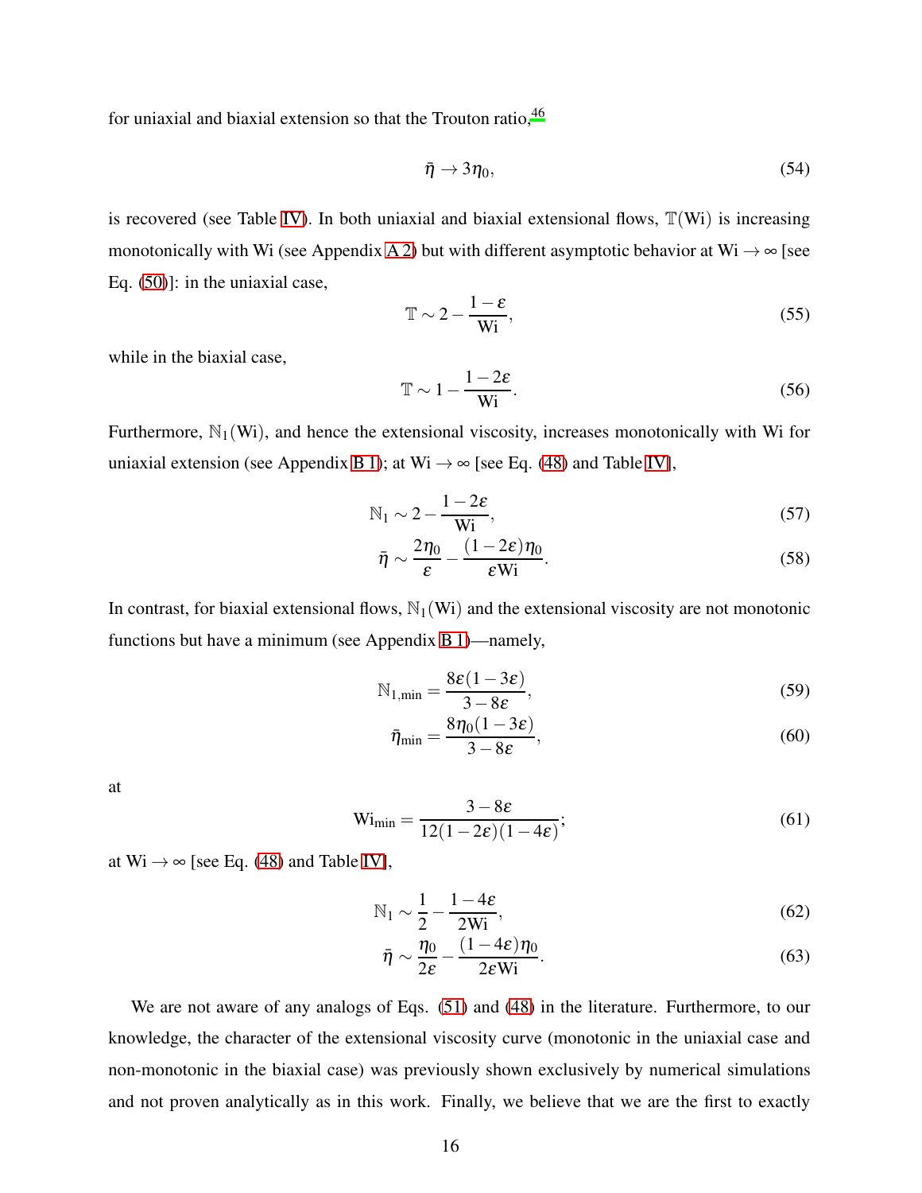for uniaxial and biaxial extension so that the Trouton ratio,[46]

$$\bar{\eta} \to 3\eta_0, \tag{54}$$

is recovered (see Table IV). In both uniaxial and biaxial extensional flows, $\mathbb{T}(\mathrm{Wi})$ is increasing monotonically with Wi (see Appendix A 2) but with different asymptotic behavior at $\mathrm{Wi} \to \infty$ [see Eq. (50)]: in the uniaxial case,

$$\mathbb{T} \sim 2 - \frac{1-\varepsilon}{\mathrm{Wi}}, \tag{55}$$

while in the biaxial case,

$$\mathbb{T} \sim 1 - \frac{1-2\varepsilon}{\mathrm{Wi}}. \tag{56}$$

Furthermore, $\mathbb{N}_1(\mathrm{Wi})$, and hence the extensional viscosity, increases monotonically with Wi for uniaxial extension (see Appendix B 1); at $\mathrm{Wi} \to \infty$ [see Eq. (48) and Table IV],

$$\mathbb{N}_1 \sim 2 - \frac{1-2\varepsilon}{\mathrm{Wi}}, \tag{57}$$

$$\bar{\eta} \sim \frac{2\eta_0}{\varepsilon} - \frac{(1-2\varepsilon)\eta_0}{\varepsilon \mathrm{Wi}}. \tag{58}$$

In contrast, for biaxial extensional flows, $\mathbb{N}_1(\mathrm{Wi})$ and the extensional viscosity are not monotonic functions but have a minimum (see Appendix B 1)—namely,

$$\mathbb{N}_{1,\mathrm{min}} = \frac{8\varepsilon(1-3\varepsilon)}{3-8\varepsilon}, \tag{59}$$

$$\bar{\eta}_{\mathrm{min}} = \frac{8\eta_0(1-3\varepsilon)}{3-8\varepsilon}, \tag{60}$$

at

$$\mathrm{Wi}_{\mathrm{min}} = \frac{3-8\varepsilon}{12(1-2\varepsilon)(1-4\varepsilon)}; \tag{61}$$

at $\mathrm{Wi} \to \infty$ [see Eq. (48) and Table IV],

$$\mathbb{N}_1 \sim \frac{1}{2} - \frac{1-4\varepsilon}{2\mathrm{Wi}}, \tag{62}$$

$$\bar{\eta} \sim \frac{\eta_0}{2\varepsilon} - \frac{(1-4\varepsilon)\eta_0}{2\varepsilon \mathrm{Wi}}. \tag{63}$$

We are not aware of any analogs of Eqs. (51) and (48) in the literature. Furthermore, to our knowledge, the character of the extensional viscosity curve (monotonic in the uniaxial case and non-monotonic in the biaxial case) was previously shown exclusively by numerical simulations and not proven analytically as in this work. Finally, we believe that we are the first to exactly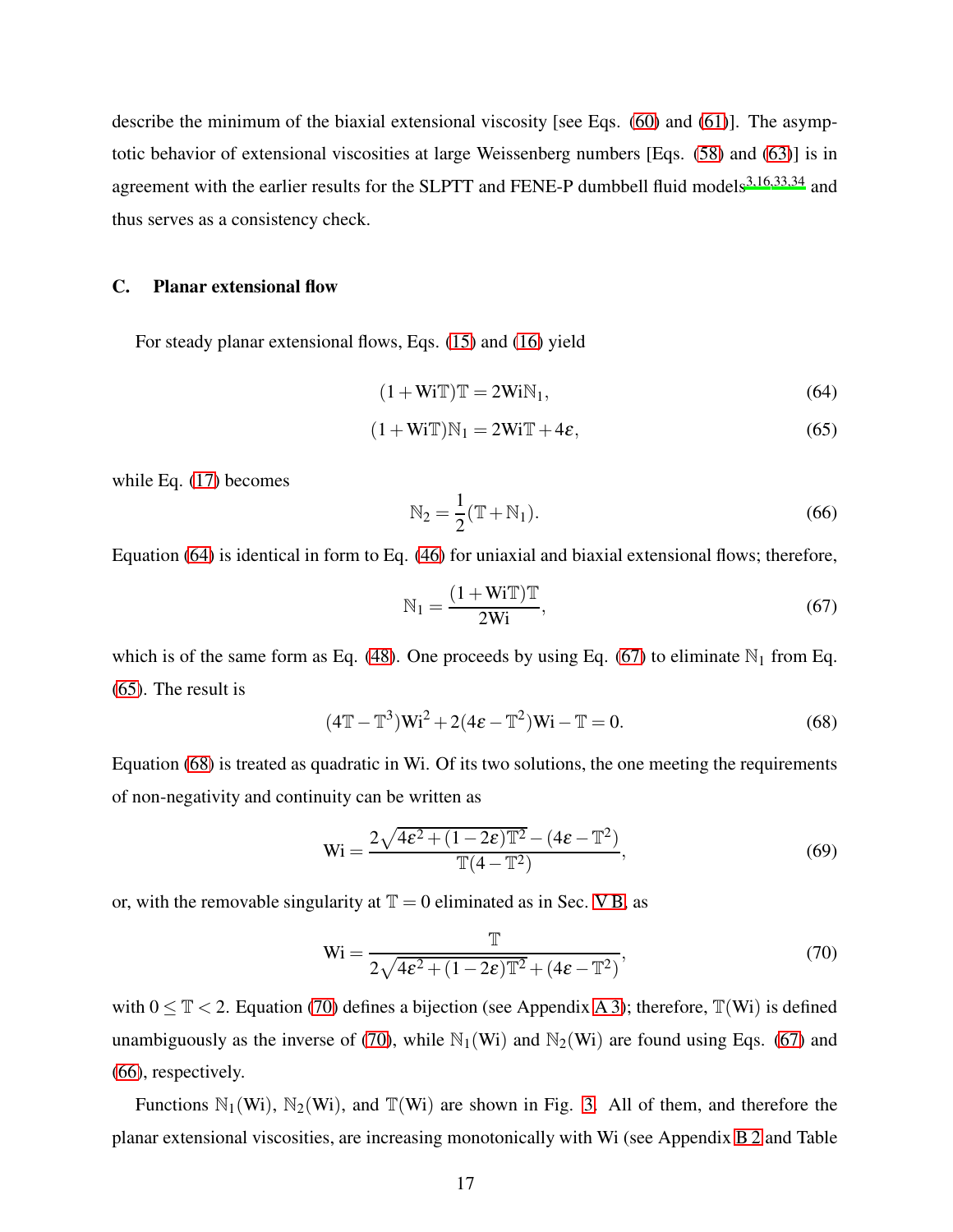describe the minimum of the biaxial extensional viscosity [see Eqs. (60) and (61)]. The asymptotic behavior of extensional viscosities at large Weissenberg numbers [Eqs. (58) and (63)] is in agreement with the earlier results for the SLPTT and FENE-P dumbbell fluid models[3,16,33,34] and thus serves as a consistency check.

### C. Planar extensional flow

For steady planar extensional flows, Eqs. (15) and (16) yield

$$(1+\mathrm{Wi}\mathbb{T})\mathbb{T} = 2\mathrm{Wi}\mathbb{N}_1, \tag{64}$$

$$(1+\mathrm{Wi}\mathbb{T})\mathbb{N}_1 = 2\mathrm{Wi}\mathbb{T} + 4\varepsilon, \tag{65}$$

while Eq. (17) becomes

$$\mathbb{N}_2 = \frac{1}{2}(\mathbb{T}+\mathbb{N}_1). \tag{66}$$

Equation (64) is identical in form to Eq. (46) for uniaxial and biaxial extensional flows; therefore,

$$\mathbb{N}_1 = \frac{(1+\mathrm{Wi}\mathbb{T})\mathbb{T}}{2\mathrm{Wi}}, \tag{67}$$

which is of the same form as Eq. (48). One proceeds by using Eq. (67) to eliminate $\mathbb{N}_1$ from Eq. (65). The result is

$$(4\mathbb{T}-\mathbb{T}^3)\mathrm{Wi}^2 + 2(4\varepsilon-\mathbb{T}^2)\mathrm{Wi} - \mathbb{T} = 0. \tag{68}$$

Equation (68) is treated as quadratic in Wi. Of its two solutions, the one meeting the requirements of non-negativity and continuity can be written as

$$\mathrm{Wi} = \frac{2\sqrt{4\varepsilon^2+(1-2\varepsilon)\mathbb{T}^2} - (4\varepsilon-\mathbb{T}^2)}{\mathbb{T}(4-\mathbb{T}^2)}, \tag{69}$$

or, with the removable singularity at $\mathbb{T}=0$ eliminated as in Sec. V B, as

$$\mathrm{Wi} = \frac{\mathbb{T}}{2\sqrt{4\varepsilon^2+(1-2\varepsilon)\mathbb{T}^2} + (4\varepsilon-\mathbb{T}^2)}, \tag{70}$$

with $0 \le \mathbb{T} < 2$. Equation (70) defines a bijection (see Appendix A 3); therefore, $\mathbb{T}(\mathrm{Wi})$ is defined unambiguously as the inverse of (70), while $\mathbb{N}_1(\mathrm{Wi})$ and $\mathbb{N}_2(\mathrm{Wi})$ are found using Eqs. (67) and (66), respectively.

Functions $\mathbb{N}_1(\mathrm{Wi})$, $\mathbb{N}_2(\mathrm{Wi})$, and $\mathbb{T}(\mathrm{Wi})$ are shown in Fig. 3. All of them, and therefore the planar extensional viscosities, are increasing monotonically with Wi (see Appendix B 2 and Table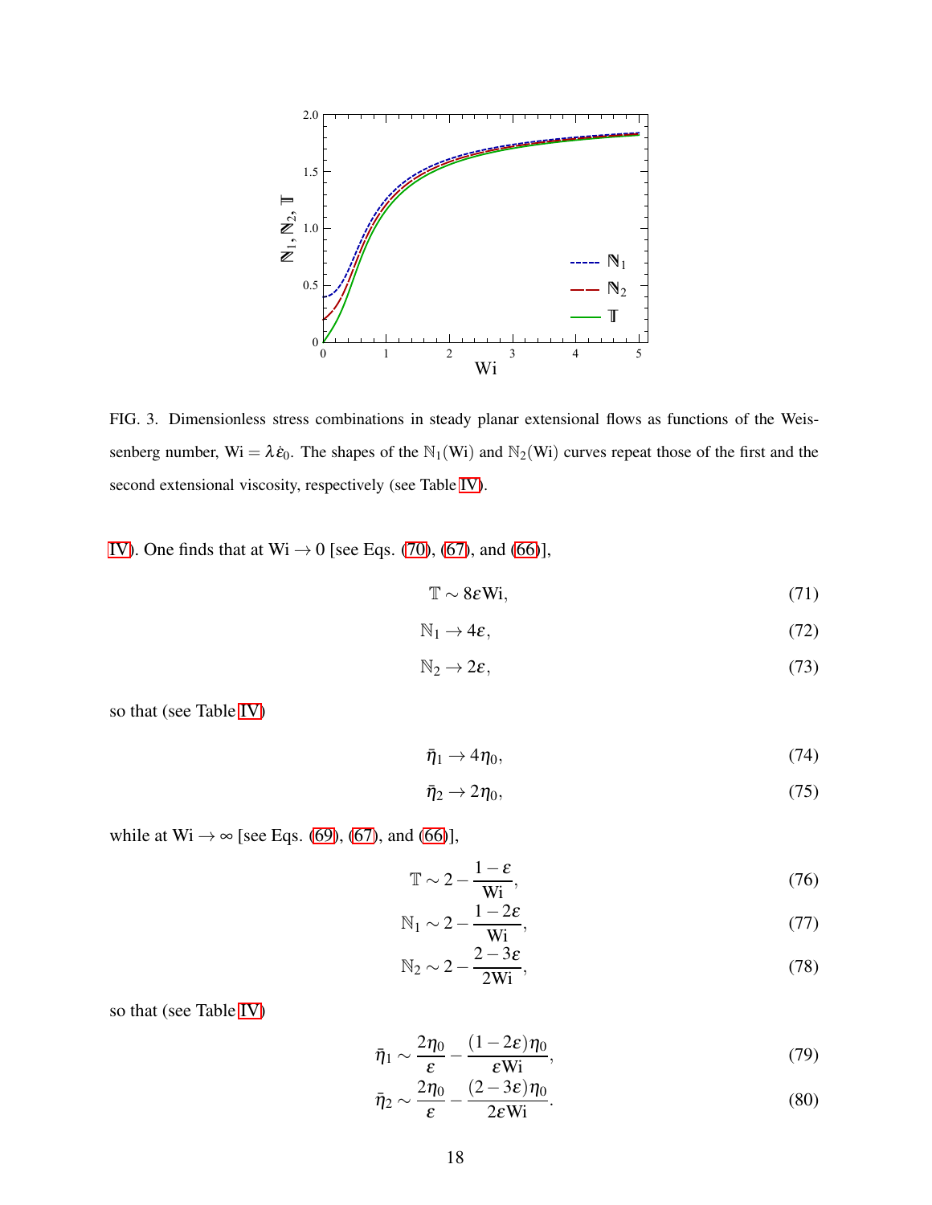FIG. 3. Dimensionless stress combinations in steady planar extensional flows as functions of the Weissenberg number, $\mathrm{Wi} = \lambda\dot{\varepsilon}_0$. The shapes of the $\mathbb{N}_1(\mathrm{Wi})$ and $\mathbb{N}_2(\mathrm{Wi})$ curves repeat those of the first and the second extensional viscosity, respectively (see Table IV).

IV). One finds that at $\mathrm{Wi} \to 0$ [see Eqs. (70), (67), and (66)],

$$\mathbb{T} \sim 8\varepsilon \mathrm{Wi}, \tag{71}$$

$$\mathbb{N}_1 \to 4\varepsilon, \tag{72}$$

$$\mathbb{N}_2 \to 2\varepsilon, \tag{73}$$

so that (see Table IV)

$$\bar{\eta}_1 \to 4\eta_0, \tag{74}$$

$$\bar{\eta}_2 \to 2\eta_0, \tag{75}$$

while at $\mathrm{Wi} \to \infty$ [see Eqs. (69), (67), and (66)],

$$\mathbb{T} \sim 2 - \frac{1-\varepsilon}{\mathrm{Wi}}, \tag{76}$$

$$\mathbb{N}_1 \sim 2 - \frac{1-2\varepsilon}{\mathrm{Wi}}, \tag{77}$$

$$\mathbb{N}_2 \sim 2 - \frac{2-3\varepsilon}{2\mathrm{Wi}}, \tag{78}$$

so that (see Table IV)

$$\bar{\eta}_1 \sim \frac{2\eta_0}{\varepsilon} - \frac{(1-2\varepsilon)\eta_0}{\varepsilon \mathrm{Wi}}, \tag{79}$$

$$\bar{\eta}_2 \sim \frac{2\eta_0}{\varepsilon} - \frac{(2-3\varepsilon)\eta_0}{2\varepsilon \mathrm{Wi}}. \tag{80}$$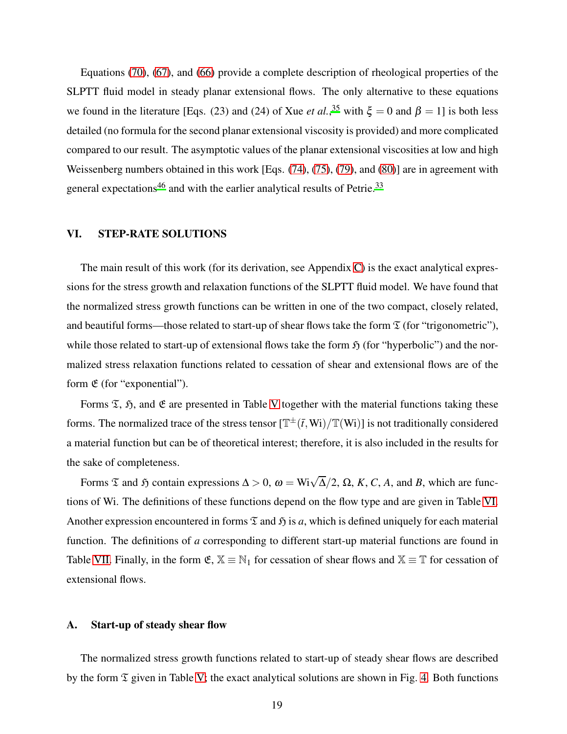Equations (70), (67), and (66) provide a complete description of rheological properties of the SLPTT fluid model in steady planar extensional flows. The only alternative to these equations we found in the literature [Eqs. (23) and (24) of Xue *et al.*,[35] with $\xi = 0$ and $\beta = 1$] is both less detailed (no formula for the second planar extensional viscosity is provided) and more complicated compared to our result. The asymptotic values of the planar extensional viscosities at low and high Weissenberg numbers obtained in this work [Eqs. (74), (75), (79), and (80)] are in agreement with general expectations[46] and with the earlier analytical results of Petrie.[33]

## VI. STEP-RATE SOLUTIONS

The main result of this work (for its derivation, see Appendix C) is the exact analytical expressions for the stress growth and relaxation functions of the SLPTT fluid model. We have found that the normalized stress growth functions can be written in one of the two compact, closely related, and beautiful forms—those related to start-up of shear flows take the form $\mathfrak{T}$ (for "trigonometric"), while those related to start-up of extensional flows take the form $\mathfrak{H}$ (for "hyperbolic") and the normalized stress relaxation functions related to cessation of shear and extensional flows are of the form $\mathfrak{E}$ (for "exponential").

Forms $\mathfrak{T}$, $\mathfrak{H}$, and $\mathfrak{E}$ are presented in Table V together with the material functions taking these forms. The normalized trace of the stress tensor $[\mathbb{T}^{\pm}(\bar{t}, \mathrm{Wi})/\mathbb{T}(\mathrm{Wi})]$ is not traditionally considered a material function but can be of theoretical interest; therefore, it is also included in the results for the sake of completeness.

Forms $\mathfrak{T}$ and $\mathfrak{H}$ contain expressions $\Delta > 0$, $\omega = \mathrm{Wi}\sqrt{\Delta}/2$, $\Omega$, $K$, $C$, $A$, and $B$, which are functions of Wi. The definitions of these functions depend on the flow type and are given in Table VI. Another expression encountered in forms $\mathfrak{T}$ and $\mathfrak{H}$ is $a$, which is defined uniquely for each material function. The definitions of $a$ corresponding to different start-up material functions are found in Table VII. Finally, in the form $\mathfrak{E}$, $\mathbb{X} \equiv \mathbb{N}_1$ for cessation of shear flows and $\mathbb{X} \equiv \mathbb{T}$ for cessation of extensional flows.

### A. Start-up of steady shear flow

The normalized stress growth functions related to start-up of steady shear flows are described by the form $\mathfrak{T}$ given in Table V; the exact analytical solutions are shown in Fig. 4. Both functions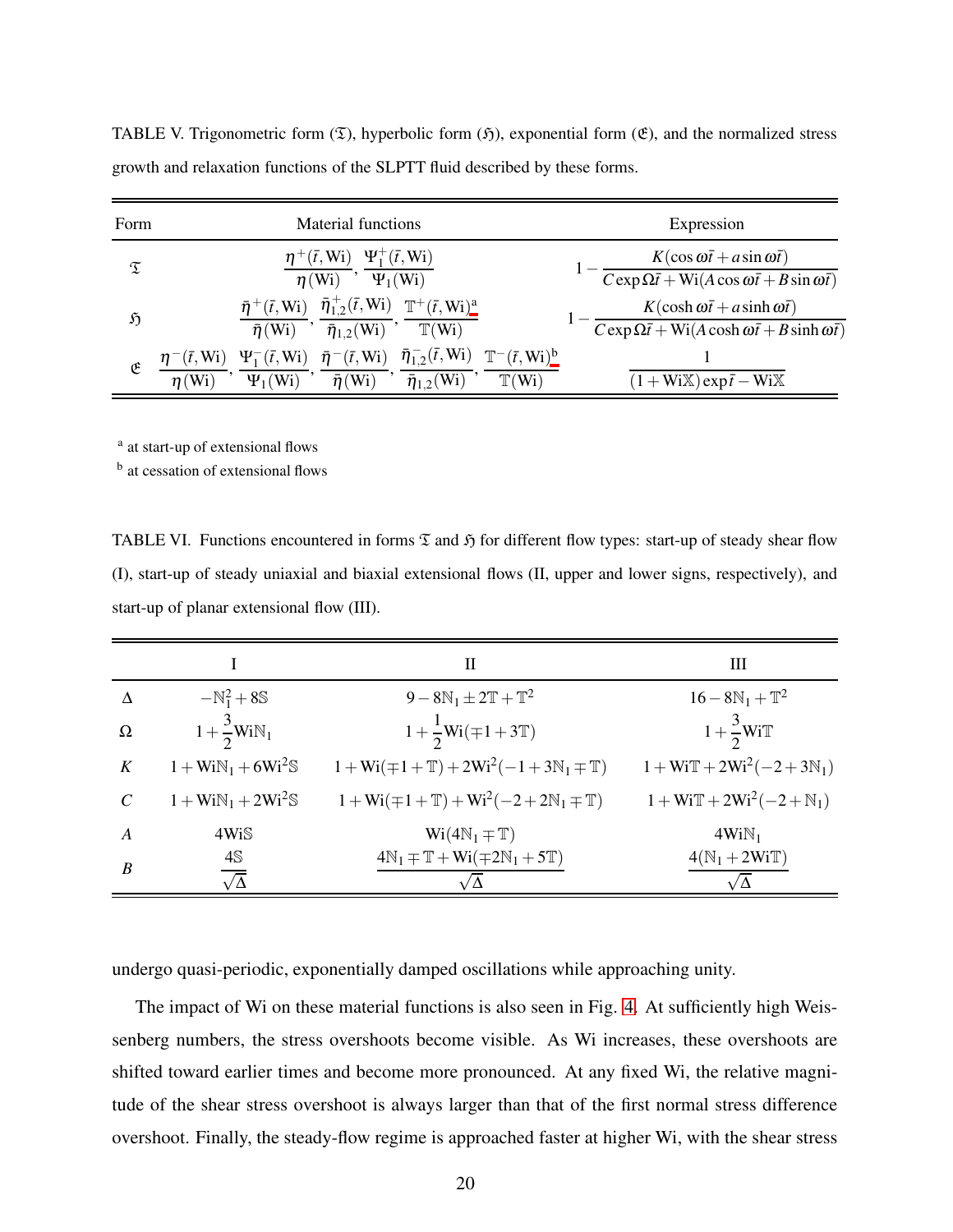TABLE V. Trigonometric form ($\mathfrak{T}$), hyperbolic form ($\mathfrak{H}$), exponential form ($\mathfrak{E}$), and the normalized stress growth and relaxation functions of the SLPTT fluid described by these forms.

| Form | Material functions | Expression |
|---|---|---|
| $\mathfrak{T}$ | $\dfrac{\eta^{+}(\bar{t},\mathrm{Wi})}{\eta(\mathrm{Wi})}$, $\dfrac{\Psi_1^{+}(\bar{t},\mathrm{Wi})}{\Psi_1(\mathrm{Wi})}$ | $1-\dfrac{K(\cos\omega\bar{t}+a\sin\omega\bar{t})}{C\exp\Omega\bar{t}+\mathrm{Wi}(A\cos\omega\bar{t}+B\sin\omega\bar{t})}$ |
| $\mathfrak{H}$ | $\dfrac{\bar{\eta}^{+}(\bar{t},\mathrm{Wi})}{\bar{\eta}(\mathrm{Wi})}$, $\dfrac{\bar{\eta}_{1,2}^{+}(\bar{t},\mathrm{Wi})}{\bar{\eta}_{1,2}(\mathrm{Wi})}$, $\dfrac{\mathbb{T}^{+}(\bar{t},\mathrm{Wi})^{\mathrm{a}}}{\mathbb{T}(\mathrm{Wi})}$ | $1-\dfrac{K(\cosh\omega\bar{t}+a\sinh\omega\bar{t})}{C\exp\Omega\bar{t}+\mathrm{Wi}(A\cosh\omega\bar{t}+B\sinh\omega\bar{t})}$ |
| $\mathfrak{E}$ | $\dfrac{\eta^{-}(\bar{t},\mathrm{Wi})}{\eta(\mathrm{Wi})}$, $\dfrac{\Psi_1^{-}(\bar{t},\mathrm{Wi})}{\Psi_1(\mathrm{Wi})}$, $\dfrac{\bar{\eta}^{-}(\bar{t},\mathrm{Wi})}{\bar{\eta}(\mathrm{Wi})}$, $\dfrac{\bar{\eta}_{1,2}^{-}(\bar{t},\mathrm{Wi})}{\bar{\eta}_{1,2}(\mathrm{Wi})}$, $\dfrac{\mathbb{T}^{-}(\bar{t},\mathrm{Wi})^{\mathrm{b}}}{\mathbb{T}(\mathrm{Wi})}$ | $\dfrac{1}{(1+\mathrm{Wi}\mathbb{X})\exp\bar{t}-\mathrm{Wi}\mathbb{X}}$ |

[a] at start-up of extensional flows

[b] at cessation of extensional flows

TABLE VI. Functions encountered in forms $\mathfrak{T}$ and $\mathfrak{H}$ for different flow types: start-up of steady shear flow (I), start-up of steady uniaxial and biaxial extensional flows (II, upper and lower signs, respectively), and start-up of planar extensional flow (III).

| | I | II | III |
|---|---|---|---|
| $\Delta$ | $-\mathbb{N}_1^2+8\mathbb{S}$ | $9-8\mathbb{N}_1\pm 2\mathbb{T}+\mathbb{T}^2$ | $16-8\mathbb{N}_1+\mathbb{T}^2$ |
| $\Omega$ | $1+\dfrac{3}{2}\mathrm{Wi}\mathbb{N}_1$ | $1+\dfrac{1}{2}\mathrm{Wi}(\mp 1+3\mathbb{T})$ | $1+\dfrac{3}{2}\mathrm{Wi}\mathbb{T}$ |
| $K$ | $1+\mathrm{Wi}\mathbb{N}_1+6\mathrm{Wi}^2\mathbb{S}$ | $1+\mathrm{Wi}(\mp 1+\mathbb{T})+2\mathrm{Wi}^2(-1+3\mathbb{N}_1\mp\mathbb{T})$ | $1+\mathrm{Wi}\mathbb{T}+2\mathrm{Wi}^2(-2+3\mathbb{N}_1)$ |
| $C$ | $1+\mathrm{Wi}\mathbb{N}_1+2\mathrm{Wi}^2\mathbb{S}$ | $1+\mathrm{Wi}(\mp 1+\mathbb{T})+\mathrm{Wi}^2(-2+2\mathbb{N}_1\mp\mathbb{T})$ | $1+\mathrm{Wi}\mathbb{T}+2\mathrm{Wi}^2(-2+\mathbb{N}_1)$ |
| $A$ | $4\mathrm{Wi}\mathbb{S}$ | $\mathrm{Wi}(4\mathbb{N}_1\mp\mathbb{T})$ | $4\mathrm{Wi}\mathbb{N}_1$ |
| $B$ | $\dfrac{4\mathbb{S}}{\sqrt{\Delta}}$ | $\dfrac{4\mathbb{N}_1\mp\mathbb{T}+\mathrm{Wi}(\mp 2\mathbb{N}_1+5\mathbb{T})}{\sqrt{\Delta}}$ | $\dfrac{4(\mathbb{N}_1+2\mathrm{Wi}\mathbb{T})}{\sqrt{\Delta}}$ |

undergo quasi-periodic, exponentially damped oscillations while approaching unity.

The impact of Wi on these material functions is also seen in Fig. 4. At sufficiently high Weissenberg numbers, the stress overshoots become visible. As Wi increases, these overshoots are shifted toward earlier times and become more pronounced. At any fixed Wi, the relative magnitude of the shear stress overshoot is always larger than that of the first normal stress difference overshoot. Finally, the steady-flow regime is approached faster at higher Wi, with the shear stress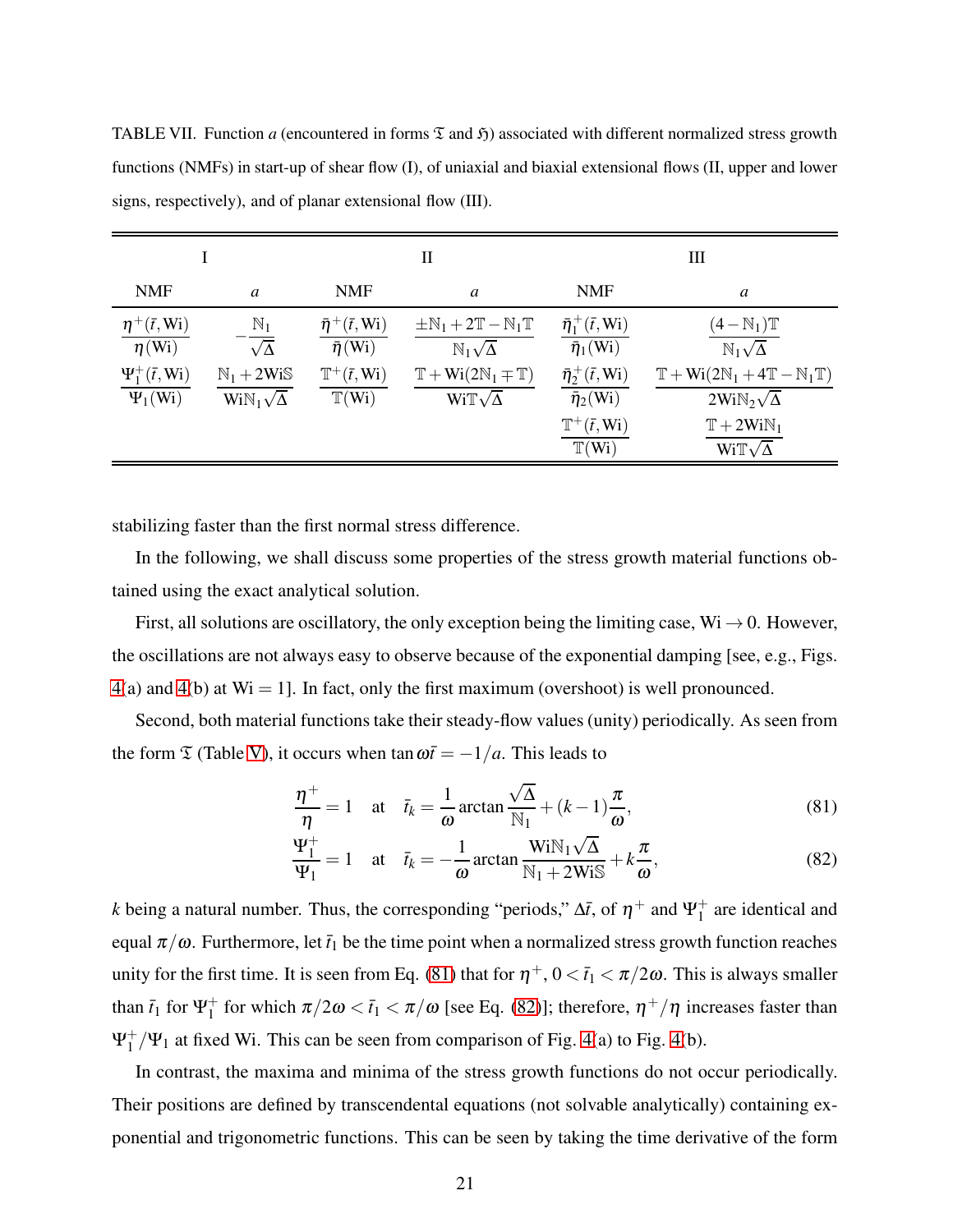TABLE VII. Function $a$ (encountered in forms $\mathfrak{T}$ and $\mathfrak{H}$) associated with different normalized stress growth functions (NMFs) in start-up of shear flow (I), of uniaxial and biaxial extensional flows (II, upper and lower signs, respectively), and of planar extensional flow (III).

| I | | II | | III | |
|---|---|---|---|---|---|
| NMF | $a$ | NMF | $a$ | NMF | $a$ |
| $\dfrac{\eta^+(\bar{t},\mathrm{Wi})}{\eta(\mathrm{Wi})}$ | $-\dfrac{\mathbb{N}_1}{\sqrt{\Delta}}$ | $\dfrac{\bar{\eta}^+(\bar{t},\mathrm{Wi})}{\bar{\eta}(\mathrm{Wi})}$ | $\dfrac{\pm\mathbb{N}_1+2\mathbb{T}-\mathbb{N}_1\mathbb{T}}{\mathbb{N}_1\sqrt{\Delta}}$ | $\dfrac{\bar{\eta}_1^+(\bar{t},\mathrm{Wi})}{\bar{\eta}_1(\mathrm{Wi})}$ | $\dfrac{(4-\mathbb{N}_1)\mathbb{T}}{\mathbb{N}_1\sqrt{\Delta}}$ |
| $\dfrac{\Psi_1^+(\bar{t},\mathrm{Wi})}{\Psi_1(\mathrm{Wi})}$ | $\dfrac{\mathbb{N}_1+2\mathrm{Wi}\mathbb{S}}{\mathrm{Wi}\mathbb{N}_1\sqrt{\Delta}}$ | $\dfrac{\mathbb{T}^+(\bar{t},\mathrm{Wi})}{\mathbb{T}(\mathrm{Wi})}$ | $\dfrac{\mathbb{T}+\mathrm{Wi}(2\mathbb{N}_1\mp\mathbb{T})}{\mathrm{Wi}\mathbb{T}\sqrt{\Delta}}$ | $\dfrac{\bar{\eta}_2^+(\bar{t},\mathrm{Wi})}{\bar{\eta}_2(\mathrm{Wi})}$ | $\dfrac{\mathbb{T}+\mathrm{Wi}(2\mathbb{N}_1+4\mathbb{T}-\mathbb{N}_1\mathbb{T})}{2\mathrm{Wi}\mathbb{N}_2\sqrt{\Delta}}$ |
| | | | | $\dfrac{\mathbb{T}^+(\bar{t},\mathrm{Wi})}{\mathbb{T}(\mathrm{Wi})}$ | $\dfrac{\mathbb{T}+2\mathrm{Wi}\mathbb{N}_1}{\mathrm{Wi}\mathbb{T}\sqrt{\Delta}}$ |

stabilizing faster than the first normal stress difference.

In the following, we shall discuss some properties of the stress growth material functions obtained using the exact analytical solution.

First, all solutions are oscillatory, the only exception being the limiting case, $\mathrm{Wi}\to 0$. However, the oscillations are not always easy to observe because of the exponential damping [see, e.g., Figs. 4(a) and 4(b) at $\mathrm{Wi}=1$]. In fact, only the first maximum (overshoot) is well pronounced.

Second, both material functions take their steady-flow values (unity) periodically. As seen from the form $\mathfrak{T}$ (Table V), it occurs when $\tan\omega\bar{t}=-1/a$. This leads to

$$\frac{\eta^+}{\eta}=1 \quad \text{at} \quad \bar{t}_k=\frac{1}{\omega}\arctan\frac{\sqrt{\Delta}}{\mathbb{N}_1}+(k-1)\frac{\pi}{\omega}, \tag{81}$$

$$\frac{\Psi_1^+}{\Psi_1}=1 \quad \text{at} \quad \bar{t}_k=-\frac{1}{\omega}\arctan\frac{\mathrm{Wi}\mathbb{N}_1\sqrt{\Delta}}{\mathbb{N}_1+2\mathrm{Wi}\mathbb{S}}+k\frac{\pi}{\omega}, \tag{82}$$

$k$ being a natural number. Thus, the corresponding "periods," $\Delta\bar{t}$, of $\eta^+$ and $\Psi_1^+$ are identical and equal $\pi/\omega$. Furthermore, let $\bar{t}_1$ be the time point when a normalized stress growth function reaches unity for the first time. It is seen from Eq. (81) that for $\eta^+$, $0<\bar{t}_1<\pi/2\omega$. This is always smaller than $\bar{t}_1$ for $\Psi_1^+$ for which $\pi/2\omega<\bar{t}_1<\pi/\omega$ [see Eq. (82)]; therefore, $\eta^+/\eta$ increases faster than $\Psi_1^+/\Psi_1$ at fixed Wi. This can be seen from comparison of Fig. 4(a) to Fig. 4(b).

In contrast, the maxima and minima of the stress growth functions do not occur periodically. Their positions are defined by transcendental equations (not solvable analytically) containing exponential and trigonometric functions. This can be seen by taking the time derivative of the form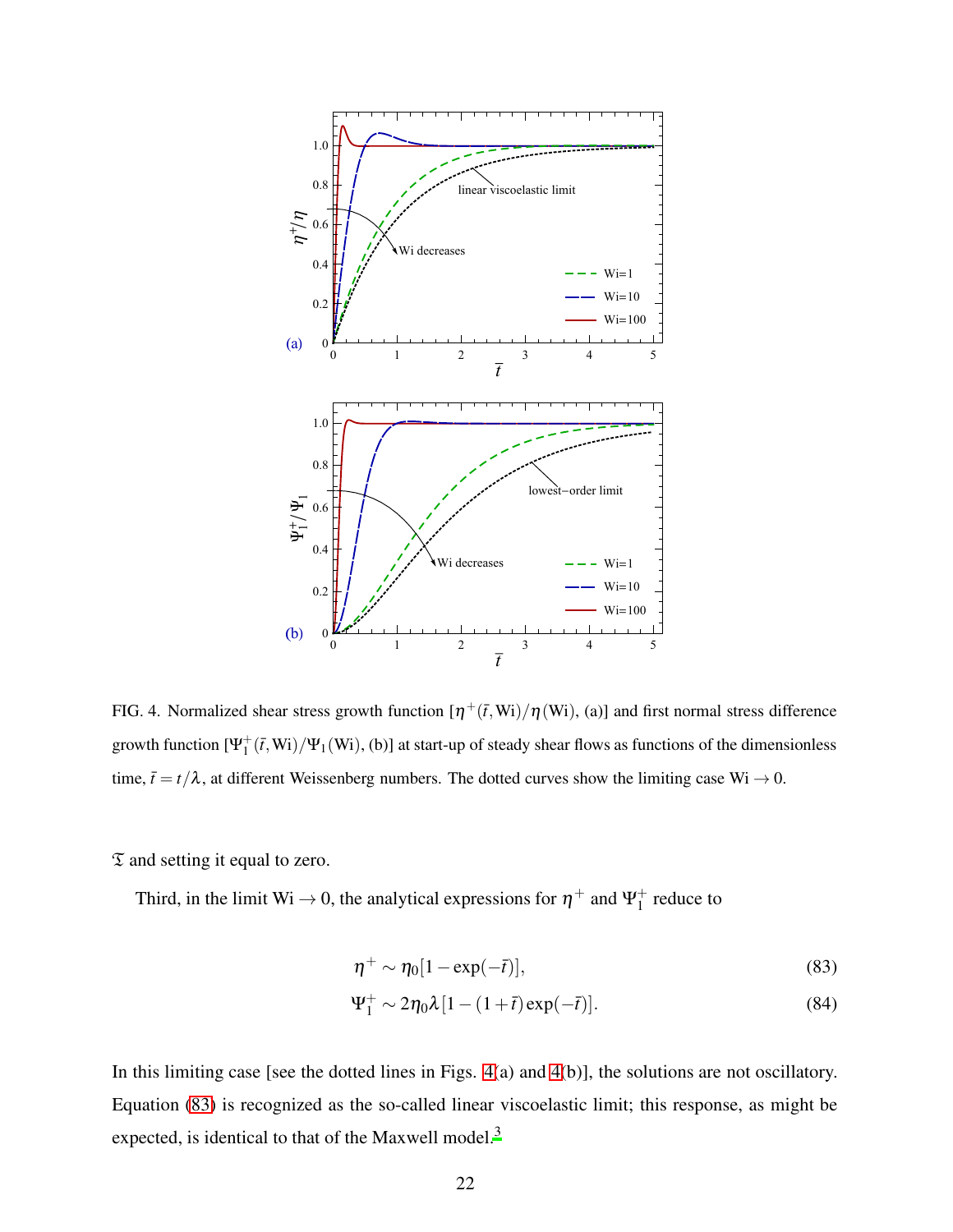FIG. 4. Normalized shear stress growth function [$\eta^+(\bar{t},\mathrm{Wi})/\eta(\mathrm{Wi})$, (a)] and first normal stress difference growth function [$\Psi_1^+(\bar{t},\mathrm{Wi})/\Psi_1(\mathrm{Wi})$, (b)] at start-up of steady shear flows as functions of the dimensionless time, $\bar{t} = t/\lambda$, at different Weissenberg numbers. The dotted curves show the limiting case $\mathrm{Wi} \to 0$.

$\mathfrak{T}$ and setting it equal to zero.

Third, in the limit $\mathrm{Wi} \to 0$, the analytical expressions for $\eta^+$ and $\Psi_1^+$ reduce to

$$\eta^+ \sim \eta_0[1-\exp(-\bar{t})], \tag{83}$$

$$\Psi_1^+ \sim 2\eta_0\lambda[1-(1+\bar{t})\exp(-\bar{t})]. \tag{84}$$

In this limiting case [see the dotted lines in Figs. 4(a) and 4(b)], the solutions are not oscillatory. Equation (83) is recognized as the so-called linear viscoelastic limit; this response, as might be expected, is identical to that of the Maxwell model.[3]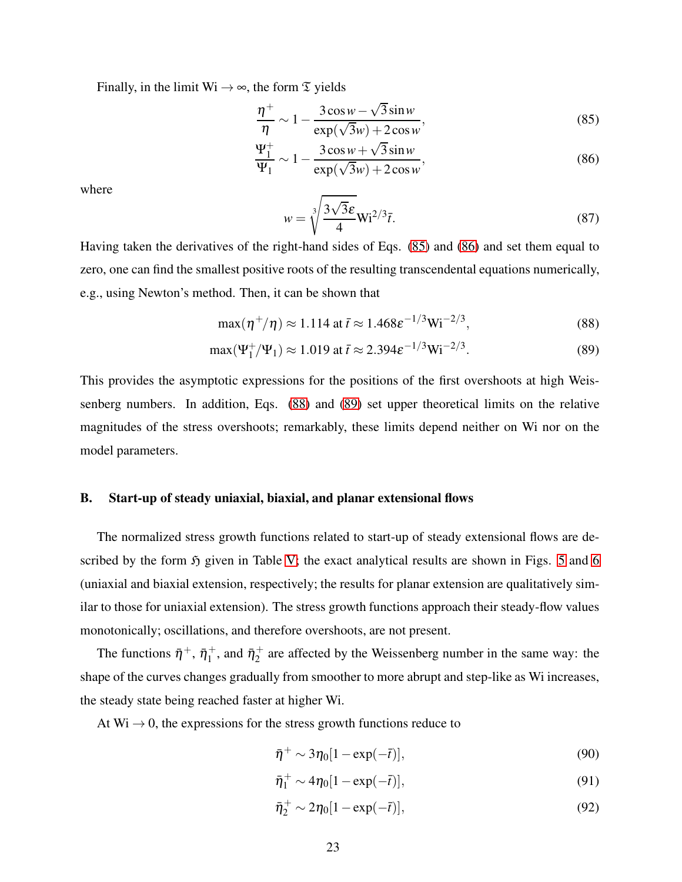Finally, in the limit $\mathrm{Wi} \to \infty$, the form $\mathfrak{T}$ yields

$$\frac{\eta^+}{\eta} \sim 1 - \frac{3\cos w - \sqrt{3}\sin w}{\exp(\sqrt{3}w) + 2\cos w}, \tag{85}$$

$$\frac{\Psi_1^+}{\Psi_1} \sim 1 - \frac{3\cos w + \sqrt{3}\sin w}{\exp(\sqrt{3}w) + 2\cos w}, \tag{86}$$

where

$$w = \sqrt[3]{\frac{3\sqrt{3}\varepsilon}{4}}\mathrm{Wi}^{2/3}\bar{t}. \tag{87}$$

Having taken the derivatives of the right-hand sides of Eqs. (85) and (86) and set them equal to zero, one can find the smallest positive roots of the resulting transcendental equations numerically, e.g., using Newton's method. Then, it can be shown that

$$\max(\eta^+/\eta) \approx 1.114 \text{ at } \bar{t} \approx 1.468\varepsilon^{-1/3}\mathrm{Wi}^{-2/3}, \tag{88}$$

$$\max(\Psi_1^+/\Psi_1) \approx 1.019 \text{ at } \bar{t} \approx 2.394\varepsilon^{-1/3}\mathrm{Wi}^{-2/3}. \tag{89}$$

This provides the asymptotic expressions for the positions of the first overshoots at high Weissenberg numbers. In addition, Eqs. (88) and (89) set upper theoretical limits on the relative magnitudes of the stress overshoots; remarkably, these limits depend neither on Wi nor on the model parameters.

## B. Start-up of steady uniaxial, biaxial, and planar extensional flows

The normalized stress growth functions related to start-up of steady extensional flows are described by the form $\mathfrak{H}$ given in Table V; the exact analytical results are shown in Figs. 5 and 6 (uniaxial and biaxial extension, respectively; the results for planar extension are qualitatively similar to those for uniaxial extension). The stress growth functions approach their steady-flow values monotonically; oscillations, and therefore overshoots, are not present.

The functions $\bar{\eta}^+$, $\bar{\eta}_1^+$, and $\bar{\eta}_2^+$ are affected by the Weissenberg number in the same way: the shape of the curves changes gradually from smoother to more abrupt and step-like as Wi increases, the steady state being reached faster at higher Wi.

At $\mathrm{Wi} \to 0$, the expressions for the stress growth functions reduce to

$$\bar{\eta}^+ \sim 3\eta_0[1 - \exp(-\bar{t})], \tag{90}$$

$$\bar{\eta}_1^+ \sim 4\eta_0[1 - \exp(-\bar{t})], \tag{91}$$

$$\bar{\eta}_2^+ \sim 2\eta_0[1 - \exp(-\bar{t})], \tag{92}$$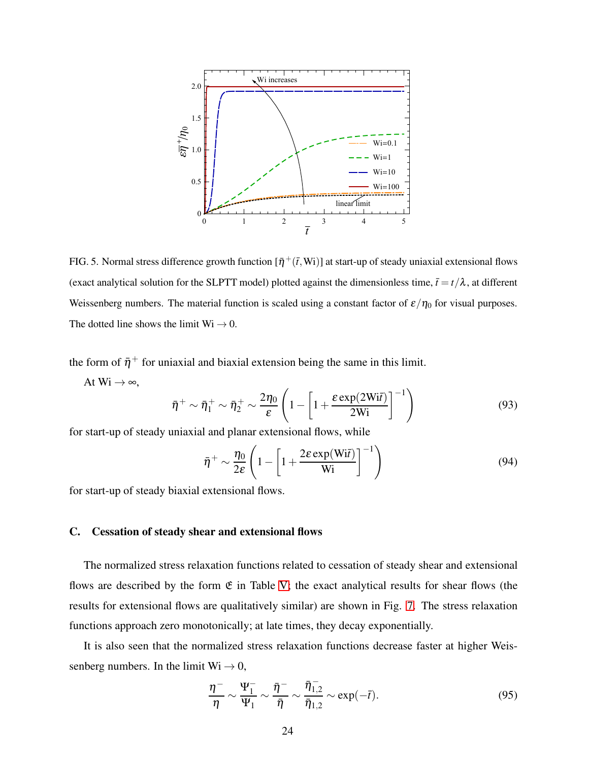FIG. 5. Normal stress difference growth function $[\bar{\eta}^+(\bar{t}, \mathrm{Wi})]$ at start-up of steady uniaxial extensional flows (exact analytical solution for the SLPTT model) plotted against the dimensionless time, $\bar{t} = t/\lambda$, at different Weissenberg numbers. The material function is scaled using a constant factor of $\varepsilon/\eta_0$ for visual purposes. The dotted line shows the limit $\mathrm{Wi} \to 0$.

the form of $\bar{\eta}^+$ for uniaxial and biaxial extension being the same in this limit.

At $\mathrm{Wi} \to \infty$,

$$\bar{\eta}^+ \sim \bar{\eta}_1^+ \sim \bar{\eta}_2^+ \sim \frac{2\eta_0}{\varepsilon}\left(1 - \left[1 + \frac{\varepsilon \exp(2\mathrm{Wi}\bar{t})}{2\mathrm{Wi}}\right]^{-1}\right) \tag{93}$$

for start-up of steady uniaxial and planar extensional flows, while

$$\bar{\eta}^+ \sim \frac{\eta_0}{2\varepsilon}\left(1 - \left[1 + \frac{2\varepsilon \exp(\mathrm{Wi}\bar{t})}{\mathrm{Wi}}\right]^{-1}\right) \tag{94}$$

for start-up of steady biaxial extensional flows.

### C. Cessation of steady shear and extensional flows

The normalized stress relaxation functions related to cessation of steady shear and extensional flows are described by the form $\mathfrak{E}$ in Table V; the exact analytical results for shear flows (the results for extensional flows are qualitatively similar) are shown in Fig. 7. The stress relaxation functions approach zero monotonically; at late times, they decay exponentially.

It is also seen that the normalized stress relaxation functions decrease faster at higher Weissenberg numbers. In the limit $\mathrm{Wi} \to 0$,

$$\frac{\eta^-}{\eta} \sim \frac{\Psi_1^-}{\Psi_1} \sim \frac{\bar{\eta}^-}{\bar{\eta}} \sim \frac{\bar{\eta}_{1,2}^-}{\bar{\eta}_{1,2}} \sim \exp(-\bar{t}). \tag{95}$$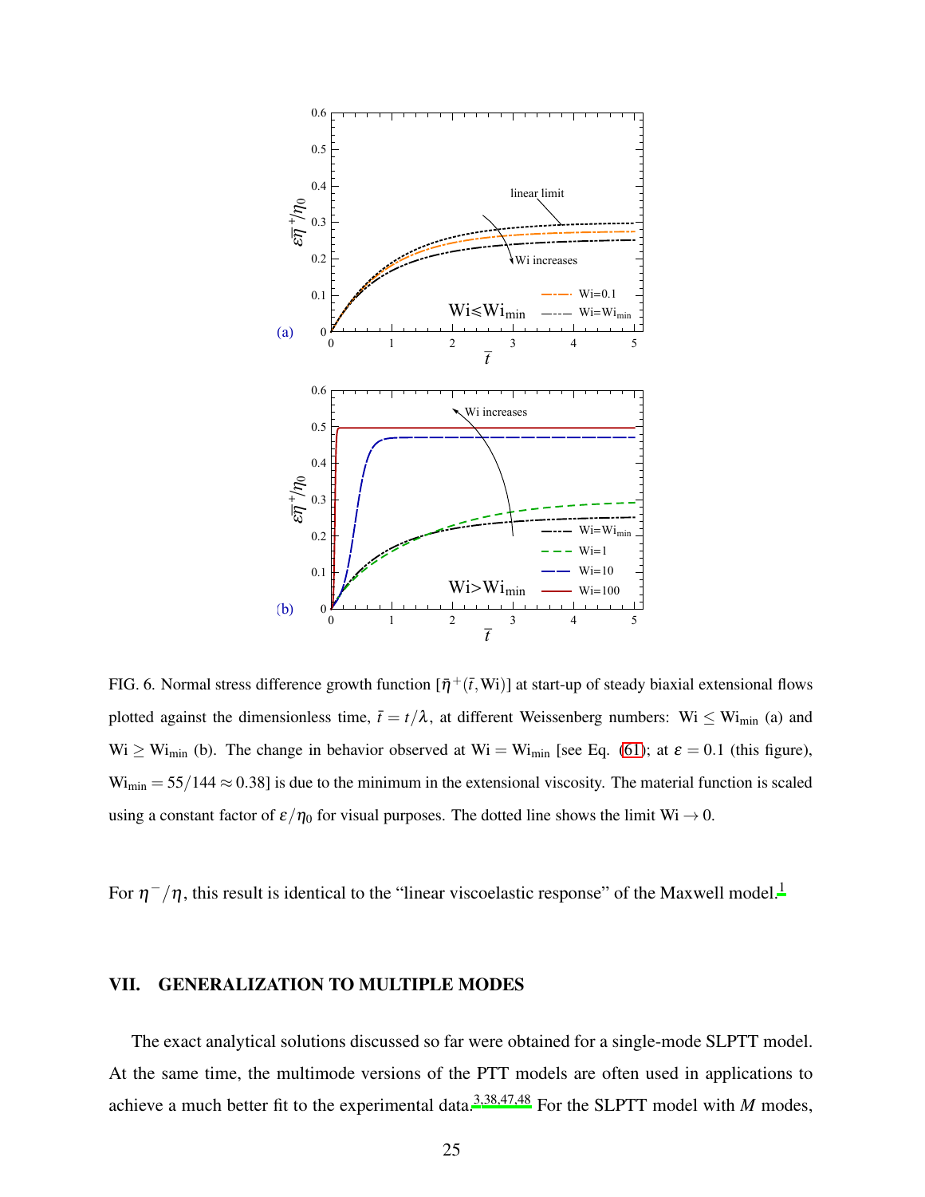FIG. 6. Normal stress difference growth function $[\bar{\eta}^+(\bar{t},\mathrm{Wi})]$ at start-up of steady biaxial extensional flows plotted against the dimensionless time, $\bar{t} = t/\lambda$, at different Weissenberg numbers: $\mathrm{Wi} \leq \mathrm{Wi}_{\mathrm{min}}$ (a) and $\mathrm{Wi} \geq \mathrm{Wi}_{\mathrm{min}}$ (b). The change in behavior observed at $\mathrm{Wi} = \mathrm{Wi}_{\mathrm{min}}$ [see Eq. (61); at $\varepsilon = 0.1$ (this figure), $\mathrm{Wi}_{\mathrm{min}} = 55/144 \approx 0.38$] is due to the minimum in the extensional viscosity. The material function is scaled using a constant factor of $\varepsilon/\eta_0$ for visual purposes. The dotted line shows the limit $\mathrm{Wi} \to 0$.

For $\eta^-/\eta$, this result is identical to the "linear viscoelastic response" of the Maxwell model.[1]

## VII. GENERALIZATION TO MULTIPLE MODES

The exact analytical solutions discussed so far were obtained for a single-mode SLPTT model. At the same time, the multimode versions of the PTT models are often used in applications to achieve a much better fit to the experimental data.[3,38,47,48] For the SLPTT model with $M$ modes,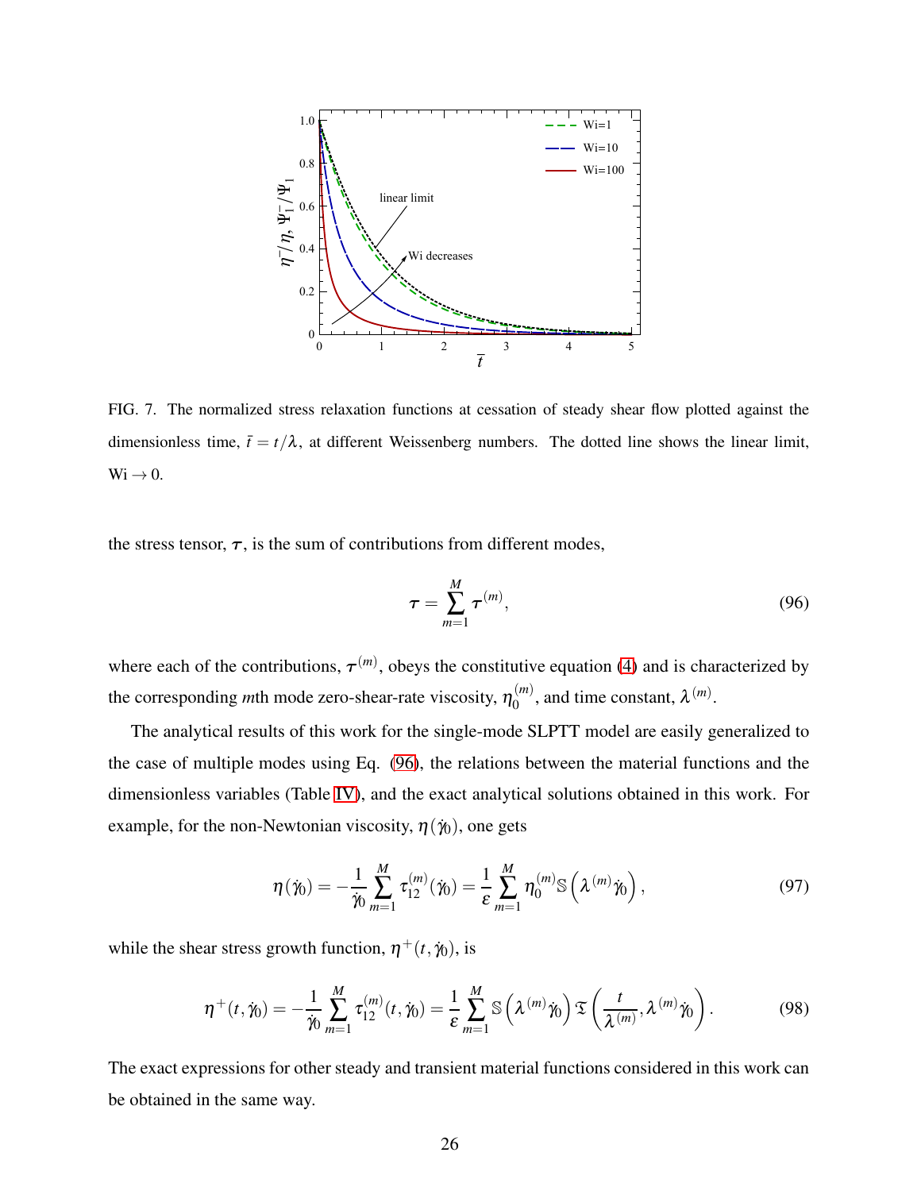FIG. 7. The normalized stress relaxation functions at cessation of steady shear flow plotted against the dimensionless time, $\bar{t} = t/\lambda$, at different Weissenberg numbers. The dotted line shows the linear limit, $\mathrm{Wi} \to 0$.

the stress tensor, $\boldsymbol{\tau}$, is the sum of contributions from different modes,

$$\boldsymbol{\tau} = \sum_{m=1}^{M} \boldsymbol{\tau}^{(m)}, \tag{96}$$

where each of the contributions, $\boldsymbol{\tau}^{(m)}$, obeys the constitutive equation (4) and is characterized by the corresponding $m$th mode zero-shear-rate viscosity, $\eta_0^{(m)}$, and time constant, $\lambda^{(m)}$.

The analytical results of this work for the single-mode SLPTT model are easily generalized to the case of multiple modes using Eq. (96), the relations between the material functions and the dimensionless variables (Table IV), and the exact analytical solutions obtained in this work. For example, for the non-Newtonian viscosity, $\eta(\dot{\gamma}_0)$, one gets

$$\eta(\dot{\gamma}_0) = -\frac{1}{\dot{\gamma}_0}\sum_{m=1}^{M} \tau_{12}^{(m)}(\dot{\gamma}_0) = \frac{1}{\varepsilon}\sum_{m=1}^{M} \eta_0^{(m)} \mathbb{S}\left(\lambda^{(m)}\dot{\gamma}_0\right), \tag{97}$$

while the shear stress growth function, $\eta^{+}(t,\dot{\gamma}_0)$, is

$$\eta^{+}(t,\dot{\gamma}_0) = -\frac{1}{\dot{\gamma}_0}\sum_{m=1}^{M} \tau_{12}^{(m)}(t,\dot{\gamma}_0) = \frac{1}{\varepsilon}\sum_{m=1}^{M} \mathbb{S}\left(\lambda^{(m)}\dot{\gamma}_0\right)\mathfrak{T}\left(\frac{t}{\lambda^{(m)}},\lambda^{(m)}\dot{\gamma}_0\right). \tag{98}$$

The exact expressions for other steady and transient material functions considered in this work can be obtained in the same way.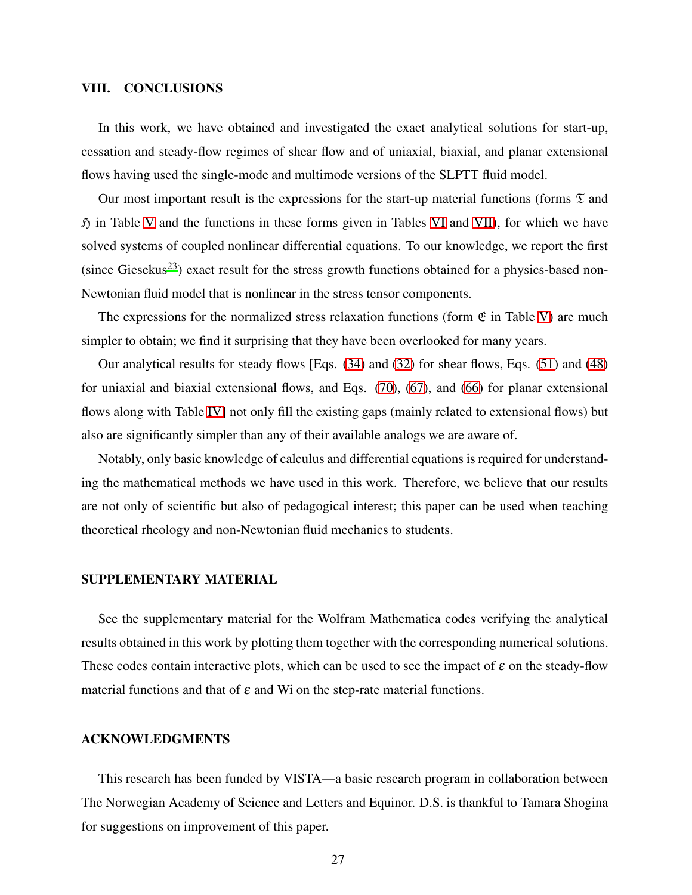## VIII. CONCLUSIONS

In this work, we have obtained and investigated the exact analytical solutions for start-up, cessation and steady-flow regimes of shear flow and of uniaxial, biaxial, and planar extensional flows having used the single-mode and multimode versions of the SLPTT fluid model.

Our most important result is the expressions for the start-up material functions (forms $\mathfrak{T}$ and $\mathfrak{H}$ in Table V and the functions in these forms given in Tables VI and VII), for which we have solved systems of coupled nonlinear differential equations. To our knowledge, we report the first (since Giesekus[23]) exact result for the stress growth functions obtained for a physics-based non-Newtonian fluid model that is nonlinear in the stress tensor components.

The expressions for the normalized stress relaxation functions (form $\mathfrak{E}$ in Table V) are much simpler to obtain; we find it surprising that they have been overlooked for many years.

Our analytical results for steady flows [Eqs. (34) and (32) for shear flows, Eqs. (51) and (48) for uniaxial and biaxial extensional flows, and Eqs. (70), (67), and (66) for planar extensional flows along with Table IV] not only fill the existing gaps (mainly related to extensional flows) but also are significantly simpler than any of their available analogs we are aware of.

Notably, only basic knowledge of calculus and differential equations is required for understanding the mathematical methods we have used in this work. Therefore, we believe that our results are not only of scientific but also of pedagogical interest; this paper can be used when teaching theoretical rheology and non-Newtonian fluid mechanics to students.

## SUPPLEMENTARY MATERIAL

See the supplementary material for the Wolfram Mathematica codes verifying the analytical results obtained in this work by plotting them together with the corresponding numerical solutions. These codes contain interactive plots, which can be used to see the impact of $\varepsilon$ on the steady-flow material functions and that of $\varepsilon$ and Wi on the step-rate material functions.

## ACKNOWLEDGMENTS

This research has been funded by VISTA—a basic research program in collaboration between The Norwegian Academy of Science and Letters and Equinor. D.S. is thankful to Tamara Shogina for suggestions on improvement of this paper.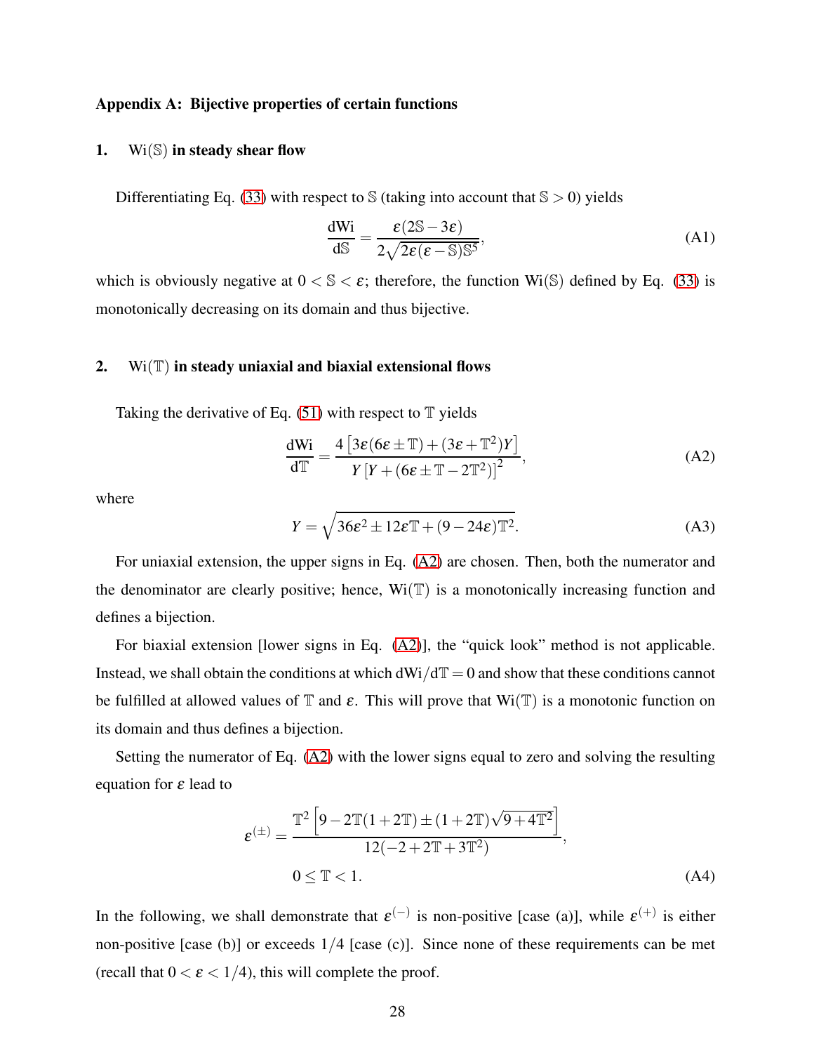## Appendix A: Bijective properties of certain functions

### 1. $\mathrm{Wi}(\mathbb{S})$ in steady shear flow

Differentiating Eq. (33) with respect to $\mathbb{S}$ (taking into account that $\mathbb{S} > 0$) yields

$$\frac{\mathrm{dWi}}{\mathrm{d}\mathbb{S}} = \frac{\varepsilon(2\mathbb{S} - 3\varepsilon)}{2\sqrt{2\varepsilon(\varepsilon - \mathbb{S})\mathbb{S}^5}}, \tag{A1}$$

which is obviously negative at $0 < \mathbb{S} < \varepsilon$; therefore, the function $\mathrm{Wi}(\mathbb{S})$ defined by Eq. (33) is monotonically decreasing on its domain and thus bijective.

### 2. $\mathrm{Wi}(\mathbb{T})$ in steady uniaxial and biaxial extensional flows

Taking the derivative of Eq. (51) with respect to $\mathbb{T}$ yields

$$\frac{\mathrm{dWi}}{\mathrm{d}\mathbb{T}} = \frac{4\left[3\varepsilon(6\varepsilon \pm \mathbb{T}) + (3\varepsilon + \mathbb{T}^2)Y\right]}{Y\left[Y + (6\varepsilon \pm \mathbb{T} - 2\mathbb{T}^2)\right]^2}, \tag{A2}$$

where

$$Y = \sqrt{36\varepsilon^2 \pm 12\varepsilon\mathbb{T} + (9 - 24\varepsilon)\mathbb{T}^2}. \tag{A3}$$

For uniaxial extension, the upper signs in Eq. (A2) are chosen. Then, both the numerator and the denominator are clearly positive; hence, $\mathrm{Wi}(\mathbb{T})$ is a monotonically increasing function and defines a bijection.

For biaxial extension [lower signs in Eq. (A2)], the "quick look" method is not applicable. Instead, we shall obtain the conditions at which $\mathrm{dWi}/\mathrm{d}\mathbb{T} = 0$ and show that these conditions cannot be fulfilled at allowed values of $\mathbb{T}$ and $\varepsilon$. This will prove that $\mathrm{Wi}(\mathbb{T})$ is a monotonic function on its domain and thus defines a bijection.

Setting the numerator of Eq. (A2) with the lower signs equal to zero and solving the resulting equation for $\varepsilon$ lead to

$$\varepsilon^{(\pm)} = \frac{\mathbb{T}^2\left[9 - 2\mathbb{T}(1 + 2\mathbb{T}) \pm (1 + 2\mathbb{T})\sqrt{9 + 4\mathbb{T}^2}\right]}{12(-2 + 2\mathbb{T} + 3\mathbb{T}^2)},$$
$$0 \le \mathbb{T} < 1. \tag{A4}$$

In the following, we shall demonstrate that $\varepsilon^{(-)}$ is non-positive [case (a)], while $\varepsilon^{(+)}$ is either non-positive [case (b)] or exceeds $1/4$ [case (c)]. Since none of these requirements can be met (recall that $0 < \varepsilon < 1/4$), this will complete the proof.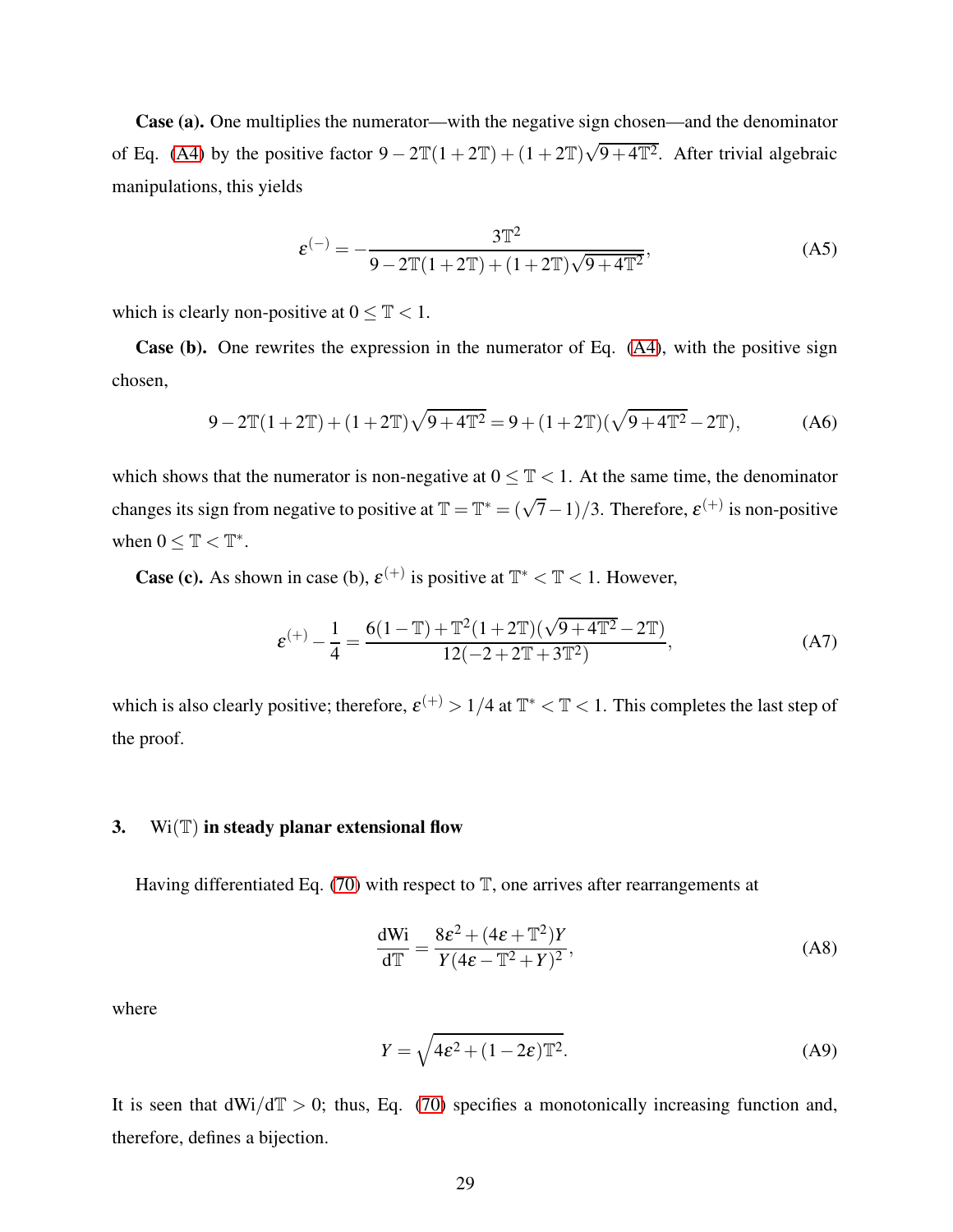**Case (a).** One multiplies the numerator—with the negative sign chosen—and the denominator of Eq. (A4) by the positive factor $9 - 2\mathbb{T}(1+2\mathbb{T}) + (1+2\mathbb{T})\sqrt{9+4\mathbb{T}^2}$. After trivial algebraic manipulations, this yields

$$\varepsilon^{(-)} = -\frac{3\mathbb{T}^2}{9 - 2\mathbb{T}(1+2\mathbb{T}) + (1+2\mathbb{T})\sqrt{9+4\mathbb{T}^2}}, \tag{A5}$$

which is clearly non-positive at $0 \leq \mathbb{T} < 1$.

**Case (b).** One rewrites the expression in the numerator of Eq. (A4), with the positive sign chosen,

$$9 - 2\mathbb{T}(1+2\mathbb{T}) + (1+2\mathbb{T})\sqrt{9+4\mathbb{T}^2} = 9 + (1+2\mathbb{T})(\sqrt{9+4\mathbb{T}^2} - 2\mathbb{T}), \tag{A6}$$

which shows that the numerator is non-negative at $0 \leq \mathbb{T} < 1$. At the same time, the denominator changes its sign from negative to positive at $\mathbb{T} = \mathbb{T}^* = (\sqrt{7}-1)/3$. Therefore, $\varepsilon^{(+)}$ is non-positive when $0 \leq \mathbb{T} < \mathbb{T}^*$.

**Case (c).** As shown in case (b), $\varepsilon^{(+)}$ is positive at $\mathbb{T}^* < \mathbb{T} < 1$. However,

$$\varepsilon^{(+)} - \frac{1}{4} = \frac{6(1-\mathbb{T}) + \mathbb{T}^2(1+2\mathbb{T})(\sqrt{9+4\mathbb{T}^2} - 2\mathbb{T})}{12(-2+2\mathbb{T}+3\mathbb{T}^2)}, \tag{A7}$$

which is also clearly positive; therefore, $\varepsilon^{(+)} > 1/4$ at $\mathbb{T}^* < \mathbb{T} < 1$. This completes the last step of the proof.

### 3. $\mathrm{Wi}(\mathbb{T})$ in steady planar extensional flow

Having differentiated Eq. (70) with respect to $\mathbb{T}$, one arrives after rearrangements at

$$\frac{\mathrm{dWi}}{\mathrm{d}\mathbb{T}} = \frac{8\varepsilon^2 + (4\varepsilon + \mathbb{T}^2)Y}{Y(4\varepsilon - \mathbb{T}^2 + Y)^2}, \tag{A8}$$

where

$$Y = \sqrt{4\varepsilon^2 + (1-2\varepsilon)\mathbb{T}^2}. \tag{A9}$$

It is seen that $\mathrm{dWi}/\mathrm{d}\mathbb{T} > 0$; thus, Eq. (70) specifies a monotonically increasing function and, therefore, defines a bijection.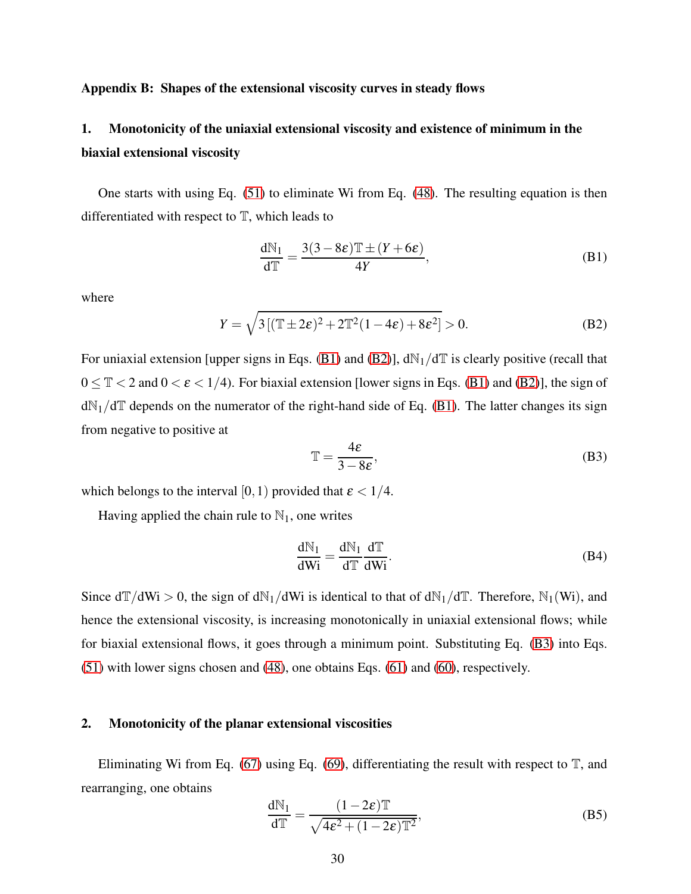## Appendix B: Shapes of the extensional viscosity curves in steady flows

### 1. Monotonicity of the uniaxial extensional viscosity and existence of minimum in the biaxial extensional viscosity

One starts with using Eq. (51) to eliminate Wi from Eq. (48). The resulting equation is then differentiated with respect to $\mathbb{T}$, which leads to

$$\frac{\mathrm{d}\mathbb{N}_1}{\mathrm{d}\mathbb{T}} = \frac{3(3-8\varepsilon)\mathbb{T} \pm (Y+6\varepsilon)}{4Y}, \tag{B1}$$

where

$$Y = \sqrt{3\left[(\mathbb{T}\pm 2\varepsilon)^2 + 2\mathbb{T}^2(1-4\varepsilon) + 8\varepsilon^2\right]} > 0. \tag{B2}$$

For uniaxial extension [upper signs in Eqs. (B1) and (B2)], $\mathrm{d}\mathbb{N}_1/\mathrm{d}\mathbb{T}$ is clearly positive (recall that $0 \leq \mathbb{T} < 2$ and $0 < \varepsilon < 1/4$). For biaxial extension [lower signs in Eqs. (B1) and (B2)], the sign of $\mathrm{d}\mathbb{N}_1/\mathrm{d}\mathbb{T}$ depends on the numerator of the right-hand side of Eq. (B1). The latter changes its sign from negative to positive at

$$\mathbb{T} = \frac{4\varepsilon}{3-8\varepsilon}, \tag{B3}$$

which belongs to the interval $[0,1)$ provided that $\varepsilon < 1/4$.

Having applied the chain rule to $\mathbb{N}_1$, one writes

$$\frac{\mathrm{d}\mathbb{N}_1}{\mathrm{dWi}} = \frac{\mathrm{d}\mathbb{N}_1}{\mathrm{d}\mathbb{T}}\frac{\mathrm{d}\mathbb{T}}{\mathrm{dWi}}. \tag{B4}$$

Since $\mathrm{d}\mathbb{T}/\mathrm{dWi} > 0$, the sign of $\mathrm{d}\mathbb{N}_1/\mathrm{dWi}$ is identical to that of $\mathrm{d}\mathbb{N}_1/\mathrm{d}\mathbb{T}$. Therefore, $\mathbb{N}_1(\mathrm{Wi})$, and hence the extensional viscosity, is increasing monotonically in uniaxial extensional flows; while for biaxial extensional flows, it goes through a minimum point. Substituting Eq. (B3) into Eqs. (51) with lower signs chosen and (48), one obtains Eqs. (61) and (60), respectively.

### 2. Monotonicity of the planar extensional viscosities

Eliminating Wi from Eq. (67) using Eq. (69), differentiating the result with respect to $\mathbb{T}$, and rearranging, one obtains

$$\frac{\mathrm{d}\mathbb{N}_1}{\mathrm{d}\mathbb{T}} = \frac{(1-2\varepsilon)\mathbb{T}}{\sqrt{4\varepsilon^2 + (1-2\varepsilon)\mathbb{T}^2}}, \tag{B5}$$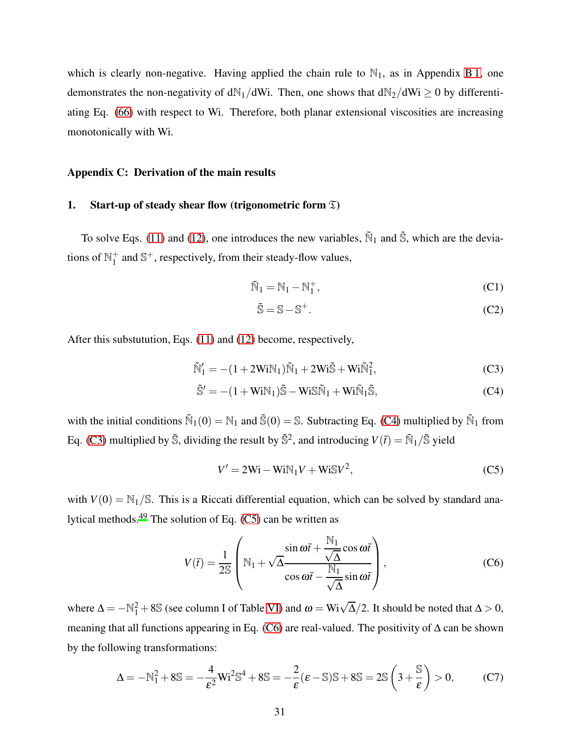which is clearly non-negative. Having applied the chain rule to $\mathbb{N}_1$, as in Appendix B 1, one demonstrates the non-negativity of $\mathrm{d}\mathbb{N}_1/\mathrm{dWi}$. Then, one shows that $\mathrm{d}\mathbb{N}_2/\mathrm{dWi} \geq 0$ by differentiating Eq. (66) with respect to Wi. Therefore, both planar extensional viscosities are increasing monotonically with Wi.

## Appendix C: Derivation of the main results

### 1. Start-up of steady shear flow (trigonometric form $\mathfrak{T}$)

To solve Eqs. (11) and (12), one introduces the new variables, $\tilde{\mathbb{N}}_1$ and $\tilde{\mathbb{S}}$, which are the deviations of $\mathbb{N}_1^+$ and $\mathbb{S}^+$, respectively, from their steady-flow values,

$$\tilde{\mathbb{N}}_1 = \mathbb{N}_1 - \mathbb{N}_1^+, \tag{C1}$$

$$\tilde{\mathbb{S}} = \mathbb{S} - \mathbb{S}^+. \tag{C2}$$

After this substutution, Eqs. (11) and (12) become, respectively,

$$\tilde{\mathbb{N}}_1' = -(1+2\mathrm{Wi}\mathbb{N}_1)\tilde{\mathbb{N}}_1 + 2\mathrm{Wi}\tilde{\mathbb{S}} + \mathrm{Wi}\tilde{\mathbb{N}}_1^2, \tag{C3}$$

$$\tilde{\mathbb{S}}' = -(1+\mathrm{Wi}\mathbb{N}_1)\tilde{\mathbb{S}} - \mathrm{Wi}\mathbb{S}\tilde{\mathbb{N}}_1 + \mathrm{Wi}\tilde{\mathbb{N}}_1\tilde{\mathbb{S}}, \tag{C4}$$

with the initial conditions $\tilde{\mathbb{N}}_1(0) = \mathbb{N}_1$ and $\tilde{\mathbb{S}}(0) = \mathbb{S}$. Subtracting Eq. (C4) multiplied by $\tilde{\mathbb{N}}_1$ from Eq. (C3) multiplied by $\tilde{\mathbb{S}}$, dividing the result by $\tilde{\mathbb{S}}^2$, and introducing $V(\bar{t}) = \tilde{\mathbb{N}}_1/\tilde{\mathbb{S}}$ yield

$$V' = 2\mathrm{Wi} - \mathrm{Wi}\mathbb{N}_1 V + \mathrm{Wi}\mathbb{S}V^2, \tag{C5}$$

with $V(0) = \mathbb{N}_1/\mathbb{S}$. This is a Riccati differential equation, which can be solved by standard analytical methods.[49] The solution of Eq. (C5) can be written as

$$V(\bar{t}) = \frac{1}{2\mathbb{S}}\left(\mathbb{N}_1 + \sqrt{\Delta}\,\frac{\sin\omega\bar{t} + \dfrac{\mathbb{N}_1}{\sqrt{\Delta}}\cos\omega\bar{t}}{\cos\omega\bar{t} - \dfrac{\mathbb{N}_1}{\sqrt{\Delta}}\sin\omega\bar{t}}\right), \tag{C6}$$

where $\Delta = -\mathbb{N}_1^2 + 8\mathbb{S}$ (see column I of Table VI) and $\omega = \mathrm{Wi}\sqrt{\Delta}/2$. It should be noted that $\Delta > 0$, meaning that all functions appearing in Eq. (C6) are real-valued. The positivity of $\Delta$ can be shown by the following transformations:

$$\Delta = -\mathbb{N}_1^2 + 8\mathbb{S} = -\frac{4}{\varepsilon^2}\mathrm{Wi}^2\mathbb{S}^4 + 8\mathbb{S} = -\frac{2}{\varepsilon}(\varepsilon - \mathbb{S})\mathbb{S} + 8\mathbb{S} = 2\mathbb{S}\left(3 + \frac{\mathbb{S}}{\varepsilon}\right) > 0, \tag{C7}$$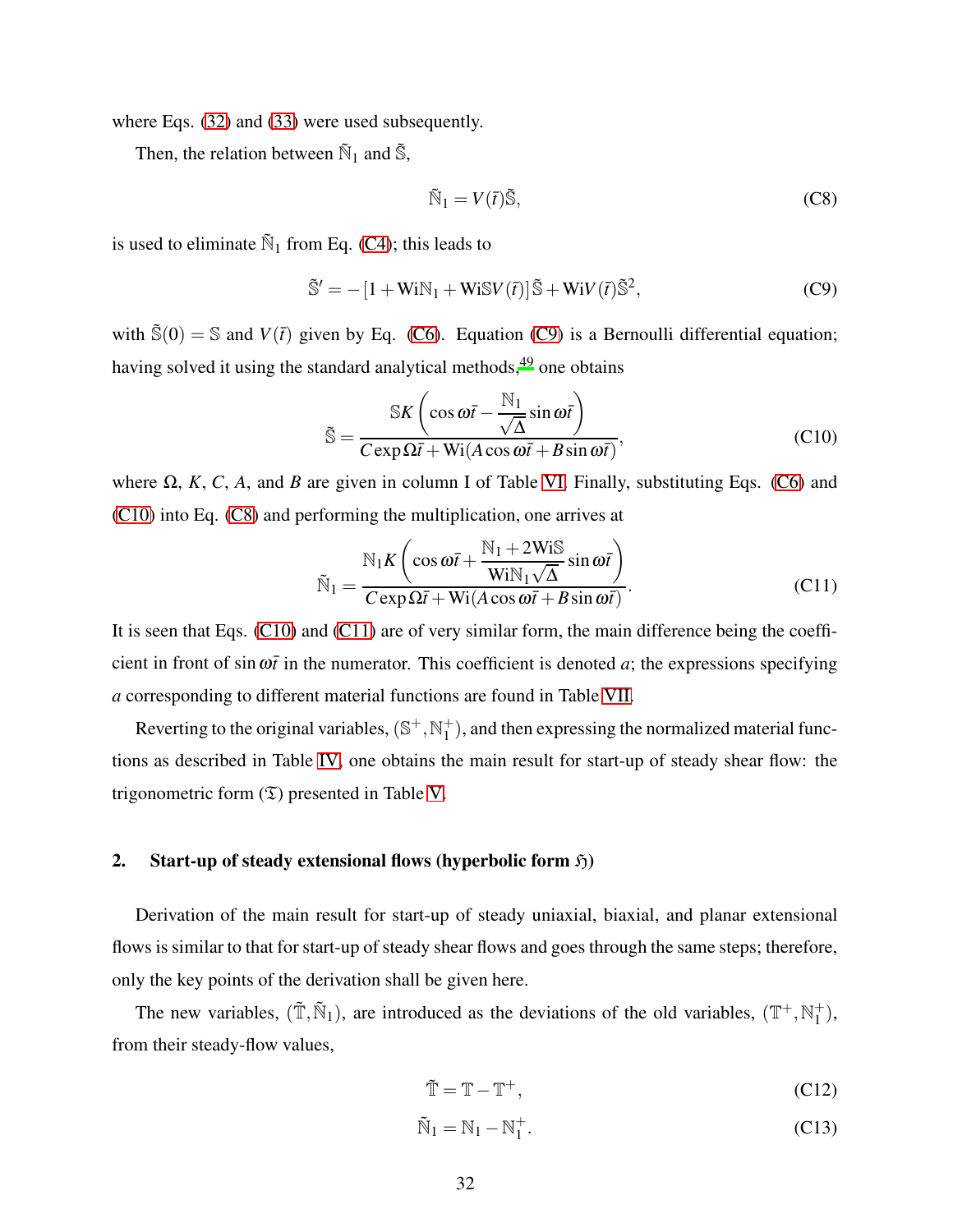where Eqs. (32) and (33) were used subsequently.

Then, the relation between $\tilde{\mathbb{N}}_1$ and $\tilde{\mathbb{S}}$,

$$\tilde{\mathbb{N}}_1 = V(\bar{t})\tilde{\mathbb{S}}, \tag{C8}$$

is used to eliminate $\tilde{\mathbb{N}}_1$ from Eq. (C4); this leads to

$$\tilde{\mathbb{S}}' = -\left[1 + \mathrm{Wi}\mathbb{N}_1 + \mathrm{Wi}\mathbb{S}V(\bar{t})\right]\tilde{\mathbb{S}} + \mathrm{Wi}V(\bar{t})\tilde{\mathbb{S}}^2, \tag{C9}$$

with $\tilde{\mathbb{S}}(0) = \mathbb{S}$ and $V(\bar{t})$ given by Eq. (C6). Equation (C9) is a Bernoulli differential equation; having solved it using the standard analytical methods,[49] one obtains

$$\tilde{\mathbb{S}} = \frac{\mathbb{S}K\left(\cos\omega\bar{t} - \dfrac{\mathbb{N}_1}{\sqrt{\Delta}}\sin\omega\bar{t}\right)}{C\exp\Omega\bar{t} + \mathrm{Wi}(A\cos\omega\bar{t} + B\sin\omega\bar{t})}, \tag{C10}$$

where $\Omega$, $K$, $C$, $A$, and $B$ are given in column I of Table VI. Finally, substituting Eqs. (C6) and (C10) into Eq. (C8) and performing the multiplication, one arrives at

$$\tilde{\mathbb{N}}_1 = \frac{\mathbb{N}_1K\left(\cos\omega\bar{t} + \dfrac{\mathbb{N}_1 + 2\mathrm{Wi}\mathbb{S}}{\mathrm{Wi}\mathbb{N}_1\sqrt{\Delta}}\sin\omega\bar{t}\right)}{C\exp\Omega\bar{t} + \mathrm{Wi}(A\cos\omega\bar{t} + B\sin\omega\bar{t})}. \tag{C11}$$

It is seen that Eqs. (C10) and (C11) are of very similar form, the main difference being the coefficient in front of $\sin\omega\bar{t}$ in the numerator. This coefficient is denoted $a$; the expressions specifying $a$ corresponding to different material functions are found in Table VII.

Reverting to the original variables, $(\mathbb{S}^+, \mathbb{N}_1^+)$, and then expressing the normalized material functions as described in Table IV, one obtains the main result for start-up of steady shear flow: the trigonometric form ($\mathfrak{T}$) presented in Table V.

## 2. Start-up of steady extensional flows (hyperbolic form $\mathfrak{H}$)

Derivation of the main result for start-up of steady uniaxial, biaxial, and planar extensional flows is similar to that for start-up of steady shear flows and goes through the same steps; therefore, only the key points of the derivation shall be given here.

The new variables, $(\tilde{\mathbb{T}}, \tilde{\mathbb{N}}_1)$, are introduced as the deviations of the old variables, $(\mathbb{T}^+, \mathbb{N}_1^+)$, from their steady-flow values,

$$\tilde{\mathbb{T}} = \mathbb{T} - \mathbb{T}^+, \tag{C12}$$

$$\tilde{\mathbb{N}}_1 = \mathbb{N}_1 - \mathbb{N}_1^+. \tag{C13}$$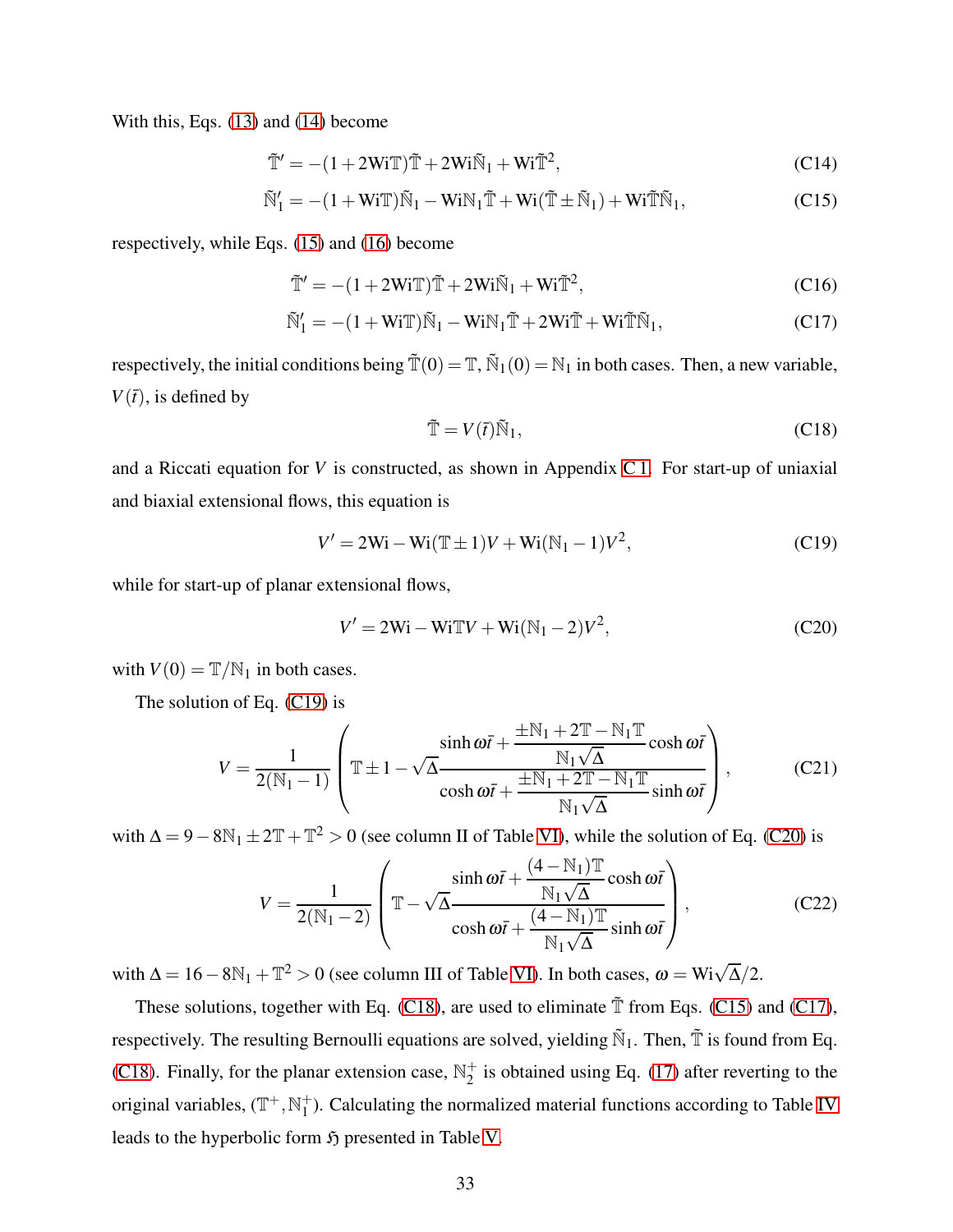With this, Eqs. (13) and (14) become

$$\tilde{\mathbb{T}}' = -(1+2\mathrm{Wi}\mathbb{T})\tilde{\mathbb{T}} + 2\mathrm{Wi}\tilde{\mathbb{N}}_1 + \mathrm{Wi}\tilde{\mathbb{T}}^2, \tag{C14}$$

$$\tilde{\mathbb{N}}_1' = -(1+\mathrm{Wi}\mathbb{T})\tilde{\mathbb{N}}_1 - \mathrm{Wi}\mathbb{N}_1\tilde{\mathbb{T}} + \mathrm{Wi}(\tilde{\mathbb{T}} \pm \tilde{\mathbb{N}}_1) + \mathrm{Wi}\tilde{\mathbb{T}}\tilde{\mathbb{N}}_1, \tag{C15}$$

respectively, while Eqs. (15) and (16) become

$$\tilde{\mathbb{T}}' = -(1+2\mathrm{Wi}\mathbb{T})\tilde{\mathbb{T}} + 2\mathrm{Wi}\tilde{\mathbb{N}}_1 + \mathrm{Wi}\tilde{\mathbb{T}}^2, \tag{C16}$$

$$\tilde{\mathbb{N}}_1' = -(1+\mathrm{Wi}\mathbb{T})\tilde{\mathbb{N}}_1 - \mathrm{Wi}\mathbb{N}_1\tilde{\mathbb{T}} + 2\mathrm{Wi}\tilde{\mathbb{T}} + \mathrm{Wi}\tilde{\mathbb{T}}\tilde{\mathbb{N}}_1, \tag{C17}$$

respectively, the initial conditions being $\tilde{\mathbb{T}}(0) = \mathbb{T}$, $\tilde{\mathbb{N}}_1(0) = \mathbb{N}_1$ in both cases. Then, a new variable, $V(\bar{t})$, is defined by

$$\tilde{\mathbb{T}} = V(\bar{t})\tilde{\mathbb{N}}_1, \tag{C18}$$

and a Riccati equation for $V$ is constructed, as shown in Appendix C 1. For start-up of uniaxial and biaxial extensional flows, this equation is

$$V' = 2\mathrm{Wi} - \mathrm{Wi}(\mathbb{T} \pm 1)V + \mathrm{Wi}(\mathbb{N}_1 - 1)V^2, \tag{C19}$$

while for start-up of planar extensional flows,

$$V' = 2\mathrm{Wi} - \mathrm{Wi}\mathbb{T}V + \mathrm{Wi}(\mathbb{N}_1 - 2)V^2, \tag{C20}$$

with $V(0) = \mathbb{T}/\mathbb{N}_1$ in both cases.

The solution of Eq. (C19) is

$$V = \frac{1}{2(\mathbb{N}_1 - 1)}\left(\mathbb{T} \pm 1 - \sqrt{\Delta}\,\frac{\sinh \omega\bar{t} + \dfrac{\pm\mathbb{N}_1 + 2\mathbb{T} - \mathbb{N}_1\mathbb{T}}{\mathbb{N}_1\sqrt{\Delta}}\cosh \omega\bar{t}}{\cosh \omega\bar{t} + \dfrac{\pm\mathbb{N}_1 + 2\mathbb{T} - \mathbb{N}_1\mathbb{T}}{\mathbb{N}_1\sqrt{\Delta}}\sinh \omega\bar{t}}\right), \tag{C21}$$

with $\Delta = 9 - 8\mathbb{N}_1 \pm 2\mathbb{T} + \mathbb{T}^2 > 0$ (see column II of Table VI), while the solution of Eq. (C20) is

$$V = \frac{1}{2(\mathbb{N}_1 - 2)}\left(\mathbb{T} - \sqrt{\Delta}\,\frac{\sinh \omega\bar{t} + \dfrac{(4-\mathbb{N}_1)\mathbb{T}}{\mathbb{N}_1\sqrt{\Delta}}\cosh \omega\bar{t}}{\cosh \omega\bar{t} + \dfrac{(4-\mathbb{N}_1)\mathbb{T}}{\mathbb{N}_1\sqrt{\Delta}}\sinh \omega\bar{t}}\right), \tag{C22}$$

with $\Delta = 16 - 8\mathbb{N}_1 + \mathbb{T}^2 > 0$ (see column III of Table VI). In both cases, $\omega = \mathrm{Wi}\sqrt{\Delta}/2$.

These solutions, together with Eq. (C18), are used to eliminate $\tilde{\mathbb{T}}$ from Eqs. (C15) and (C17), respectively. The resulting Bernoulli equations are solved, yielding $\tilde{\mathbb{N}}_1$. Then, $\tilde{\mathbb{T}}$ is found from Eq. (C18). Finally, for the planar extension case, $\mathbb{N}_2^+$ is obtained using Eq. (17) after reverting to the original variables, $(\mathbb{T}^+, \mathbb{N}_1^+)$. Calculating the normalized material functions according to Table IV leads to the hyperbolic form $\mathfrak{H}$ presented in Table V.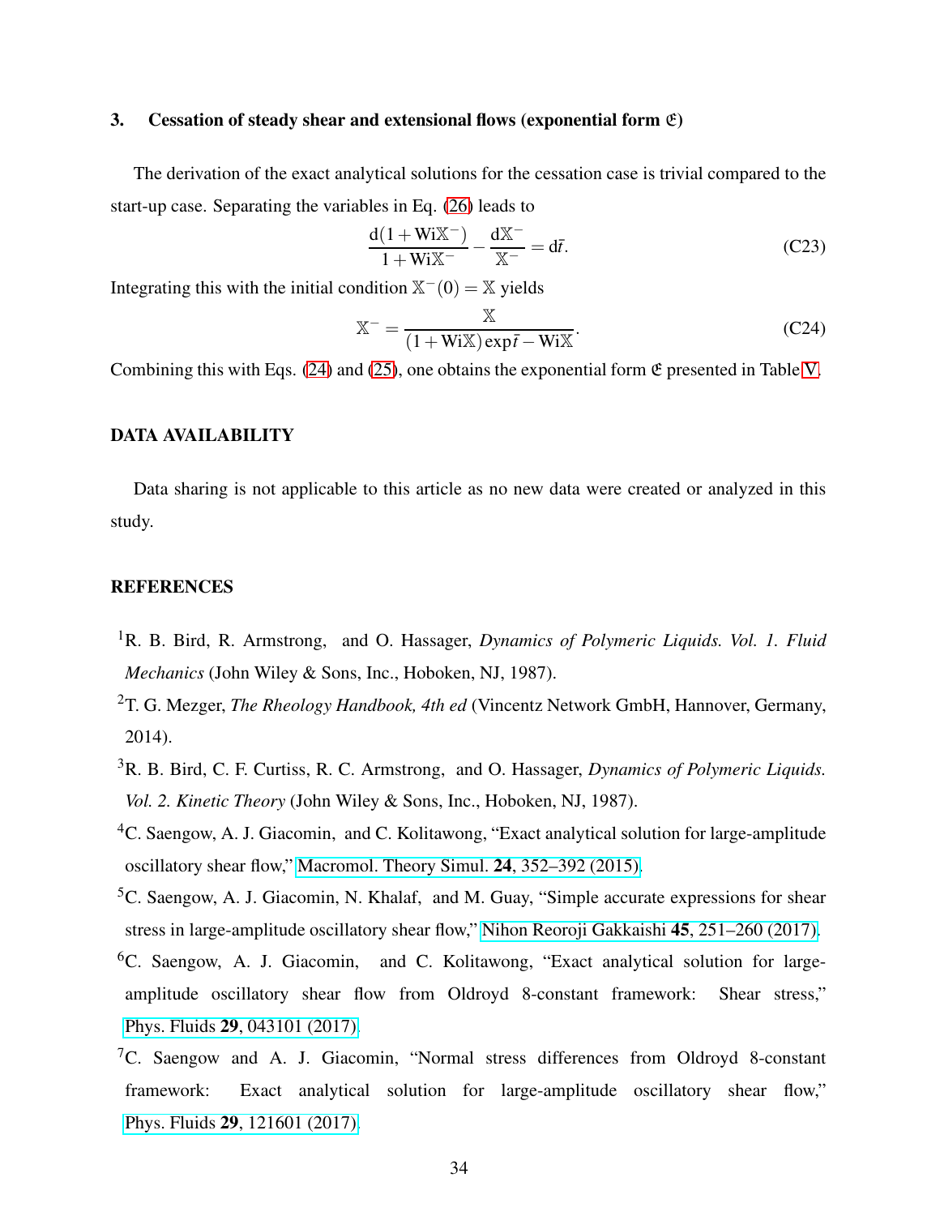### 3. Cessation of steady shear and extensional flows (exponential form $\mathfrak{E}$)

The derivation of the exact analytical solutions for the cessation case is trivial compared to the start-up case. Separating the variables in Eq. (26) leads to

$$\frac{\mathrm{d}(1+\mathrm{Wi}\mathbb{X}^{-})}{1+\mathrm{Wi}\mathbb{X}^{-}} - \frac{\mathrm{d}\mathbb{X}^{-}}{\mathbb{X}^{-}} = \mathrm{d}\bar{t}. \tag{C23}$$

Integrating this with the initial condition $\mathbb{X}^{-}(0) = \mathbb{X}$ yields

$$\mathbb{X}^{-} = \frac{\mathbb{X}}{(1+\mathrm{Wi}\mathbb{X})\exp\bar{t} - \mathrm{Wi}\mathbb{X}}. \tag{C24}$$

Combining this with Eqs. (24) and (25), one obtains the exponential form $\mathfrak{E}$ presented in Table V.

## DATA AVAILABILITY

Data sharing is not applicable to this article as no new data were created or analyzed in this study.

## REFERENCES

[1] R. B. Bird, R. Armstrong, and O. Hassager, *Dynamics of Polymeric Liquids. Vol. 1. Fluid Mechanics* (John Wiley & Sons, Inc., Hoboken, NJ, 1987).

[2] T. G. Mezger, *The Rheology Handbook, 4th ed* (Vincentz Network GmbH, Hannover, Germany, 2014).

[3] R. B. Bird, C. F. Curtiss, R. C. Armstrong, and O. Hassager, *Dynamics of Polymeric Liquids. Vol. 2. Kinetic Theory* (John Wiley & Sons, Inc., Hoboken, NJ, 1987).

[4] C. Saengow, A. J. Giacomin, and C. Kolitawong, "Exact analytical solution for large-amplitude oscillatory shear flow," Macromol. Theory Simul. **24**, 352–392 (2015).

[5] C. Saengow, A. J. Giacomin, N. Khalaf, and M. Guay, "Simple accurate expressions for shear stress in large-amplitude oscillatory shear flow," Nihon Reoroji Gakkaishi **45**, 251–260 (2017).

[6] C. Saengow, A. J. Giacomin, and C. Kolitawong, "Exact analytical solution for large-amplitude oscillatory shear flow from Oldroyd 8-constant framework: Shear stress," Phys. Fluids **29**, 043101 (2017).

[7] C. Saengow and A. J. Giacomin, "Normal stress differences from Oldroyd 8-constant framework: Exact analytical solution for large-amplitude oscillatory shear flow," Phys. Fluids **29**, 121601 (2017).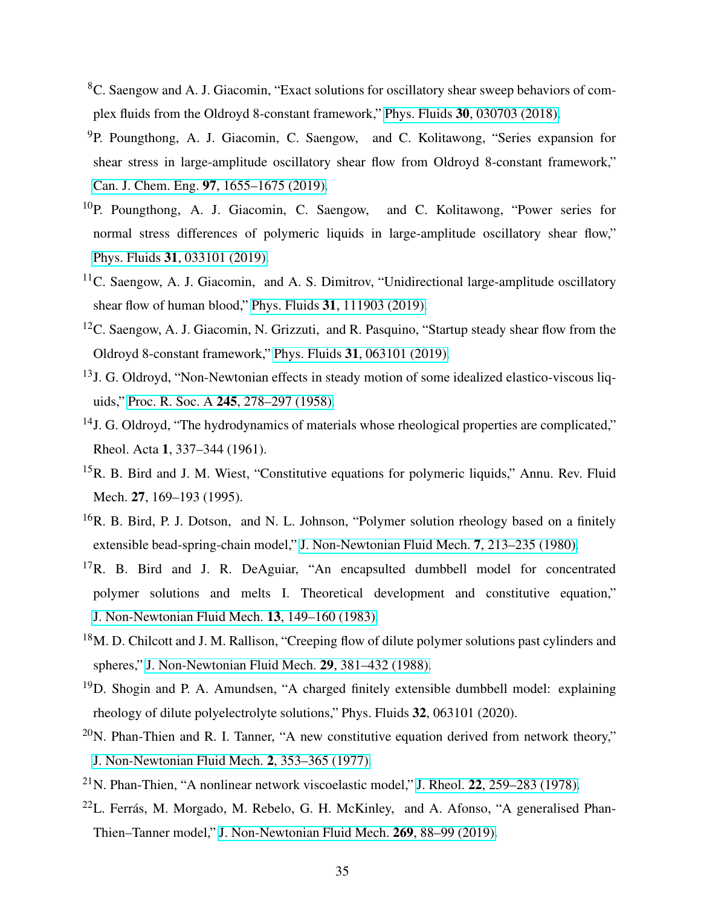[8] C. Saengow and A. J. Giacomin, "Exact solutions for oscillatory shear sweep behaviors of complex fluids from the Oldroyd 8-constant framework," Phys. Fluids **30**, 030703 (2018).

[9] P. Poungthong, A. J. Giacomin, C. Saengow, and C. Kolitawong, "Series expansion for shear stress in large-amplitude oscillatory shear flow from Oldroyd 8-constant framework," Can. J. Chem. Eng. **97**, 1655–1675 (2019).

[10] P. Poungthong, A. J. Giacomin, C. Saengow, and C. Kolitawong, "Power series for normal stress differences of polymeric liquids in large-amplitude oscillatory shear flow," Phys. Fluids **31**, 033101 (2019).

[11] C. Saengow, A. J. Giacomin, and A. S. Dimitrov, "Unidirectional large-amplitude oscillatory shear flow of human blood," Phys. Fluids **31**, 111903 (2019).

[12] C. Saengow, A. J. Giacomin, N. Grizzuti, and R. Pasquino, "Startup steady shear flow from the Oldroyd 8-constant framework," Phys. Fluids **31**, 063101 (2019).

[13] J. G. Oldroyd, "Non-Newtonian effects in steady motion of some idealized elastico-viscous liquids," Proc. R. Soc. A **245**, 278–297 (1958).

[14] J. G. Oldroyd, "The hydrodynamics of materials whose rheological properties are complicated," Rheol. Acta **1**, 337–344 (1961).

[15] R. B. Bird and J. M. Wiest, "Constitutive equations for polymeric liquids," Annu. Rev. Fluid Mech. **27**, 169–193 (1995).

[16] R. B. Bird, P. J. Dotson, and N. L. Johnson, "Polymer solution rheology based on a finitely extensible bead-spring-chain model," J. Non-Newtonian Fluid Mech. **7**, 213–235 (1980).

[17] R. B. Bird and J. R. DeAguiar, "An encapsulted dumbbell model for concentrated polymer solutions and melts I. Theoretical development and constitutive equation," J. Non-Newtonian Fluid Mech. **13**, 149–160 (1983).

[18] M. D. Chilcott and J. M. Rallison, "Creeping flow of dilute polymer solutions past cylinders and spheres," J. Non-Newtonian Fluid Mech. **29**, 381–432 (1988).

[19] D. Shogin and P. A. Amundsen, "A charged finitely extensible dumbbell model: explaining rheology of dilute polyelectrolyte solutions," Phys. Fluids **32**, 063101 (2020).

[20] N. Phan-Thien and R. I. Tanner, "A new constitutive equation derived from network theory," J. Non-Newtonian Fluid Mech. **2**, 353–365 (1977).

[21] N. Phan-Thien, "A nonlinear network viscoelastic model," J. Rheol. **22**, 259–283 (1978).

[22] L. Ferrás, M. Morgado, M. Rebelo, G. H. McKinley, and A. Afonso, "A generalised Phan-Thien–Tanner model," J. Non-Newtonian Fluid Mech. **269**, 88–99 (2019).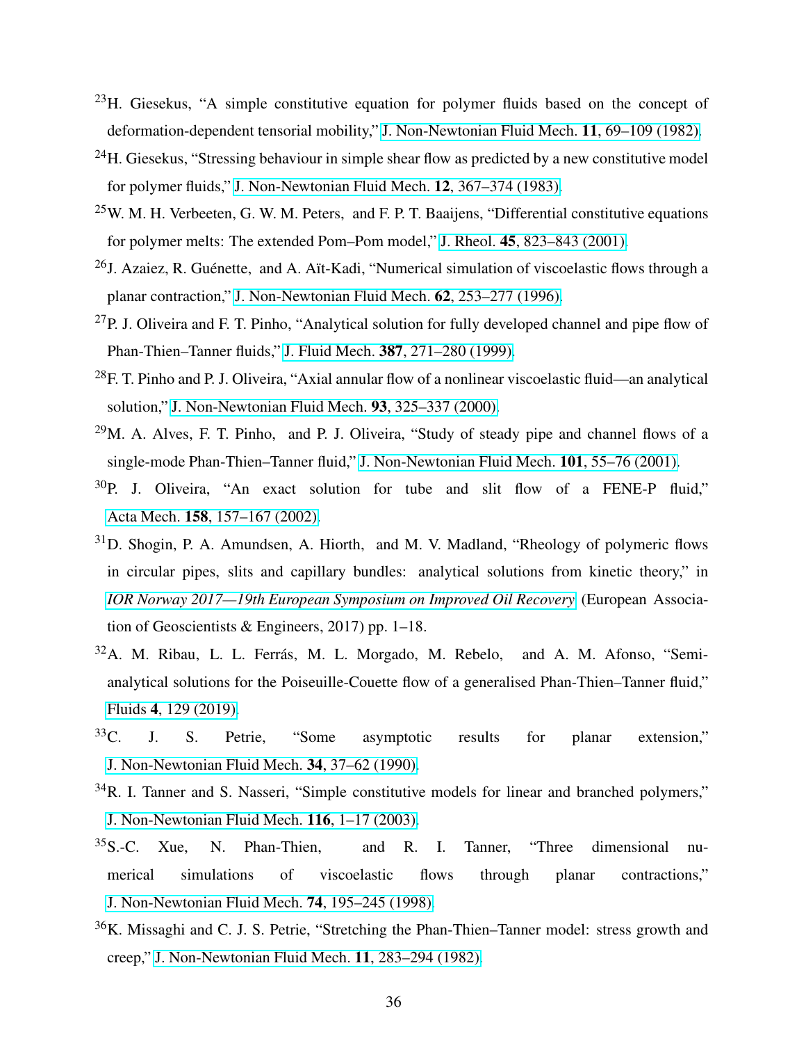[23] H. Giesekus, "A simple constitutive equation for polymer fluids based on the concept of deformation-dependent tensorial mobility," J. Non-Newtonian Fluid Mech. **11**, 69–109 (1982).

[24] H. Giesekus, "Stressing behaviour in simple shear flow as predicted by a new constitutive model for polymer fluids," J. Non-Newtonian Fluid Mech. **12**, 367–374 (1983).

[25] W. M. H. Verbeeten, G. W. M. Peters, and F. P. T. Baaijens, "Differential constitutive equations for polymer melts: The extended Pom–Pom model," J. Rheol. **45**, 823–843 (2001).

[26] J. Azaiez, R. Guénette, and A. Aït-Kadi, "Numerical simulation of viscoelastic flows through a planar contraction," J. Non-Newtonian Fluid Mech. **62**, 253–277 (1996).

[27] P. J. Oliveira and F. T. Pinho, "Analytical solution for fully developed channel and pipe flow of Phan-Thien–Tanner fluids," J. Fluid Mech. **387**, 271–280 (1999).

[28] F. T. Pinho and P. J. Oliveira, "Axial annular flow of a nonlinear viscoelastic fluid—an analytical solution," J. Non-Newtonian Fluid Mech. **93**, 325–337 (2000).

[29] M. A. Alves, F. T. Pinho, and P. J. Oliveira, "Study of steady pipe and channel flows of a single-mode Phan-Thien–Tanner fluid," J. Non-Newtonian Fluid Mech. **101**, 55–76 (2001).

[30] P. J. Oliveira, "An exact solution for tube and slit flow of a FENE-P fluid," Acta Mech. **158**, 157–167 (2002).

[31] D. Shogin, P. A. Amundsen, A. Hiorth, and M. V. Madland, "Rheology of polymeric flows in circular pipes, slits and capillary bundles: analytical solutions from kinetic theory," in *IOR Norway 2017—19th European Symposium on Improved Oil Recovery* (European Association of Geoscientists & Engineers, 2017) pp. 1–18.

[32] A. M. Ribau, L. L. Ferrás, M. L. Morgado, M. Rebelo, and A. M. Afonso, "Semi-analytical solutions for the Poiseuille-Couette flow of a generalised Phan-Thien–Tanner fluid," Fluids **4**, 129 (2019).

[33] C. J. S. Petrie, "Some asymptotic results for planar extension," J. Non-Newtonian Fluid Mech. **34**, 37–62 (1990).

[34] R. I. Tanner and S. Nasseri, "Simple constitutive models for linear and branched polymers," J. Non-Newtonian Fluid Mech. **116**, 1–17 (2003).

[35] S.-C. Xue, N. Phan-Thien, and R. I. Tanner, "Three dimensional numerical simulations of viscoelastic flows through planar contractions," J. Non-Newtonian Fluid Mech. **74**, 195–245 (1998).

[36] K. Missaghi and C. J. S. Petrie, "Stretching the Phan-Thien–Tanner model: stress growth and creep," J. Non-Newtonian Fluid Mech. **11**, 283–294 (1982).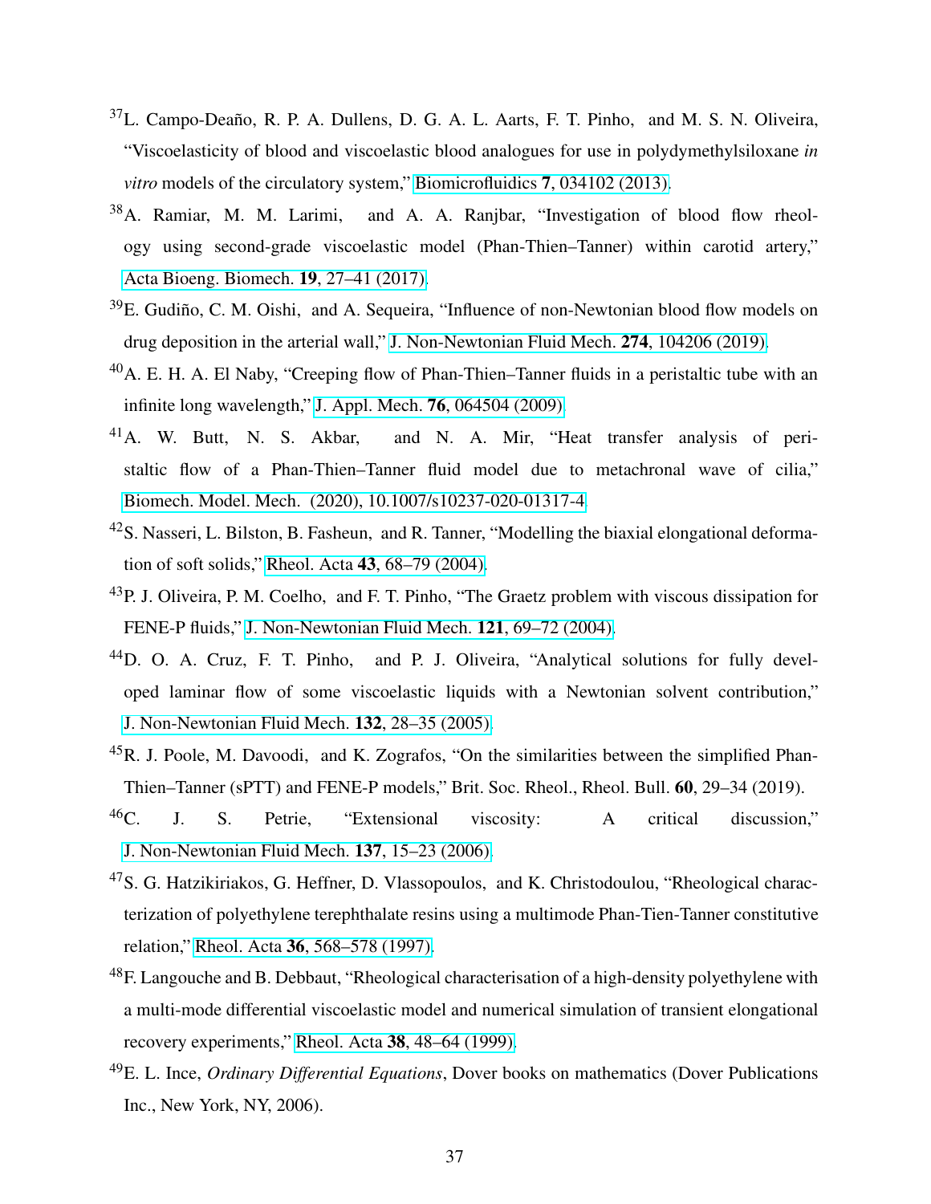[37] L. Campo-Deaño, R. P. A. Dullens, D. G. A. L. Aarts, F. T. Pinho, and M. S. N. Oliveira, "Viscoelasticity of blood and viscoelastic blood analogues for use in polydymethylsiloxane *in vitro* models of the circulatory system," Biomicrofluidics **7**, 034102 (2013).

[38] A. Ramiar, M. M. Larimi, and A. A. Ranjbar, "Investigation of blood flow rheology using second-grade viscoelastic model (Phan-Thien–Tanner) within carotid artery," Acta Bioeng. Biomech. **19**, 27–41 (2017).

[39] E. Gudiño, C. M. Oishi, and A. Sequeira, "Influence of non-Newtonian blood flow models on drug deposition in the arterial wall," J. Non-Newtonian Fluid Mech. **274**, 104206 (2019).

[40] A. E. H. A. El Naby, "Creeping flow of Phan-Thien–Tanner fluids in a peristaltic tube with an infinite long wavelength," J. Appl. Mech. **76**, 064504 (2009).

[41] A. W. Butt, N. S. Akbar, and N. A. Mir, "Heat transfer analysis of peristaltic flow of a Phan-Thien–Tanner fluid model due to metachronal wave of cilia," Biomech. Model. Mech. (2020), 10.1007/s10237-020-01317-4.

[42] S. Nasseri, L. Bilston, B. Fasheun, and R. Tanner, "Modelling the biaxial elongational deformation of soft solids," Rheol. Acta **43**, 68–79 (2004).

[43] P. J. Oliveira, P. M. Coelho, and F. T. Pinho, "The Graetz problem with viscous dissipation for FENE-P fluids," J. Non-Newtonian Fluid Mech. **121**, 69–72 (2004).

[44] D. O. A. Cruz, F. T. Pinho, and P. J. Oliveira, "Analytical solutions for fully developed laminar flow of some viscoelastic liquids with a Newtonian solvent contribution," J. Non-Newtonian Fluid Mech. **132**, 28–35 (2005).

[45] R. J. Poole, M. Davoodi, and K. Zografos, "On the similarities between the simplified Phan-Thien–Tanner (sPTT) and FENE-P models," Brit. Soc. Rheol., Rheol. Bull. **60**, 29–34 (2019).

[46] C. J. S. Petrie, "Extensional viscosity: A critical discussion," J. Non-Newtonian Fluid Mech. **137**, 15–23 (2006).

[47] S. G. Hatzikiriakos, G. Heffner, D. Vlassopoulos, and K. Christodoulou, "Rheological characterization of polyethylene terephthalate resins using a multimode Phan-Tien-Tanner constitutive relation," Rheol. Acta **36**, 568–578 (1997).

[48] F. Langouche and B. Debbaut, "Rheological characterisation of a high-density polyethylene with a multi-mode differential viscoelastic model and numerical simulation of transient elongational recovery experiments," Rheol. Acta **38**, 48–64 (1999).

[49] E. L. Ince, *Ordinary Differential Equations*, Dover books on mathematics (Dover Publications Inc., New York, NY, 2006).